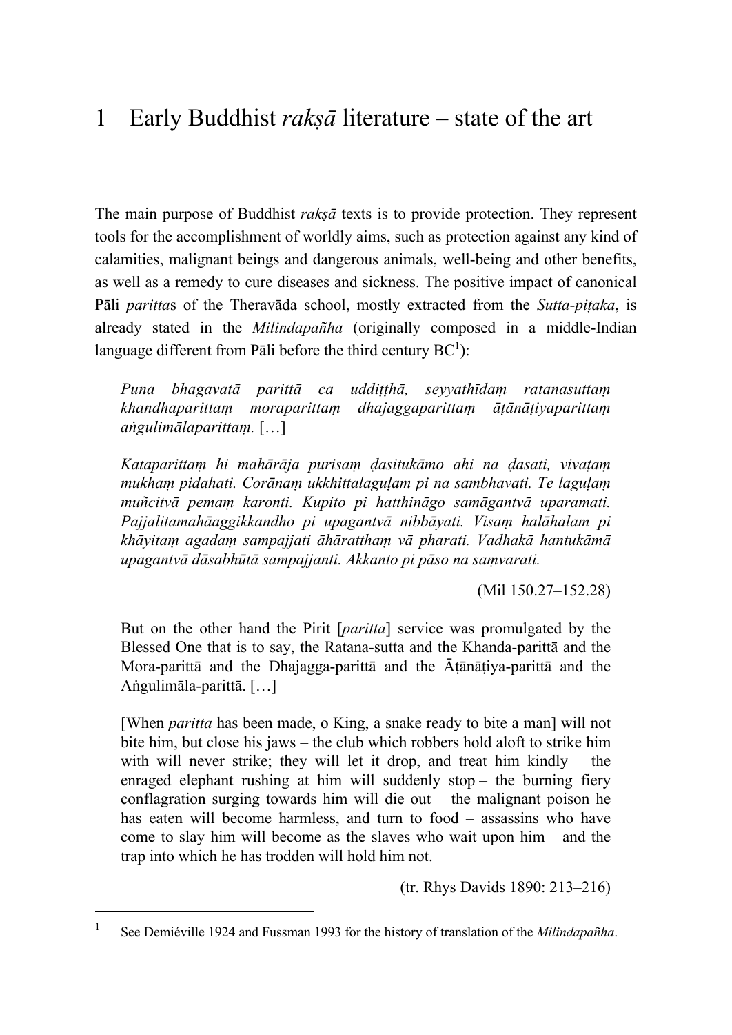# 1 Early Buddhist *rakṣā* literature – state of the art

The main purpose of Buddhist *rakṣā* texts is to provide protection. They represent tools for the accomplishment of worldly aims, such as protection against any kind of calamities, malignant beings and dangerous animals, well-being and other benefits, as well as a remedy to cure diseases and sickness. The positive impact of canonical Pāli *paritta*s of the Theravāda school, mostly extracted from the *Sutta-piṭaka*, is already stated in the *Milindapañha* (originally composed in a middle-Indian language different from Pāli before the third century BC[1]):

> *Puna bhagavatā parittā ca uddiṭṭhā, seyyathīdaṃ ratanasuttaṃ khandhaparittaṃ moraparittaṃ dhajaggaparittaṃ āṭānāṭiyaparittaṃ aṅgulimālaparittaṃ.* […]
>
> *Kataparittaṃ hi mahārāja purisaṃ ḍasitukāmo ahi na ḍasati, vivaṭaṃ mukhaṃ pidahati. Corānaṃ ukkhittalaguḷam pi na sambhavati. Te laguḷaṃ muñcitvā pemaṃ karonti. Kupito pi hatthināgo samāgantvā uparamati. Pajjalitamahāaggikkandho pi upagantvā nibbāyati. Visaṃ halāhalam pi khāyitaṃ agadaṃ sampajjati āhāratthaṃ vā pharati. Vadhakā hantukāmā upagantvā dāsabhūtā sampajjanti. Akkanto pi pāso na saṃvarati.*
>
> (Mil 150.27–152.28)

> But on the other hand the Pirit [*paritta*] service was promulgated by the Blessed One that is to say, the Ratana-sutta and the Khanda-parittā and the Mora-parittā and the Dhajagga-parittā and the Āṭānāṭiya-parittā and the Aṅgulimāla-parittā. […]
>
> [When *paritta* has been made, o King, a snake ready to bite a man] will not bite him, but close his jaws – the club which robbers hold aloft to strike him with will never strike; they will let it drop, and treat him kindly – the enraged elephant rushing at him will suddenly stop – the burning fiery conflagration surging towards him will die out – the malignant poison he has eaten will become harmless, and turn to food – assassins who have come to slay him will become as the slaves who wait upon him – and the trap into which he has trodden will hold him not.
>
> (tr. Rhys Davids 1890: 213–216)

---

[1] See Demiéville 1924 and Fussman 1993 for the history of translation of the *Milindapañha*.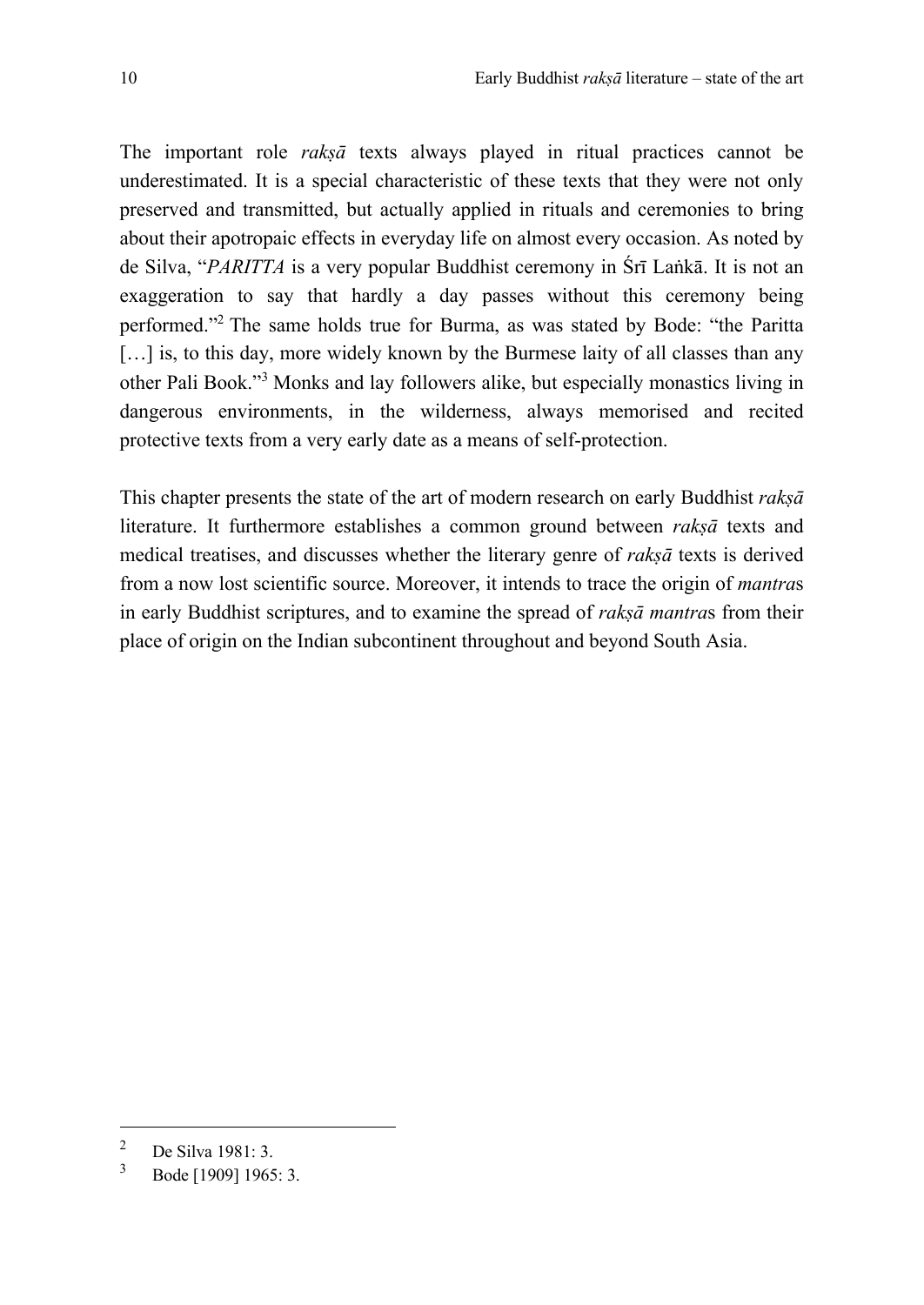The important role *rakṣā* texts always played in ritual practices cannot be underestimated. It is a special characteristic of these texts that they were not only preserved and transmitted, but actually applied in rituals and ceremonies to bring about their apotropaic effects in everyday life on almost every occasion. As noted by de Silva, "*PARITTA* is a very popular Buddhist ceremony in Śrī Laṅkā. It is not an exaggeration to say that hardly a day passes without this ceremony being performed."[2] The same holds true for Burma, as was stated by Bode: "the Paritta […] is, to this day, more widely known by the Burmese laity of all classes than any other Pali Book."[3] Monks and lay followers alike, but especially monastics living in dangerous environments, in the wilderness, always memorised and recited protective texts from a very early date as a means of self-protection.

This chapter presents the state of the art of modern research on early Buddhist *rakṣā* literature. It furthermore establishes a common ground between *rakṣā* texts and medical treatises, and discusses whether the literary genre of *rakṣā* texts is derived from a now lost scientific source. Moreover, it intends to trace the origin of *mantra*s in early Buddhist scriptures, and to examine the spread of *rakṣā mantra*s from their place of origin on the Indian subcontinent throughout and beyond South Asia.

---

[2] De Silva 1981: 3.

[3] Bode [1909] 1965: 3.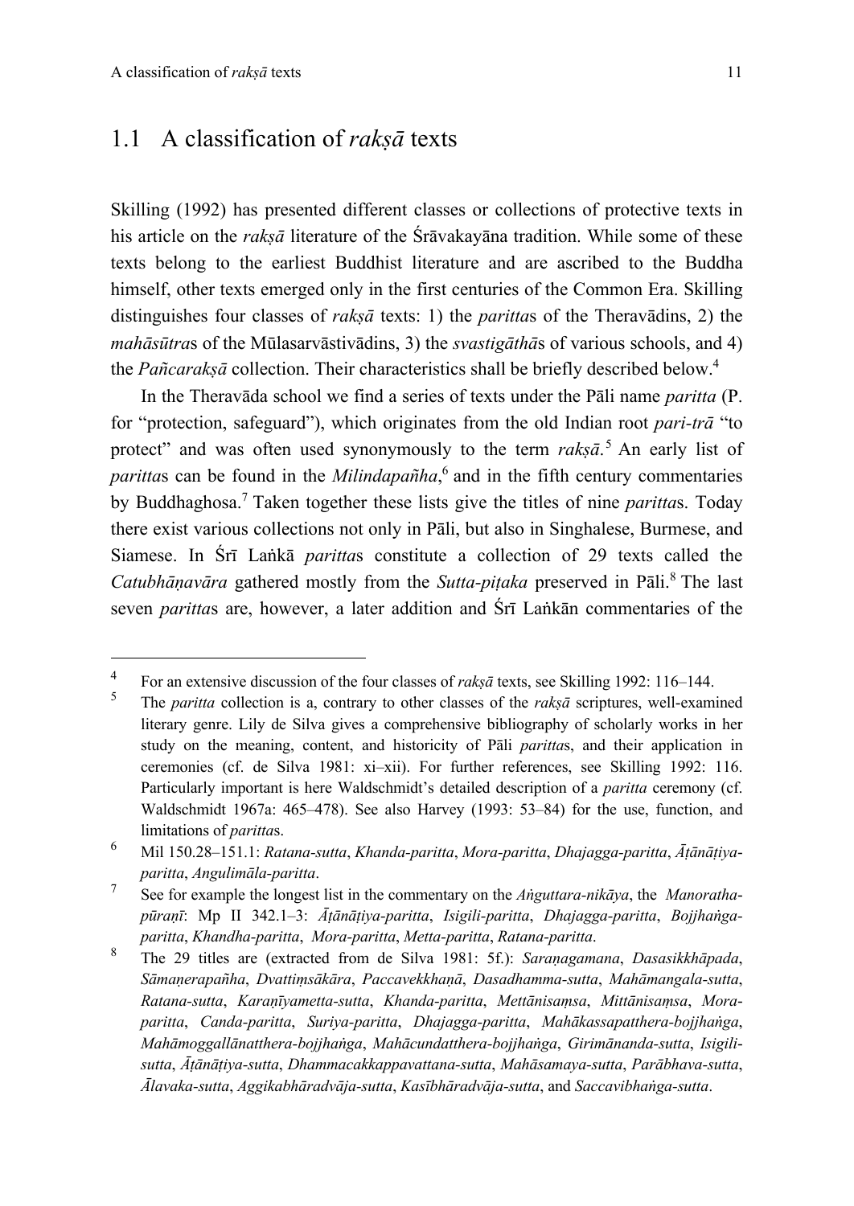## 1.1 A classification of *rakṣā* texts

Skilling (1992) has presented different classes or collections of protective texts in his article on the *rakṣā* literature of the Śrāvakayāna tradition. While some of these texts belong to the earliest Buddhist literature and are ascribed to the Buddha himself, other texts emerged only in the first centuries of the Common Era. Skilling distinguishes four classes of *rakṣā* texts: 1) the *paritta*s of the Theravādins, 2) the *mahāsūtra*s of the Mūlasarvāstivādins, 3) the *svastigāthā*s of various schools, and 4) the *Pañcarakṣā* collection. Their characteristics shall be briefly described below.[4]

In the Theravāda school we find a series of texts under the Pāli name *paritta* (P. for "protection, safeguard"), which originates from the old Indian root *pari-trā* "to protect" and was often used synonymously to the term *rakṣā*.[5] An early list of *paritta*s can be found in the *Milindapañha*,[6] and in the fifth century commentaries by Buddhaghosa.[7] Taken together these lists give the titles of nine *paritta*s. Today there exist various collections not only in Pāli, but also in Singhalese, Burmese, and Siamese. In Śrī Laṅkā *paritta*s constitute a collection of 29 texts called the *Catubhāṇavāra* gathered mostly from the *Sutta-piṭaka* preserved in Pāli.[8] The last seven *paritta*s are, however, a later addition and Śrī Laṅkān commentaries of the

---

[4] For an extensive discussion of the four classes of *rakṣā* texts, see Skilling 1992: 116–144.

[5] The *paritta* collection is a, contrary to other classes of the *rakṣā* scriptures, well-examined literary genre. Lily de Silva gives a comprehensive bibliography of scholarly works in her study on the meaning, content, and historicity of Pāli *paritta*s, and their application in ceremonies (cf. de Silva 1981: xi–xii). For further references, see Skilling 1992: 116. Particularly important is here Waldschmidt's detailed description of a *paritta* ceremony (cf. Waldschmidt 1967a: 465–478). See also Harvey (1993: 53–84) for the use, function, and limitations of *paritta*s.

[6] Mil 150.28–151.1: *Ratana-sutta*, *Khanda-paritta*, *Mora-paritta*, *Dhajagga-paritta*, *Āṭānāṭiya-paritta*, *Angulimāla-paritta*.

[7] See for example the longest list in the commentary on the *Aṅguttara-nikāya*, the *Manoratha-pūraṇī*: Mp II 342.1–3: *Āṭānāṭiya-paritta*, *Isigili-paritta*, *Dhajagga-paritta*, *Bojjhaṅga-paritta*, *Khandha-paritta*, *Mora-paritta*, *Metta-paritta*, *Ratana-paritta*.

[8] The 29 titles are (extracted from de Silva 1981: 5f.): *Saraṇagamana*, *Dasasikkhāpada*, *Sāmaṇerapañha*, *Dvattiṃsākāra*, *Paccavekkhaṇā*, *Dasadhamma-sutta*, *Mahāmangala-sutta*, *Ratana-sutta*, *Karaṇīyametta-sutta*, *Khanda-paritta*, *Mettānisaṃsa*, *Mittānisaṃsa*, *Mora-paritta*, *Canda-paritta*, *Suriya-paritta*, *Dhajagga-paritta*, *Mahākassapatthera-bojjhaṅga*, *Mahāmoggallānatthera-bojjhaṅga*, *Mahācundatthera-bojjhaṅga*, *Girimānanda-sutta*, *Isigili-sutta*, *Āṭānāṭiya-sutta*, *Dhammacakkappavattana-sutta*, *Mahāsamaya-sutta*, *Parābhava-sutta*, *Ālavaka-sutta*, *Aggikabhāradvāja-sutta*, *Kasībhāradvāja-sutta*, and *Saccavibhaṅga-sutta*.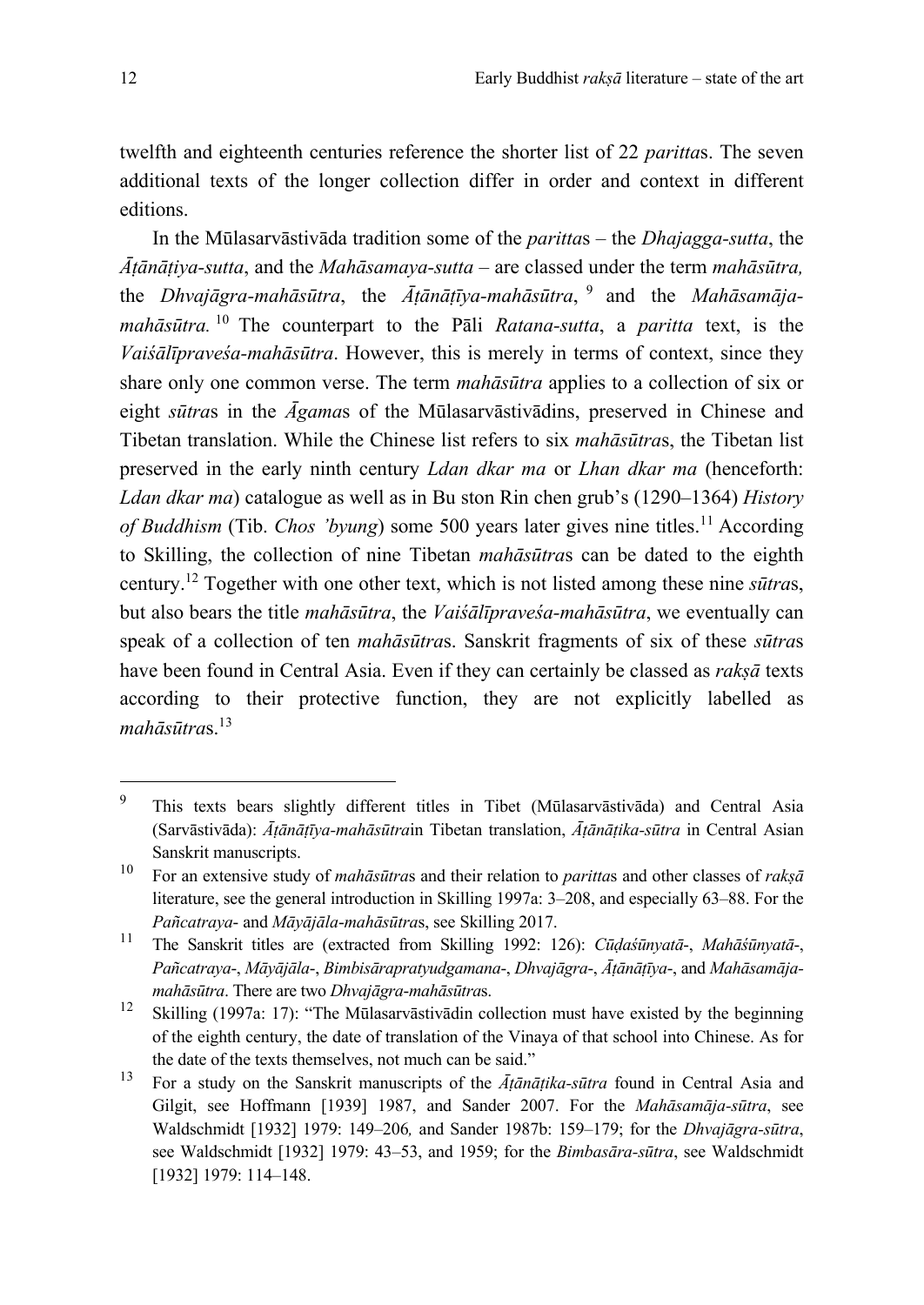twelfth and eighteenth centuries reference the shorter list of 22 *paritta*s. The seven additional texts of the longer collection differ in order and context in different editions.

In the Mūlasarvāstivāda tradition some of the *paritta*s – the *Dhajagga-sutta*, the *Āṭānāṭiya-sutta*, and the *Mahāsamaya-sutta* – are classed under the term *mahāsūtra,* the *Dhvajāgra-mahāsūtra*, the *Āṭānāṭīya-mahāsūtra*, [9] and the *Mahāsamāja-mahāsūtra.* [10] The counterpart to the Pāli *Ratana-sutta*, a *paritta* text, is the *Vaiśālīpraveśa-mahāsūtra*. However, this is merely in terms of context, since they share only one common verse. The term *mahāsūtra* applies to a collection of six or eight *sūtra*s in the *Āgama*s of the Mūlasarvāstivādins, preserved in Chinese and Tibetan translation. While the Chinese list refers to six *mahāsūtra*s, the Tibetan list preserved in the early ninth century *Ldan dkar ma* or *Lhan dkar ma* (henceforth: *Ldan dkar ma*) catalogue as well as in Bu ston Rin chen grub's (1290–1364) *History of Buddhism* (Tib. *Chos 'byung*) some 500 years later gives nine titles.[11] According to Skilling, the collection of nine Tibetan *mahāsūtra*s can be dated to the eighth century.[12] Together with one other text, which is not listed among these nine *sūtra*s, but also bears the title *mahāsūtra*, the *Vaiśālīpraveśa-mahāsūtra*, we eventually can speak of a collection of ten *mahāsūtra*s. Sanskrit fragments of six of these *sūtra*s have been found in Central Asia. Even if they can certainly be classed as *rakṣā* texts according to their protective function, they are not explicitly labelled as *mahāsūtra*s.[13]

---

[9] This texts bears slightly different titles in Tibet (Mūlasarvāstivāda) and Central Asia (Sarvāstivāda): *Āṭānāṭīya-mahāsūtra*in Tibetan translation, *Āṭānāṭika-sūtra* in Central Asian Sanskrit manuscripts.

[10] For an extensive study of *mahāsūtra*s and their relation to *paritta*s and other classes of *rakṣā* literature, see the general introduction in Skilling 1997a: 3–208, and especially 63–88. For the *Pañcatraya*- and *Māyājāla-mahāsūtra*s, see Skilling 2017.

[11] The Sanskrit titles are (extracted from Skilling 1992: 126): *Cūḍaśūnyatā*-, *Mahāśūnyatā*-, *Pañcatraya*-, *Māyājāla*-, *Bimbisārapratyudgamana*-, *Dhvajāgra*-, *Āṭānāṭīya*-, and *Mahāsamāja-mahāsūtra*. There are two *Dhvajāgra-mahāsūtra*s.

[12] Skilling (1997a: 17): "The Mūlasarvāstivādin collection must have existed by the beginning of the eighth century, the date of translation of the Vinaya of that school into Chinese. As for the date of the texts themselves, not much can be said."

[13] For a study on the Sanskrit manuscripts of the *Āṭānāṭika-sūtra* found in Central Asia and Gilgit, see Hoffmann [1939] 1987, and Sander 2007. For the *Mahāsamāja-sūtra*, see Waldschmidt [1932] 1979: 149–206*,* and Sander 1987b: 159–179; for the *Dhvajāgra-sūtra*, see Waldschmidt [1932] 1979: 43–53, and 1959; for the *Bimbasāra-sūtra*, see Waldschmidt [1932] 1979: 114–148.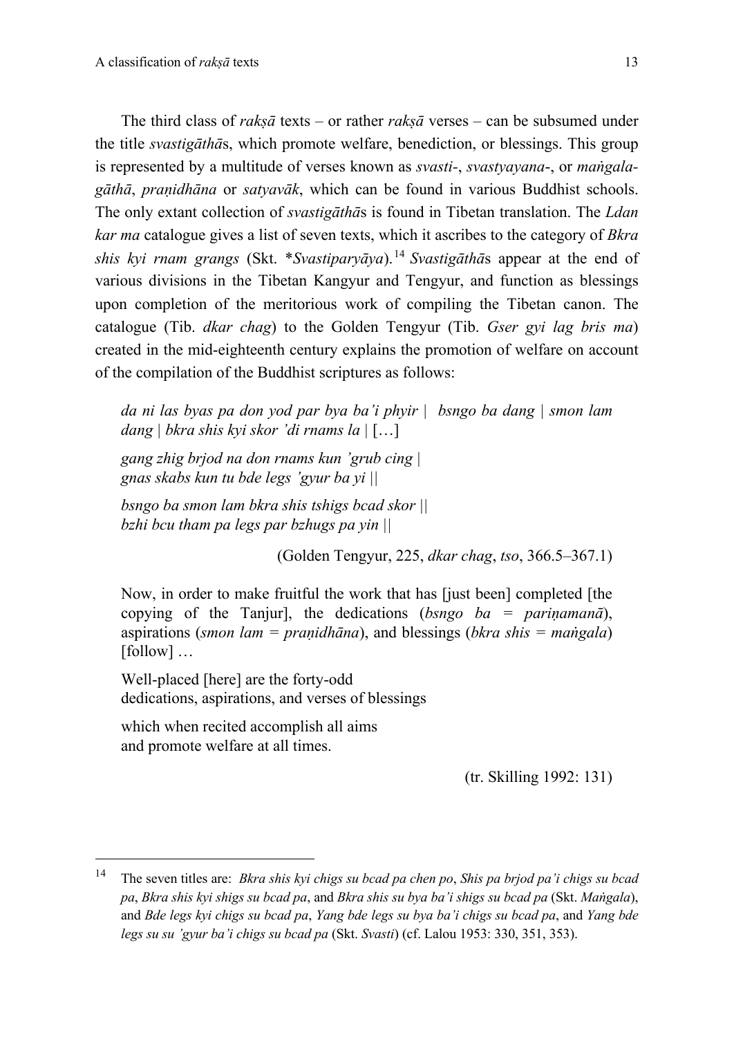The third class of *rakṣā* texts – or rather *rakṣā* verses – can be subsumed under the title *svastigāthā*s, which promote welfare, benediction, or blessings. This group is represented by a multitude of verses known as *svasti*-, *svastyayana*-, or *maṅgala-gāthā*, *praṇidhāna* or *satyavāk*, which can be found in various Buddhist schools. The only extant collection of *svastigāthā*s is found in Tibetan translation. The *Ldan kar ma* catalogue gives a list of seven texts, which it ascribes to the category of *Bkra shis kyi rnam grangs* (Skt. \**Svastiparyāya*).[14] *Svastigāthā*s appear at the end of various divisions in the Tibetan Kangyur and Tengyur, and function as blessings upon completion of the meritorious work of compiling the Tibetan canon. The catalogue (Tib. *dkar chag*) to the Golden Tengyur (Tib. *Gser gyi lag bris ma*) created in the mid-eighteenth century explains the promotion of welfare on account of the compilation of the Buddhist scriptures as follows:

> *da ni las byas pa don yod par bya ba'i phyir | bsngo ba dang | smon lam dang | bkra shis kyi skor 'di rnams la |* […]
>
> *gang zhig brjod na don rnams kun 'grub cing |*
> *gnas skabs kun tu bde legs 'gyur ba yi ||*
>
> *bsngo ba smon lam bkra shis tshigs bcad skor ||*
> *bzhi bcu tham pa legs par bzhugs pa yin ||*
>
> (Golden Tengyur, 225, *dkar chag*, *tso*, 366.5–367.1)
>
> Now, in order to make fruitful the work that has [just been] completed [the copying of the Tanjur], the dedications (*bsngo ba* = *pariṇamanā*), aspirations (*smon lam* = *praṇidhāna*), and blessings (*bkra shis* = *maṅgala*) [follow] …
>
> Well-placed [here] are the forty-odd
> dedications, aspirations, and verses of blessings
>
> which when recited accomplish all aims
> and promote welfare at all times.
>
> (tr. Skilling 1992: 131)

---

[14] The seven titles are: *Bkra shis kyi chigs su bcad pa chen po*, *Shis pa brjod pa'i chigs su bcad pa*, *Bkra shis kyi shigs su bcad pa*, and *Bkra shis su bya ba'i shigs su bcad pa* (Skt. *Maṅgala*), and *Bde legs kyi chigs su bcad pa*, *Yang bde legs su bya ba'i chigs su bcad pa*, and *Yang bde legs su su 'gyur ba'i chigs su bcad pa* (Skt. *Svasti*) (cf. Lalou 1953: 330, 351, 353).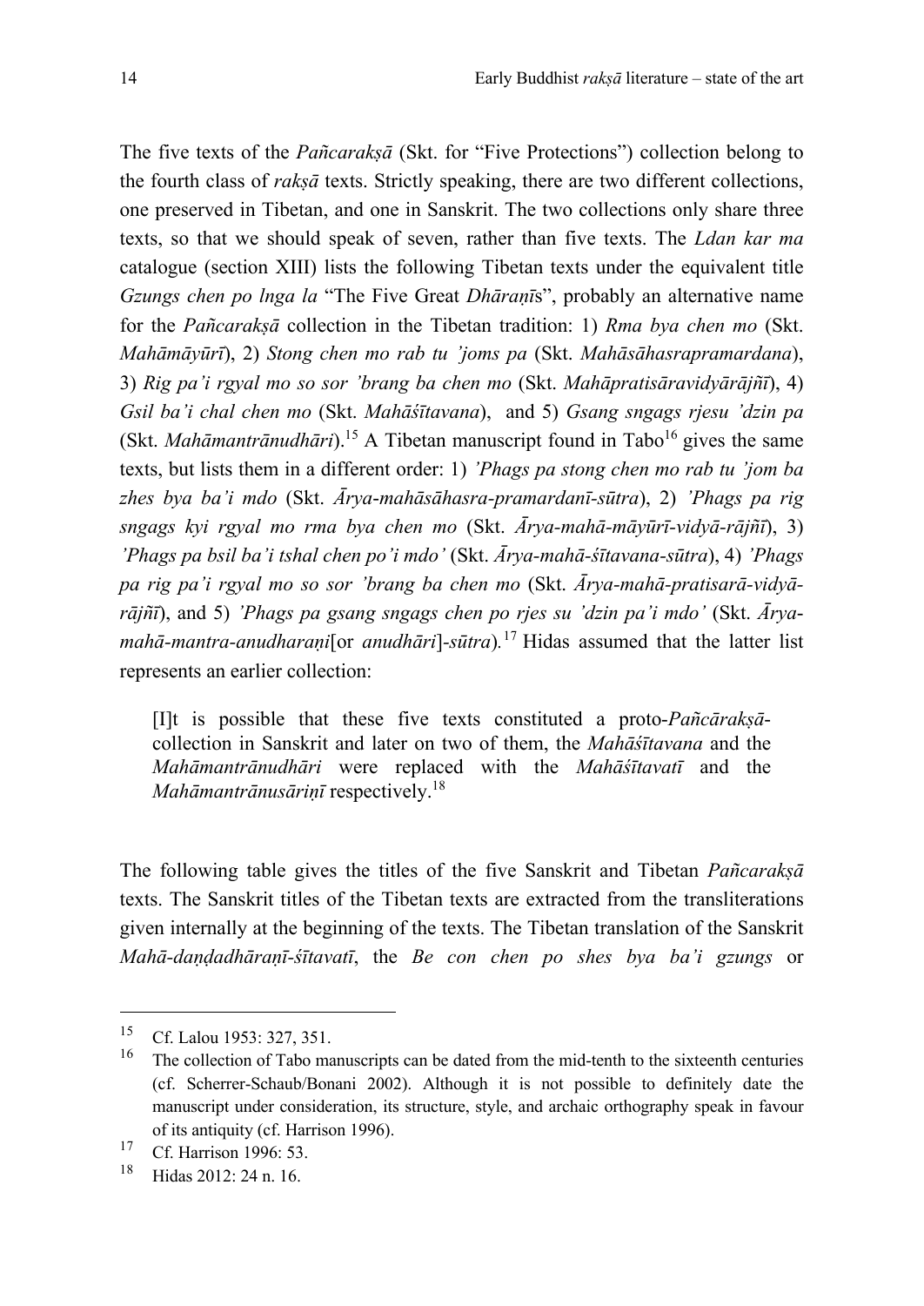The five texts of the *Pañcarakṣā* (Skt. for "Five Protections") collection belong to the fourth class of *rakṣā* texts. Strictly speaking, there are two different collections, one preserved in Tibetan, and one in Sanskrit. The two collections only share three texts, so that we should speak of seven, rather than five texts. The *Ldan kar ma* catalogue (section XIII) lists the following Tibetan texts under the equivalent title *Gzungs chen po lnga la* "The Five Great *Dhāraṇī*s", probably an alternative name for the *Pañcarakṣā* collection in the Tibetan tradition: 1) *Rma bya chen mo* (Skt. *Mahāmāyūrī*), 2) *Stong chen mo rab tu 'joms pa* (Skt. *Mahāsāhasrapramardana*), 3) *Rig pa'i rgyal mo so sor 'brang ba chen mo* (Skt. *Mahāpratisāravidyārājñī*), 4) *Gsil ba'i chal chen mo* (Skt. *Mahāśītavana*), and 5) *Gsang sngags rjesu 'dzin pa* (Skt. *Mahāmantrānudhāri*).[15] A Tibetan manuscript found in Tabo[16] gives the same texts, but lists them in a different order: 1) *'Phags pa stong chen mo rab tu 'jom ba zhes bya ba'i mdo* (Skt. *Ārya-mahāsāhasra-pramardanī-sūtra*), 2) *'Phags pa rig sngags kyi rgyal mo rma bya chen mo* (Skt. *Ārya-mahā-māyūrī-vidyā-rājñī*), 3) *'Phags pa bsil ba'i tshal chen po'i mdo'* (Skt. *Ārya-mahā-śītavana-sūtra*), 4) *'Phags pa rig pa'i rgyal mo so sor 'brang ba chen mo* (Skt. *Ārya-mahā-pratisarā-vidyā-rājñī*), and 5) *'Phags pa gsang sngags chen po rjes su 'dzin pa'i mdo'* (Skt. *Ārya-mahā-mantra-anudharaṇi*[or *anudhāri*]-*sūtra*).[17] Hidas assumed that the latter list represents an earlier collection:

> [I]t is possible that these five texts constituted a proto-*Pañcārakṣā*-collection in Sanskrit and later on two of them, the *Mahāśītavana* and the *Mahāmantrānudhāri* were replaced with the *Mahāśītavatī* and the *Mahāmantrānusāriṇī* respectively.[18]

The following table gives the titles of the five Sanskrit and Tibetan *Pañcarakṣā* texts. The Sanskrit titles of the Tibetan texts are extracted from the transliterations given internally at the beginning of the texts. The Tibetan translation of the Sanskrit *Mahā-daṇḍadhāraṇī-śītavatī*, the *Be con chen po shes bya ba'i gzungs* or

---

[15] Cf. Lalou 1953: 327, 351.

[16] The collection of Tabo manuscripts can be dated from the mid-tenth to the sixteenth centuries (cf. Scherrer-Schaub/Bonani 2002). Although it is not possible to definitely date the manuscript under consideration, its structure, style, and archaic orthography speak in favour of its antiquity (cf. Harrison 1996).

[17] Cf. Harrison 1996: 53.

[18] Hidas 2012: 24 n. 16.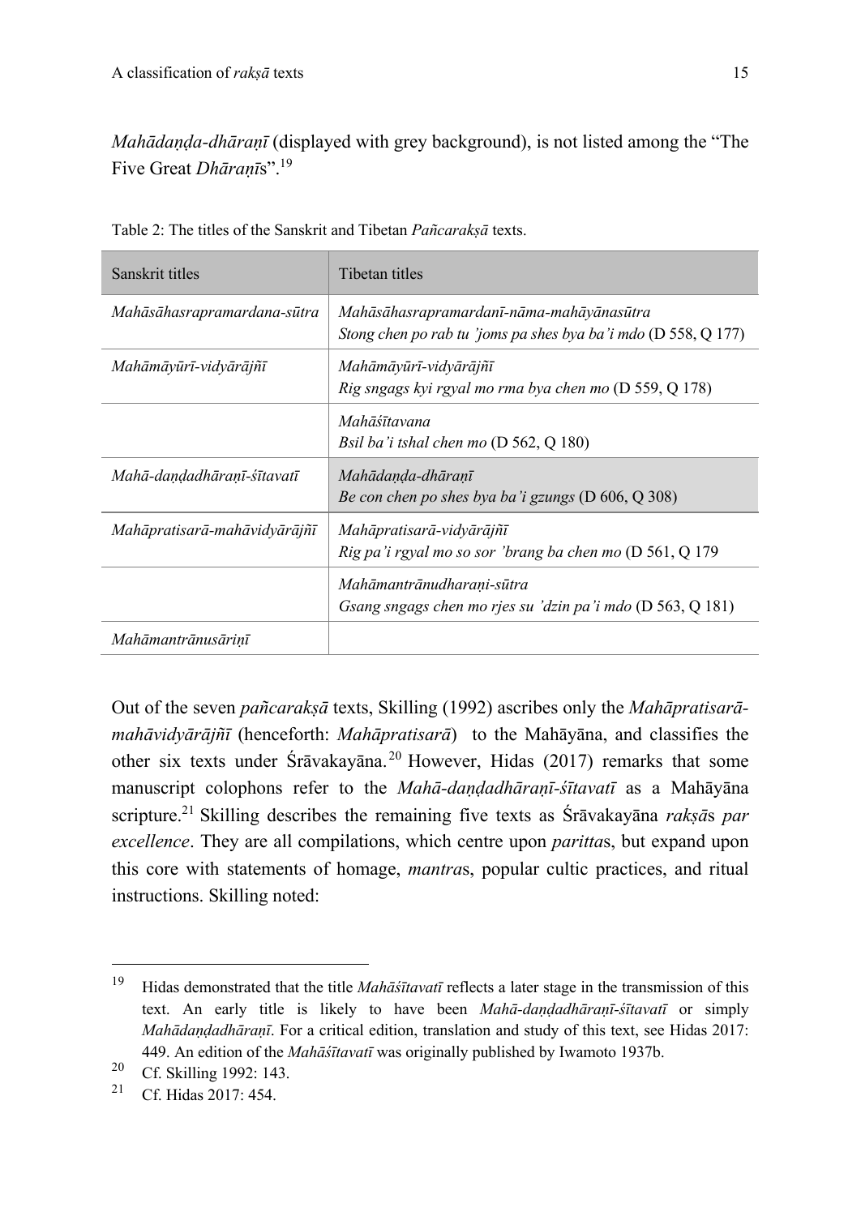*Mahādaṇḍa-dhāraṇī* (displayed with grey background), is not listed among the "The Five Great *Dhāraṇī*s".[19]

Table 2: The titles of the Sanskrit and Tibetan *Pañcarakṣā* texts.

| Sanskrit titles | Tibetan titles |
|---|---|
| *Mahāsāhasrapramardana-sūtra* | *Mahāsāhasrapramardanī-nāma-mahāyānasūtra*<br>*Stong chen po rab tu 'joms pa shes bya ba'i mdo* (D 558, Q 177) |
| *Mahāmāyūrī-vidyārājñī* | *Mahāmāyūrī-vidyārājñī*<br>*Rig sngags kyi rgyal mo rma bya chen mo* (D 559, Q 178) |
| | *Mahāśītavana*<br>*Bsil ba'i tshal chen mo* (D 562, Q 180) |
| *Mahā-daṇḍadhāraṇī-śītavatī* | *Mahādaṇḍa-dhāraṇī*<br>*Be con chen po shes bya ba'i gzungs* (D 606, Q 308) |
| *Mahāpratisarā-mahāvidyārājñī* | *Mahāpratisarā-vidyārājñī*<br>*Rig pa'i rgyal mo so sor 'brang ba chen mo* (D 561, Q 179 |
| | *Mahāmantrānudharaṇi-sūtra*<br>*Gsang sngags chen mo rjes su 'dzin pa'i mdo* (D 563, Q 181) |
| *Mahāmantrānusāriṇī* | |

Out of the seven *pañcarakṣā* texts, Skilling (1992) ascribes only the *Mahāpratisarā-mahāvidyārājñī* (henceforth: *Mahāpratisarā*) to the Mahāyāna, and classifies the other six texts under Śrāvakayāna.[20] However, Hidas (2017) remarks that some manuscript colophons refer to the *Mahā-daṇḍadhāraṇī-śītavatī* as a Mahāyāna scripture.[21] Skilling describes the remaining five texts as Śrāvakayāna *rakṣā*s *par excellence*. They are all compilations, which centre upon *paritta*s, but expand upon this core with statements of homage, *mantra*s, popular cultic practices, and ritual instructions. Skilling noted:

---

[19] Hidas demonstrated that the title *Mahāśītavatī* reflects a later stage in the transmission of this text. An early title is likely to have been *Mahā-daṇḍadhāraṇī-śītavatī* or simply *Mahādaṇḍadhāraṇī*. For a critical edition, translation and study of this text, see Hidas 2017: 449. An edition of the *Mahāśītavatī* was originally published by Iwamoto 1937b.

[20] Cf. Skilling 1992: 143.

[21] Cf. Hidas 2017: 454.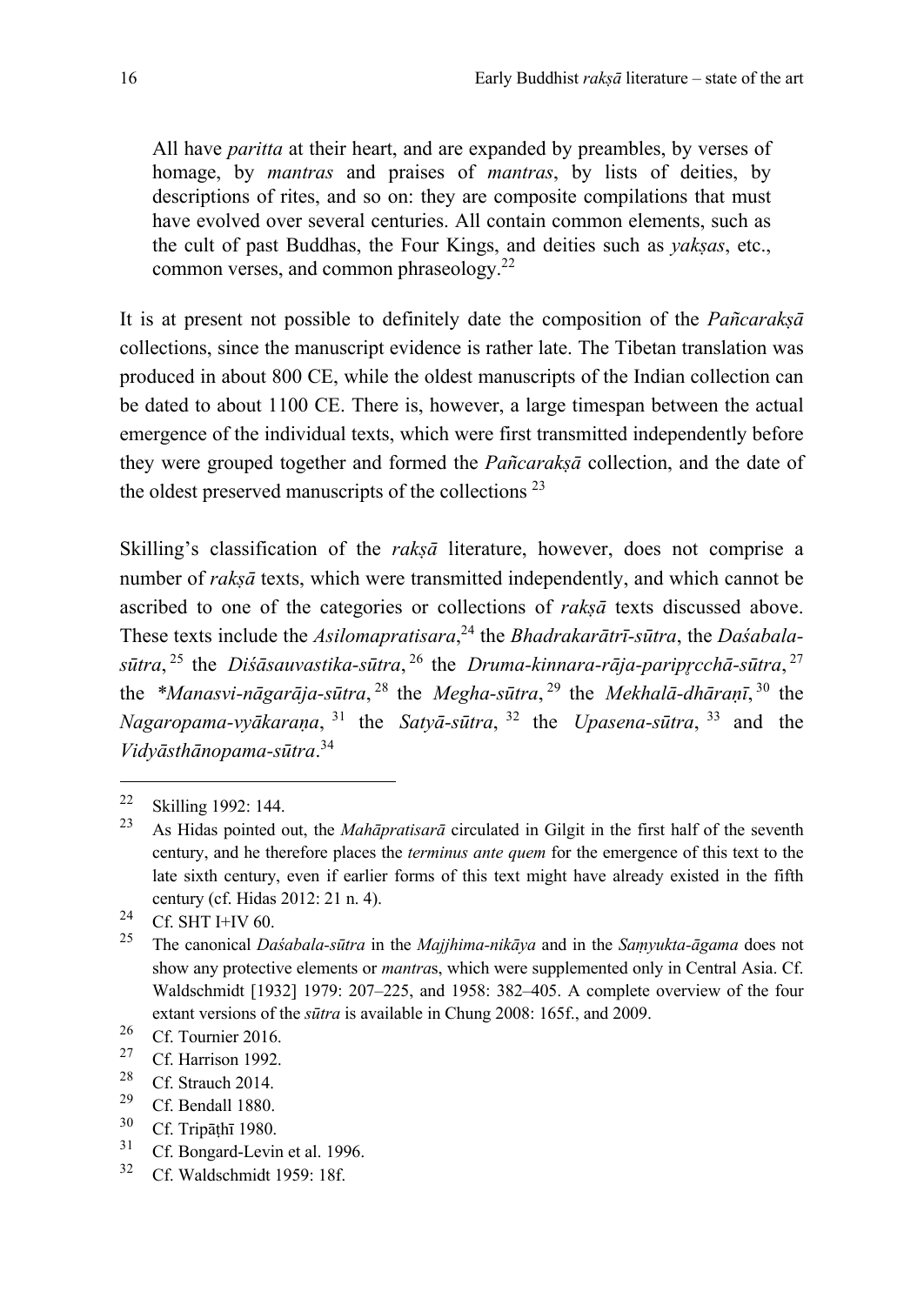> All have *paritta* at their heart, and are expanded by preambles, by verses of homage, by *mantras* and praises of *mantras*, by lists of deities, by descriptions of rites, and so on: they are composite compilations that must have evolved over several centuries. All contain common elements, such as the cult of past Buddhas, the Four Kings, and deities such as *yakṣas*, etc., common verses, and common phraseology.[22]

It is at present not possible to definitely date the composition of the *Pañcarakṣā* collections, since the manuscript evidence is rather late. The Tibetan translation was produced in about 800 CE, while the oldest manuscripts of the Indian collection can be dated to about 1100 CE. There is, however, a large timespan between the actual emergence of the individual texts, which were first transmitted independently before they were grouped together and formed the *Pañcarakṣā* collection, and the date of the oldest preserved manuscripts of the collections [23]

Skilling's classification of the *rakṣā* literature, however, does not comprise a number of *rakṣā* texts, which were transmitted independently, and which cannot be ascribed to one of the categories or collections of *rakṣā* texts discussed above. These texts include the *Asilomapratisara*,[24] the *Bhadrakarātrī-sūtra*, the *Daśabala-sūtra*,[25] the *Diśāsauvastika-sūtra*,[26] the *Druma-kinnara-rāja-paripṛcchā-sūtra*,[27] the *\*Manasvi-nāgarāja-sūtra*,[28] the *Megha-sūtra*,[29] the *Mekhalā-dhāraṇī*,[30] the *Nagaropama-vyākaraṇa*,[31] the *Satyā-sūtra*,[32] the *Upasena-sūtra*,[33] and the *Vidyāsthānopama-sūtra*.[34]

---

[22] Skilling 1992: 144.

[23] As Hidas pointed out, the *Mahāpratisarā* circulated in Gilgit in the first half of the seventh century, and he therefore places the *terminus ante quem* for the emergence of this text to the late sixth century, even if earlier forms of this text might have already existed in the fifth century (cf. Hidas 2012: 21 n. 4).

[24] Cf. SHT I+IV 60.

[25] The canonical *Daśabala-sūtra* in the *Majjhima-nikāya* and in the *Saṃyukta-āgama* does not show any protective elements or *mantra*s, which were supplemented only in Central Asia. Cf. Waldschmidt [1932] 1979: 207–225, and 1958: 382–405. A complete overview of the four extant versions of the *sūtra* is available in Chung 2008: 165f., and 2009.

[26] Cf. Tournier 2016.

[27] Cf. Harrison 1992.

[28] Cf. Strauch 2014.

[29] Cf. Bendall 1880.

[30] Cf. Tripāṭhī 1980.

[31] Cf. Bongard-Levin et al. 1996.

[32] Cf. Waldschmidt 1959: 18f.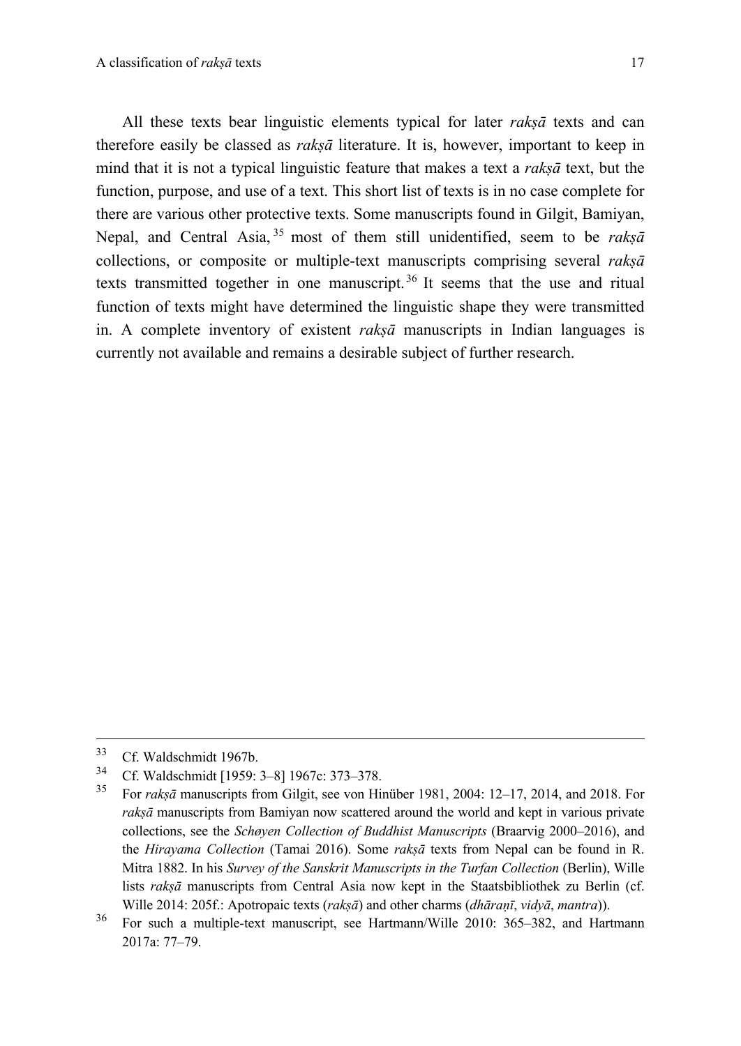All these texts bear linguistic elements typical for later *rakṣā* texts and can therefore easily be classed as *rakṣā* literature. It is, however, important to keep in mind that it is not a typical linguistic feature that makes a text a *rakṣā* text, but the function, purpose, and use of a text. This short list of texts is in no case complete for there are various other protective texts. Some manuscripts found in Gilgit, Bamiyan, Nepal, and Central Asia,[35] most of them still unidentified, seem to be *rakṣā* collections, or composite or multiple-text manuscripts comprising several *rakṣā* texts transmitted together in one manuscript.[36] It seems that the use and ritual function of texts might have determined the linguistic shape they were transmitted in. A complete inventory of existent *rakṣā* manuscripts in Indian languages is currently not available and remains a desirable subject of further research.

---

[33] Cf. Waldschmidt 1967b.

[34] Cf. Waldschmidt [1959: 3–8] 1967c: 373–378.

[35] For *rakṣā* manuscripts from Gilgit, see von Hinüber 1981, 2004: 12–17, 2014, and 2018. For *rakṣā* manuscripts from Bamiyan now scattered around the world and kept in various private collections, see the *Schøyen Collection of Buddhist Manuscripts* (Braarvig 2000–2016), and the *Hirayama Collection* (Tamai 2016). Some *rakṣā* texts from Nepal can be found in R. Mitra 1882. In his *Survey of the Sanskrit Manuscripts in the Turfan Collection* (Berlin), Wille lists *rakṣā* manuscripts from Central Asia now kept in the Staatsbibliothek zu Berlin (cf. Wille 2014: 205f.: Apotropaic texts (*rakṣā*) and other charms (*dhāraṇī*, *vidyā*, *mantra*)).

[36] For such a multiple-text manuscript, see Hartmann/Wille 2010: 365–382, and Hartmann 2017a: 77–79.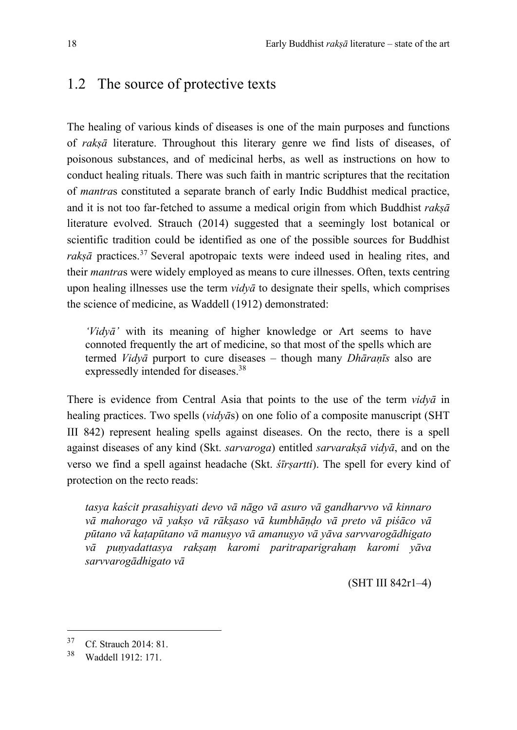## 1.2 The source of protective texts

The healing of various kinds of diseases is one of the main purposes and functions of *rakṣā* literature. Throughout this literary genre we find lists of diseases, of poisonous substances, and of medicinal herbs, as well as instructions on how to conduct healing rituals. There was such faith in mantric scriptures that the recitation of *mantra*s constituted a separate branch of early Indic Buddhist medical practice, and it is not too far-fetched to assume a medical origin from which Buddhist *rakṣā* literature evolved. Strauch (2014) suggested that a seemingly lost botanical or scientific tradition could be identified as one of the possible sources for Buddhist *rakṣā* practices.[37] Several apotropaic texts were indeed used in healing rites, and their *mantra*s were widely employed as means to cure illnesses. Often, texts centring upon healing illnesses use the term *vidyā* to designate their spells, which comprises the science of medicine, as Waddell (1912) demonstrated:

> *'Vidyā'* with its meaning of higher knowledge or Art seems to have connoted frequently the art of medicine, so that most of the spells which are termed *Vidyā* purport to cure diseases – though many *Dhāraṇīs* also are expressedly intended for diseases.[38]

There is evidence from Central Asia that points to the use of the term *vidyā* in healing practices. Two spells (*vidyā*s) on one folio of a composite manuscript (SHT III 842) represent healing spells against diseases. On the recto, there is a spell against diseases of any kind (Skt. *sarvaroga*) entitled *sarvarakṣā vidyā*, and on the verso we find a spell against headache (Skt. *śīrṣartti*). The spell for every kind of protection on the recto reads:

> *tasya kaścit prasahiṣyati devo vā nāgo vā asuro vā gandharvvo vā kinnaro vā mahorago vā yakṣo vā rākṣaso vā kumbhāṇḍo vā preto vā piśāco vā pūtano vā kaṭapūtano vā manuṣyo vā amanuṣyo vā yāva sarvvarogādhigato vā puṇyadattasya rakṣaṃ karomi paritraparigrahaṃ karomi yāva sarvvarogādhigato vā*
>
> (SHT III 842r1–4)

---

[37] Cf. Strauch 2014: 81.

[38] Waddell 1912: 171.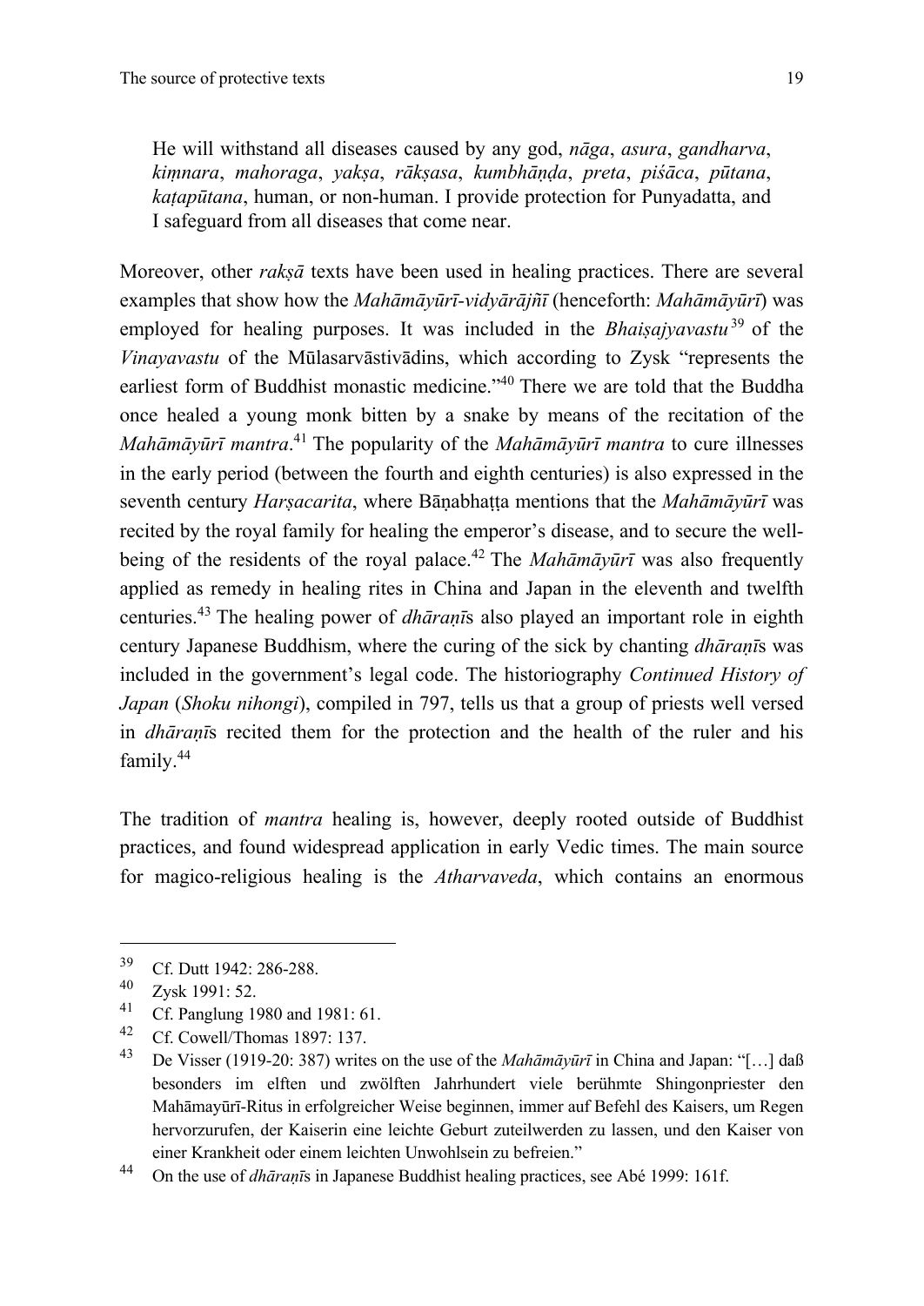> He will withstand all diseases caused by any god, *nāga*, *asura*, *gandharva*, *kiṃnara*, *mahoraga*, *yakṣa*, *rākṣasa*, *kumbhāṇḍa*, *preta*, *piśāca*, *pūtana*, *kaṭapūtana*, human, or non-human. I provide protection for Punyadatta, and I safeguard from all diseases that come near.

Moreover, other *rakṣā* texts have been used in healing practices. There are several examples that show how the *Mahāmāyūrī-vidyārājñī* (henceforth: *Mahāmāyūrī*) was employed for healing purposes. It was included in the *Bhaiṣajyavastu*[39] of the *Vinayavastu* of the Mūlasarvāstivādins, which according to Zysk "represents the earliest form of Buddhist monastic medicine."[40] There we are told that the Buddha once healed a young monk bitten by a snake by means of the recitation of the *Mahāmāyūrī mantra*.[41] The popularity of the *Mahāmāyūrī mantra* to cure illnesses in the early period (between the fourth and eighth centuries) is also expressed in the seventh century *Harṣacarita*, where Bāṇabhaṭṭa mentions that the *Mahāmāyūrī* was recited by the royal family for healing the emperor's disease, and to secure the well-being of the residents of the royal palace.[42] The *Mahāmāyūrī* was also frequently applied as remedy in healing rites in China and Japan in the eleventh and twelfth centuries.[43] The healing power of *dhāraṇī*s also played an important role in eighth century Japanese Buddhism, where the curing of the sick by chanting *dhāraṇī*s was included in the government's legal code. The historiography *Continued History of Japan* (*Shoku nihongi*), compiled in 797, tells us that a group of priests well versed in *dhāraṇī*s recited them for the protection and the health of the ruler and his family.[44]

The tradition of *mantra* healing is, however, deeply rooted outside of Buddhist practices, and found widespread application in early Vedic times. The main source for magico-religious healing is the *Atharvaveda*, which contains an enormous

---

[39] Cf. Dutt 1942: 286-288.

[40] Zysk 1991: 52.

[41] Cf. Panglung 1980 and 1981: 61.

[42] Cf. Cowell/Thomas 1897: 137.

[43] De Visser (1919-20: 387) writes on the use of the *Mahāmāyūrī* in China and Japan: "[…] daß besonders im elften und zwölften Jahrhundert viele berühmte Shingonpriester den Mahāmayūrī-Ritus in erfolgreicher Weise beginnen, immer auf Befehl des Kaisers, um Regen hervorzurufen, der Kaiserin eine leichte Geburt zuteilwerden zu lassen, und den Kaiser von einer Krankheit oder einem leichten Unwohlsein zu befreien."

[44] On the use of *dhāraṇī*s in Japanese Buddhist healing practices, see Abé 1999: 161f.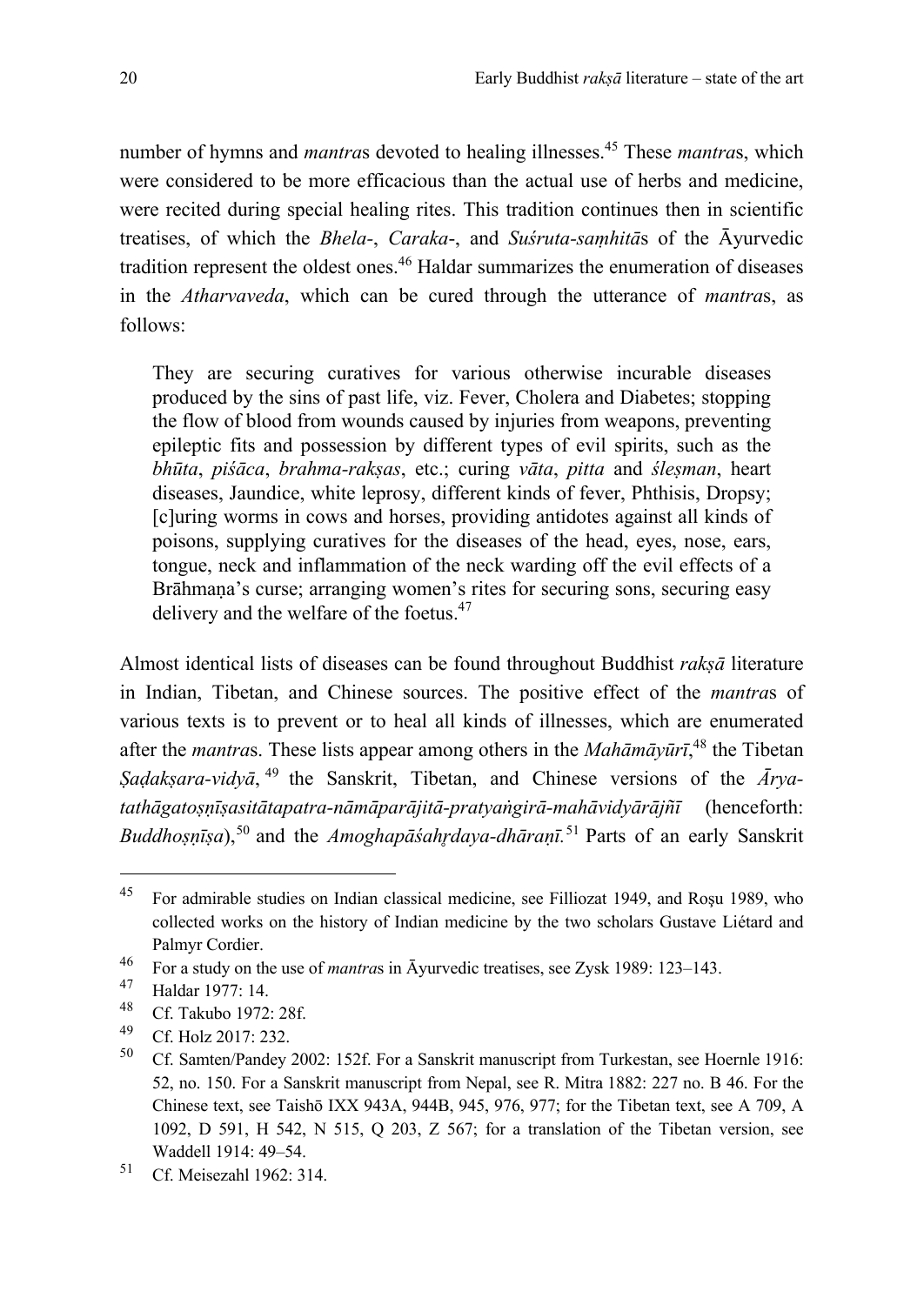number of hymns and *mantra*s devoted to healing illnesses.[45] These *mantra*s, which were considered to be more efficacious than the actual use of herbs and medicine, were recited during special healing rites. This tradition continues then in scientific treatises, of which the *Bhela*-, *Caraka*-, and *Suśruta-saṃhitā*s of the Āyurvedic tradition represent the oldest ones.[46] Haldar summarizes the enumeration of diseases in the *Atharvaveda*, which can be cured through the utterance of *mantra*s, as follows:

> They are securing curatives for various otherwise incurable diseases produced by the sins of past life, viz. Fever, Cholera and Diabetes; stopping the flow of blood from wounds caused by injuries from weapons, preventing epileptic fits and possession by different types of evil spirits, such as the *bhūta*, *piśāca*, *brahma-rakṣas*, etc.; curing *vāta*, *pitta* and *śleṣman*, heart diseases, Jaundice, white leprosy, different kinds of fever, Phthisis, Dropsy; [c]uring worms in cows and horses, providing antidotes against all kinds of poisons, supplying curatives for the diseases of the head, eyes, nose, ears, tongue, neck and inflammation of the neck warding off the evil effects of a Brāhmaṇa's curse; arranging women's rites for securing sons, securing easy delivery and the welfare of the foetus.[47]

Almost identical lists of diseases can be found throughout Buddhist *rakṣā* literature in Indian, Tibetan, and Chinese sources. The positive effect of the *mantra*s of various texts is to prevent or to heal all kinds of illnesses, which are enumerated after the *mantra*s. These lists appear among others in the *Mahāmāyūrī*,[48] the Tibetan *Ṣaḍakṣara-vidyā*,[49] the Sanskrit, Tibetan, and Chinese versions of the *Ārya-tathāgatoṣṇīṣasitātapatra-nāmāparājitā-pratyaṅgirā-mahāvidyārājñī* (henceforth: *Buddhoṣṇīṣa*),[50] and the *Amoghapāśahṛdaya-dhāraṇī*.[51] Parts of an early Sanskrit

---

[45] For admirable studies on Indian classical medicine, see Filliozat 1949, and Roşu 1989, who collected works on the history of Indian medicine by the two scholars Gustave Liétard and Palmyr Cordier.

[46] For a study on the use of *mantra*s in Āyurvedic treatises, see Zysk 1989: 123–143.

[47] Haldar 1977: 14.

[48] Cf. Takubo 1972: 28f.

[49] Cf. Holz 2017: 232.

[50] Cf. Samten/Pandey 2002: 152f. For a Sanskrit manuscript from Turkestan, see Hoernle 1916: 52, no. 150. For a Sanskrit manuscript from Nepal, see R. Mitra 1882: 227 no. B 46. For the Chinese text, see Taishō IXX 943A, 944B, 945, 976, 977; for the Tibetan text, see A 709, A 1092, D 591, H 542, N 515, Q 203, Z 567; for a translation of the Tibetan version, see Waddell 1914: 49–54.

[51] Cf. Meisezahl 1962: 314.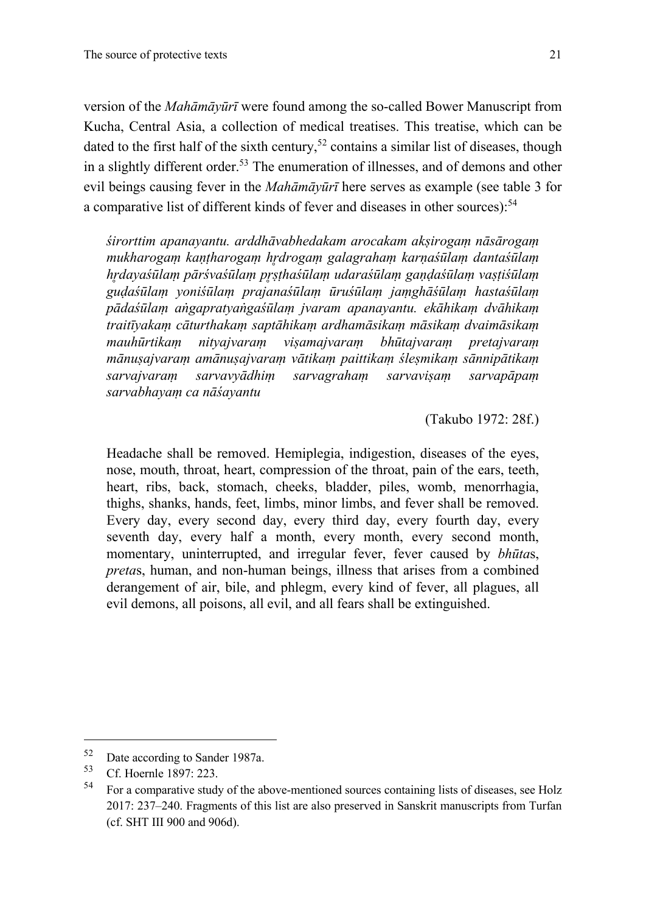version of the *Mahāmāyūrī* were found among the so-called Bower Manuscript from Kucha, Central Asia, a collection of medical treatises. This treatise, which can be dated to the first half of the sixth century,[52] contains a similar list of diseases, though in a slightly different order.[53] The enumeration of illnesses, and of demons and other evil beings causing fever in the *Mahāmāyūrī* here serves as example (see table 3 for a comparative list of different kinds of fever and diseases in other sources):[54]

> *śirorttim apanayantu. arddhāvabhedakam arocakam akṣirogaṃ nāsārogaṃ mukharogaṃ kaṇṭharogaṃ hṛdrogaṃ galagrahaṃ karṇaśūlaṃ dantaśūlaṃ hṛdayaśūlaṃ pārśvaśūlaṃ pṛṣṭhaśūlaṃ udaraśūlaṃ gaṇḍaśūlaṃ vaṣṭiśūlaṃ guḍaśūlaṃ yoniśūlaṃ prajanaśūlaṃ ūruśūlaṃ jaṃghāśūlaṃ hastaśūlaṃ pādaśūlaṃ aṅgapratyaṅgaśūlaṃ jvaram apanayantu. ekāhikaṃ dvāhikaṃ traitīyakaṃ cāturthakaṃ saptāhikaṃ ardhamāsikaṃ māsikaṃ dvaimāsikaṃ mauhūrtikaṃ nityajvaraṃ viṣamajvaraṃ bhūtajvaraṃ pretajvaraṃ mānuṣajvaraṃ amānuṣajvaraṃ vātikaṃ paittikaṃ śleṣmikaṃ sānnipātikaṃ sarvajvaraṃ sarvavyādhiṃ sarvagrahaṃ sarvaviṣaṃ sarvapāpaṃ sarvabhayaṃ ca nāśayantu*
>
> (Takubo 1972: 28f.)

> Headache shall be removed. Hemiplegia, indigestion, diseases of the eyes, nose, mouth, throat, heart, compression of the throat, pain of the ears, teeth, heart, ribs, back, stomach, cheeks, bladder, piles, womb, menorrhagia, thighs, shanks, hands, feet, limbs, minor limbs, and fever shall be removed. Every day, every second day, every third day, every fourth day, every seventh day, every half a month, every month, every second month, momentary, uninterrupted, and irregular fever, fever caused by *bhūta*s, *preta*s, human, and non-human beings, illness that arises from a combined derangement of air, bile, and phlegm, every kind of fever, all plagues, all evil demons, all poisons, all evil, and all fears shall be extinguished.

---

[52] Date according to Sander 1987a.

[53] Cf. Hoernle 1897: 223.

[54] For a comparative study of the above-mentioned sources containing lists of diseases, see Holz 2017: 237–240. Fragments of this list are also preserved in Sanskrit manuscripts from Turfan (cf. SHT III 900 and 906d).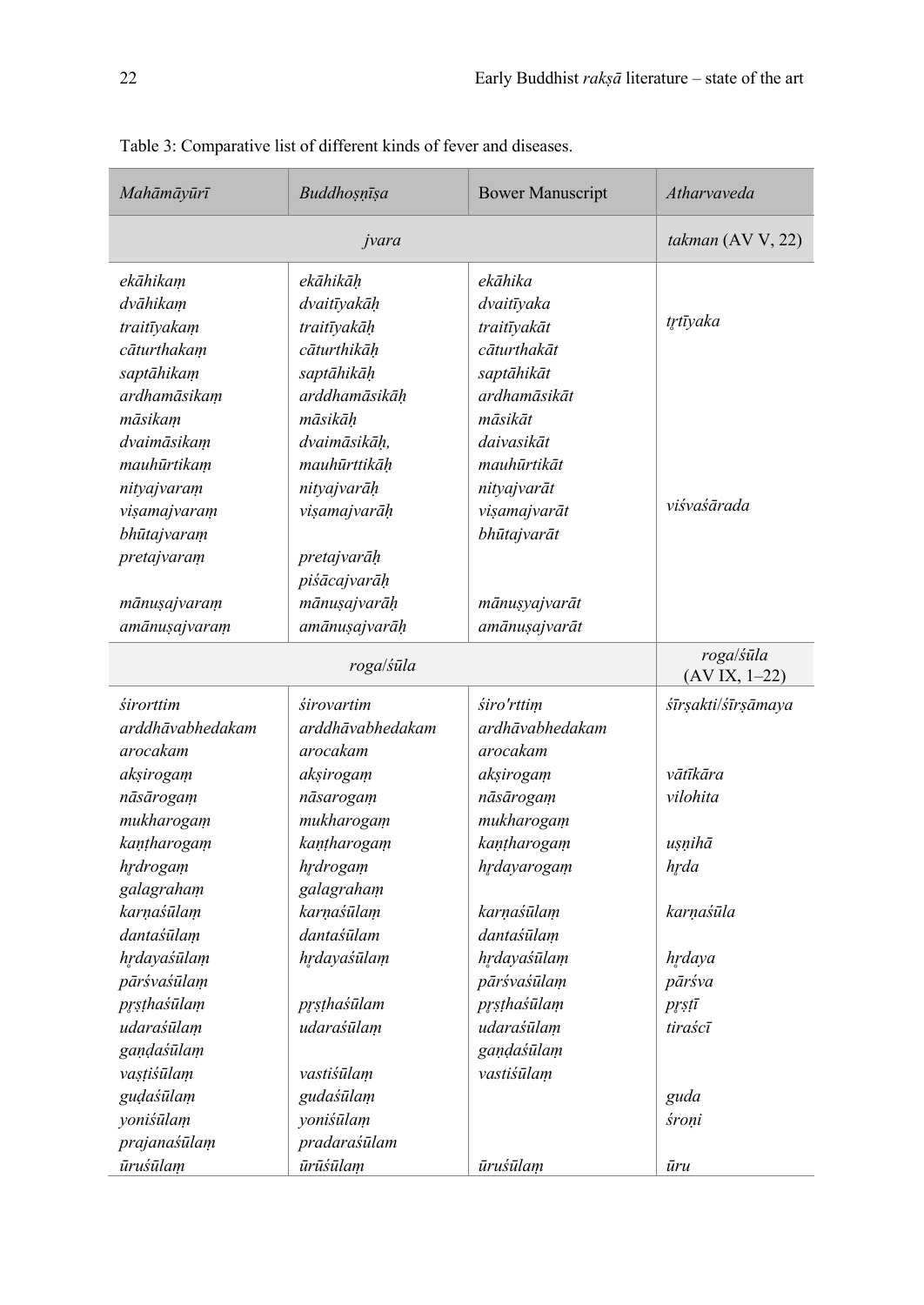Table 3: Comparative list of different kinds of fever and diseases.

| *Mahāmāyūrī* | *Buddhoṣṇīṣa* | Bower Manuscript | *Atharvaveda* |
|---|---|---|---|
| *jvara* | | | *takman* (AV V, 22) |
| *ekāhikaṃ* | *ekāhikāḥ* | *ekāhika* | |
| *dvāhikaṃ* | *dvaitīyakāḥ* | *dvaitīyaka* | |
| *traitīyakaṃ* | *traitīyakāḥ* | *traitīyakāt* | *tṛtīyaka* |
| *cāturthakaṃ* | *cāturthikāḥ* | *cāturthakāt* | |
| *saptāhikaṃ* | *saptāhikāḥ* | *saptāhikāt* | |
| *ardhamāsikaṃ* | *arddhamāsikāḥ* | *ardhamāsikāt* | |
| *māsikaṃ* | *māsikāḥ* | *māsikāt* | |
| *dvaimāsikaṃ* | *dvaimāsikāḥ,* | *daivasikāt* | |
| *mauhūrtikaṃ* | *mauhūrttikāḥ* | *mauhūrtikāt* | |
| *nityajvaraṃ* | *nityajvarāḥ* | *nityajvarāt* | |
| *viṣamajvaraṃ* | *viṣamajvarāḥ* | *viṣamajvarāt* | *viśvaśārada* |
| *bhūtajvaraṃ* | | *bhūtajvarāt* | |
| *pretajvaraṃ* | *pretajvarāḥ* | | |
| | *piśācajvarāḥ* | | |
| *mānuṣajvaraṃ* | *mānuṣajvarāḥ* | *mānuṣyajvarāt* | |
| *amānuṣajvaraṃ* | *amānuṣajvarāḥ* | *amānuṣajvarāt* | |
| *roga*/*śūla* | | | *roga*/*śūla* (AV IX, 1–22) |
| *śirorttim* | *śirovartim* | *śiro'rttiṃ* | *śīrṣakti*/*śīrṣāmaya* |
| *arddhāvabhedakam* | *arddhāvabhedakam* | *ardhāvabhedakam* | |
| *arocakam* | *arocakam* | *arocakam* | |
| *akṣirogaṃ* | *akṣirogaṃ* | *akṣirogaṃ* | *vātīkāra* |
| *nāsārogaṃ* | *nāsarogaṃ* | *nāsārogaṃ* | *vilohita* |
| *mukharogaṃ* | *mukharogaṃ* | *mukharogaṃ* | |
| *kaṇṭharogaṃ* | *kaṇṭharogaṃ* | *kaṇṭharogaṃ* | *uṣṇihā* |
| *hṛdrogaṃ* | *hṛdrogaṃ* | *hṛdayarogaṃ* | *hṛda* |
| *galagrahaṃ* | *galagrahaṃ* | | |
| *karṇaśūlaṃ* | *karṇaśūlaṃ* | *karṇaśūlaṃ* | *karṇaśūla* |
| *dantaśūlaṃ* | *dantaśūlam* | *dantaśūlaṃ* | |
| *hṛdayaśūlaṃ* | *hṛdayaśūlaṃ* | *hṛdayaśūlaṃ* | *hṛdaya* |
| *pārśvaśūlaṃ* | | *pārśvaśūlaṃ* | *pārśva* |
| *pṛṣṭhaśūlaṃ* | *pṛṣṭhaśūlam* | *pṛṣṭhaśūlaṃ* | *pṛṣṭī* |
| *udaraśūlaṃ* | *udaraśūlaṃ* | *udaraśūlaṃ* | *tiraścī* |
| *gaṇḍaśūlaṃ* | | *gaṇḍaśūlaṃ* | |
| *vaṣṭiśūlaṃ* | *vastiśūlaṃ* | *vastiśūlaṃ* | |
| *guḍaśūlaṃ* | *gudaśūlaṃ* | | *guda* |
| *yoniśūlaṃ* | *yoniśūlaṃ* | | *śroṇi* |
| *prajanaśūlaṃ* | *pradaraśūlam* | | |
| *ūruśūlaṃ* | *ūrūśūlaṃ* | *ūruśūlaṃ* | *ūru* |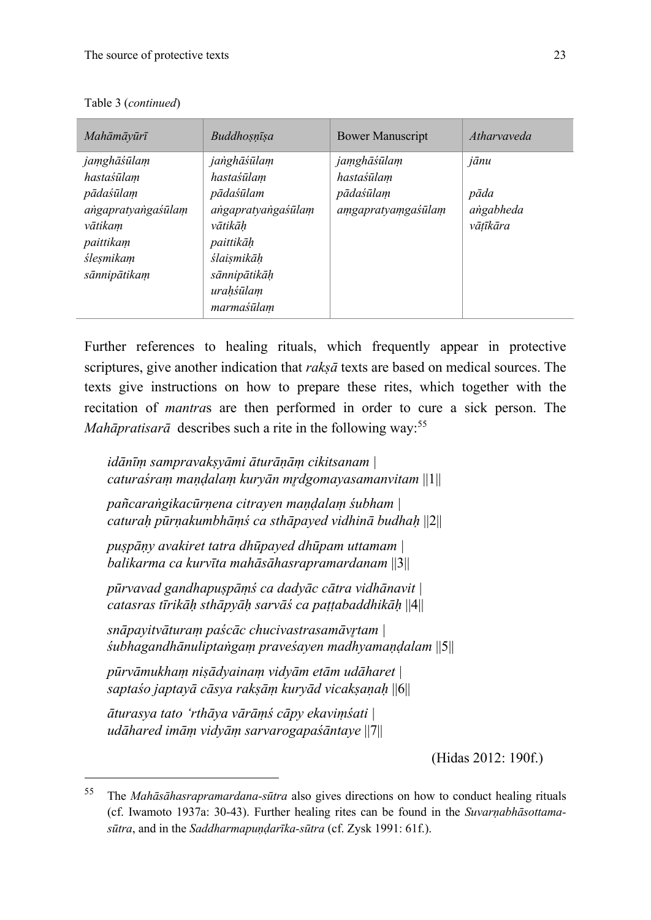Table 3 (*continued*)

| *Mahāmāyūrī* | *Buddhoṣṇīṣa* | Bower Manuscript | *Atharvaveda* |
|---|---|---|---|
| *jaṃghāśūlaṃ* | *jaṅghāśūlaṃ* | *jaṃghāśūlaṃ* | *jānu* |
| *hastaśūlaṃ* | *hastaśūlaṃ* | *hastaśūlaṃ* | |
| *pādaśūlaṃ* | *pādaśūlam* | *pādaśūlaṃ* | *pāda* |
| *aṅgapratyaṅgaśūlaṃ* | *aṅgapratyaṅgaśūlaṃ* | *aṃgapratyaṃgaśūlaṃ* | *aṅgabheda* |
| *vātikaṃ* | *vātikāḥ* | | *vāṭīkāra* |
| *paittikaṃ* | *paittikāḥ* | | |
| *śleṣmikaṃ* | *ślaiṣmikāḥ* | | |
| *sānnipātikaṃ* | *sānnipātikāḥ* | | |
| | *uraḥśūlaṃ* | | |
| | *marmaśūlaṃ* | | |

Further references to healing rituals, which frequently appear in protective scriptures, give another indication that *rakṣā* texts are based on medical sources. The texts give instructions on how to prepare these rites, which together with the recitation of *mantra*s are then performed in order to cure a sick person. The *Mahāpratisarā* describes such a rite in the following way:[55]

> *idānīṃ sampravakṣyāmi āturāṇāṃ cikitsanam |*
> *caturaśraṃ maṇḍalaṃ kuryān mṛdgomayasamanvitam* ||1||
>
> *pañcaraṅgikacūrṇena citrayen maṇḍalaṃ śubham |*
> *caturaḥ pūrṇakumbhāṃś ca sthāpayed vidhinā budhaḥ* ||2||
>
> *puṣpāṇy avakiret tatra dhūpayed dhūpam uttamam |*
> *balikarma ca kurvīta mahāsāhasrapramardanam* ||3||
>
> *pūrvavad gandhapuṣpāṃś ca dadyāc cātra vidhānavit |*
> *catasras tīrikāḥ sthāpyāḥ sarvāś ca paṭṭabaddhikāḥ* ||4||
>
> *snāpayitvāturaṃ paścāc chucivastrasamāvṛtam |*
> *śubhagandhānuliptaṅgaṃ praveśayen madhyamaṇḍalam* ||5||
>
> *pūrvāmukhaṃ niṣādyainaṃ vidyām etām udāharet |*
> *saptaśo japtayā cāsya rakṣāṃ kuryād vicakṣaṇaḥ* ||6||
>
> *āturasya tato 'rthāya vārāṃś cāpy ekaviṃśati |*
> *udāhared imāṃ vidyāṃ sarvarogapaśāntaye* ||7||

(Hidas 2012: 190f.)

[55] The *Mahāsāhasrapramardana-sūtra* also gives directions on how to conduct healing rituals (cf. Iwamoto 1937a: 30-43). Further healing rites can be found in the *Suvarṇabhāsottama-sūtra*, and in the *Saddharmapuṇḍarīka-sūtra* (cf. Zysk 1991: 61f.).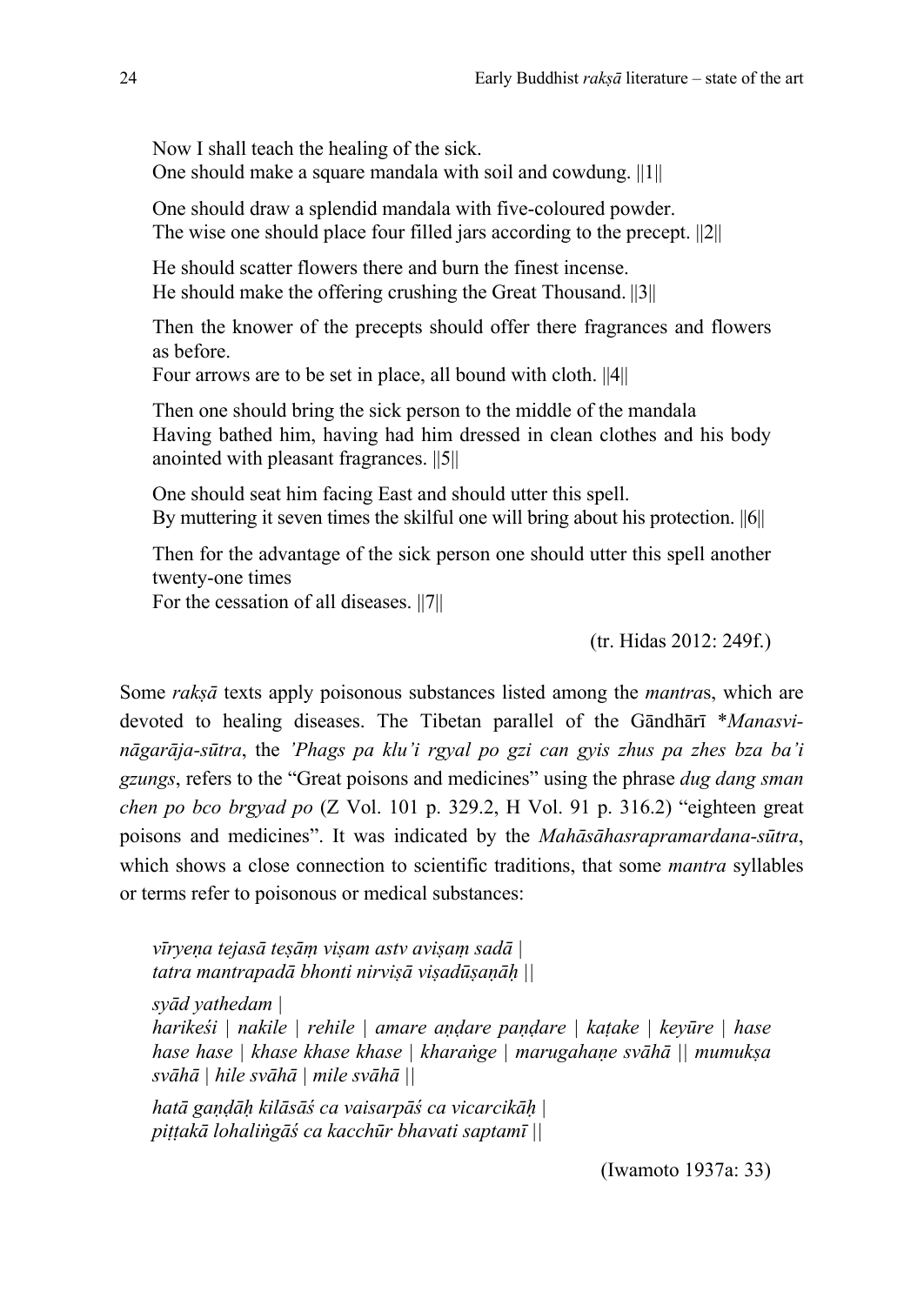Now I shall teach the healing of the sick.
One should make a square mandala with soil and cowdung. ||1||

One should draw a splendid mandala with five-coloured powder.
The wise one should place four filled jars according to the precept. ||2||

He should scatter flowers there and burn the finest incense.
He should make the offering crushing the Great Thousand. ||3||

Then the knower of the precepts should offer there fragrances and flowers as before.
Four arrows are to be set in place, all bound with cloth. ||4||

Then one should bring the sick person to the middle of the mandala
Having bathed him, having had him dressed in clean clothes and his body anointed with pleasant fragrances. ||5||

One should seat him facing East and should utter this spell.
By muttering it seven times the skilful one will bring about his protection. ||6||

Then for the advantage of the sick person one should utter this spell another twenty-one times
For the cessation of all diseases. ||7||

(tr. Hidas 2012: 249f.)

Some *rakṣā* texts apply poisonous substances listed among the *mantra*s, which are devoted to healing diseases. The Tibetan parallel of the Gāndhārī **Manasvi-nāgarāja-sūtra*, the *'Phags pa klu'i rgyal po gzi can gyis zhus pa zhes bza ba'i gzungs*, refers to the "Great poisons and medicines" using the phrase *dug dang sman chen po bco brgyad po* (Z Vol. 101 p. 329.2, H Vol. 91 p. 316.2) "eighteen great poisons and medicines". It was indicated by the *Mahāsāhasrapramardana-sūtra*, which shows a close connection to scientific traditions, that some *mantra* syllables or terms refer to poisonous or medical substances:

*vīryeṇa tejasā teṣāṃ viṣam astv aviṣaṃ sadā |*
*tatra mantrapadā bhonti nirviṣā viṣadūṣaṇāḥ ||*

*syād yathedam |*
*harikeśi | nakile | rehile | amare aṇḍare paṇḍare | kaṭake | keyūre | hase hase hase | khase khase khase | kharaṅge | marugahaṇe svāhā || mumukṣa svāhā | hile svāhā | mile svāhā ||*

*hatā gaṇḍāḥ kilāsāś ca vaisarpāś ca vicarcikāḥ |*
*piṭṭakā lohaliṅgāś ca kacchūr bhavati saptamī ||*

(Iwamoto 1937a: 33)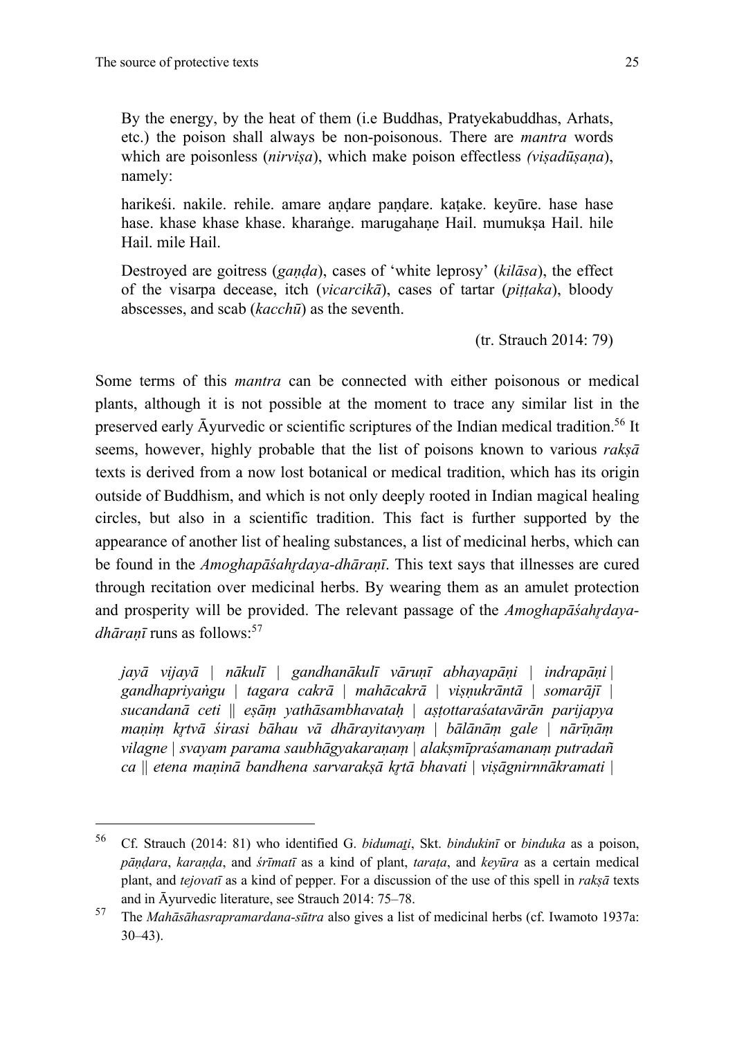By the energy, by the heat of them (i.e Buddhas, Pratyekabuddhas, Arhats, etc.) the poison shall always be non-poisonous. There are *mantra* words which are poisonless (*nirviṣa*), which make poison effectless *(viṣadūṣaṇa*), namely:

harikeśi. nakile. rehile. amare aṇḍare paṇḍare. kaṭake. keyūre. hase hase hase. khase khase khase. kharaṅge. marugahaṇe Hail. mumukṣa Hail. hile Hail. mile Hail.

Destroyed are goitress (*gaṇḍa*), cases of 'white leprosy' (*kilāsa*), the effect of the visarpa decease, itch (*vicarcikā*), cases of tartar (*piṭṭaka*), bloody abscesses, and scab (*kacchū*) as the seventh.

(tr. Strauch 2014: 79)

Some terms of this *mantra* can be connected with either poisonous or medical plants, although it is not possible at the moment to trace any similar list in the preserved early Āyurvedic or scientific scriptures of the Indian medical tradition.[56] It seems, however, highly probable that the list of poisons known to various *rakṣā* texts is derived from a now lost botanical or medical tradition, which has its origin outside of Buddhism, and which is not only deeply rooted in Indian magical healing circles, but also in a scientific tradition. This fact is further supported by the appearance of another list of healing substances, a list of medicinal herbs, which can be found in the *Amoghapāśahṛdaya-dhāraṇī*. This text says that illnesses are cured through recitation over medicinal herbs. By wearing them as an amulet protection and prosperity will be provided. The relevant passage of the *Amoghapāśahṛdaya-dhāraṇī* runs as follows:[57]

*jayā vijayā | nākulī | gandhanākulī vāruṇī abhayapāṇi | indrapāṇi | gandhapriyaṅgu | tagara cakrā | mahācakrā | viṣṇukrāntā | somarājī | sucandanā ceti || eṣāṃ yathāsambhavataḥ | aṣṭottaraśatavārān parijapya maṇiṃ kṛtvā śirasi bāhau vā dhārayitavyaṃ | bālānāṃ gale | nārīṇāṃ vilagne | svayam parama saubhāgyakaraṇaṃ | alakṣmīpraśamanaṃ putradañ ca || etena maṇinā bandhena sarvarakṣā kṛtā bhavati | viṣāgnirnnākramati |*

---

[56] Cf. Strauch (2014: 81) who identified G. *bidumaṭi*, Skt. *bindukinī* or *binduka* as a poison, *pāṇḍara*, *karaṇḍa*, and *śrīmatī* as a kind of plant, *taraṭa*, and *keyūra* as a certain medical plant, and *tejovatī* as a kind of pepper. For a discussion of the use of this spell in *rakṣā* texts and in Āyurvedic literature, see Strauch 2014: 75–78.

[57] The *Mahāsāhasrapramardana-sūtra* also gives a list of medicinal herbs (cf. Iwamoto 1937a: 30–43).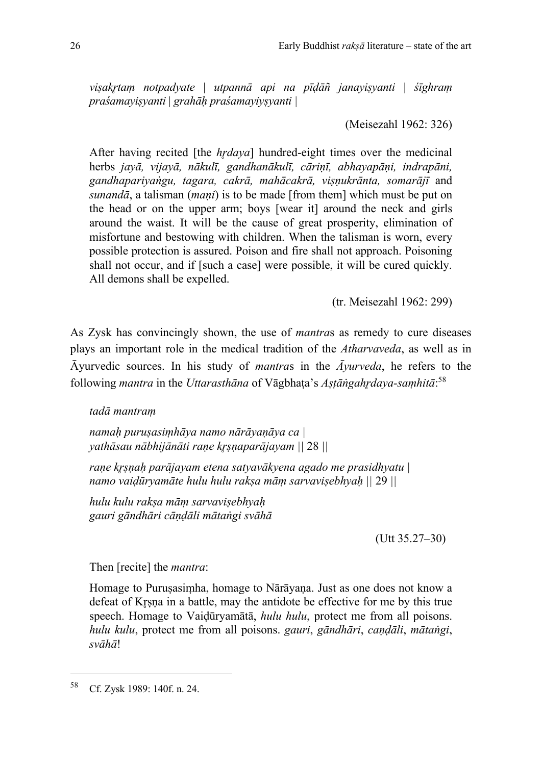*viṣakr̥taṃ notpadyate | utpannā api na pīḍāñ janayiṣyanti | śīghraṃ praśamayiṣyanti | grahāḥ praśamayiyṣyanti |*

(Meisezahl 1962: 326)

After having recited [the *hr̥daya*] hundred-eight times over the medicinal herbs *jayā, vijayā, nākulī, gandhanākulī, cāriṇī, abhayapāṇi, indrapāni, gandhapariyaṅgu, tagara, cakrā, mahācakrā, viṣṇukrānta, somarājī* and *sunandā*, a talisman (*maṇi*) is to be made [from them] which must be put on the head or on the upper arm; boys [wear it] around the neck and girls around the waist. It will be the cause of great prosperity, elimination of misfortune and bestowing with children. When the talisman is worn, every possible protection is assured. Poison and fire shall not approach. Poisoning shall not occur, and if [such a case] were possible, it will be cured quickly. All demons shall be expelled.

(tr. Meisezahl 1962: 299)

As Zysk has convincingly shown, the use of *mantra*s as remedy to cure diseases plays an important role in the medical tradition of the *Atharvaveda*, as well as in Āyurvedic sources. In his study of *mantra*s in the *Āyurveda*, he refers to the following *mantra* in the *Uttarasthāna* of Vāgbhaṭa's *Aṣṭāṅgahr̥daya-saṃhitā*:[58]

*tadā mantraṃ*

*namaḥ puruṣasiṃhāya namo nārāyaṇāya ca |*
*yathāsau nābhijānāti raṇe kr̥ṣṇaparājayam* || 28 ||

*raṇe kr̥ṣṇaḥ parājayam etena satyavākyena agado me prasidhyatu |*
*namo vaiḍūryamāte hulu hulu rakṣa māṃ sarvaviṣebhyaḥ* || 29 ||

*hulu kulu rakṣa māṃ sarvaviṣebhyaḥ*
*gauri gāndhāri cāṇḍāli mātaṅgi svāhā*

(Utt 35.27–30)

Then [recite] the *mantra*:

Homage to Puruṣasiṃha, homage to Nārāyaṇa. Just as one does not know a defeat of Kr̥ṣṇa in a battle, may the antidote be effective for me by this true speech. Homage to Vaiḍūryamātā, *hulu hulu*, protect me from all poisons. *hulu kulu*, protect me from all poisons. *gauri*, *gāndhāri*, *caṇḍāli*, *mātaṅgi*, *svāhā*!

---

[58] Cf. Zysk 1989: 140f. n. 24.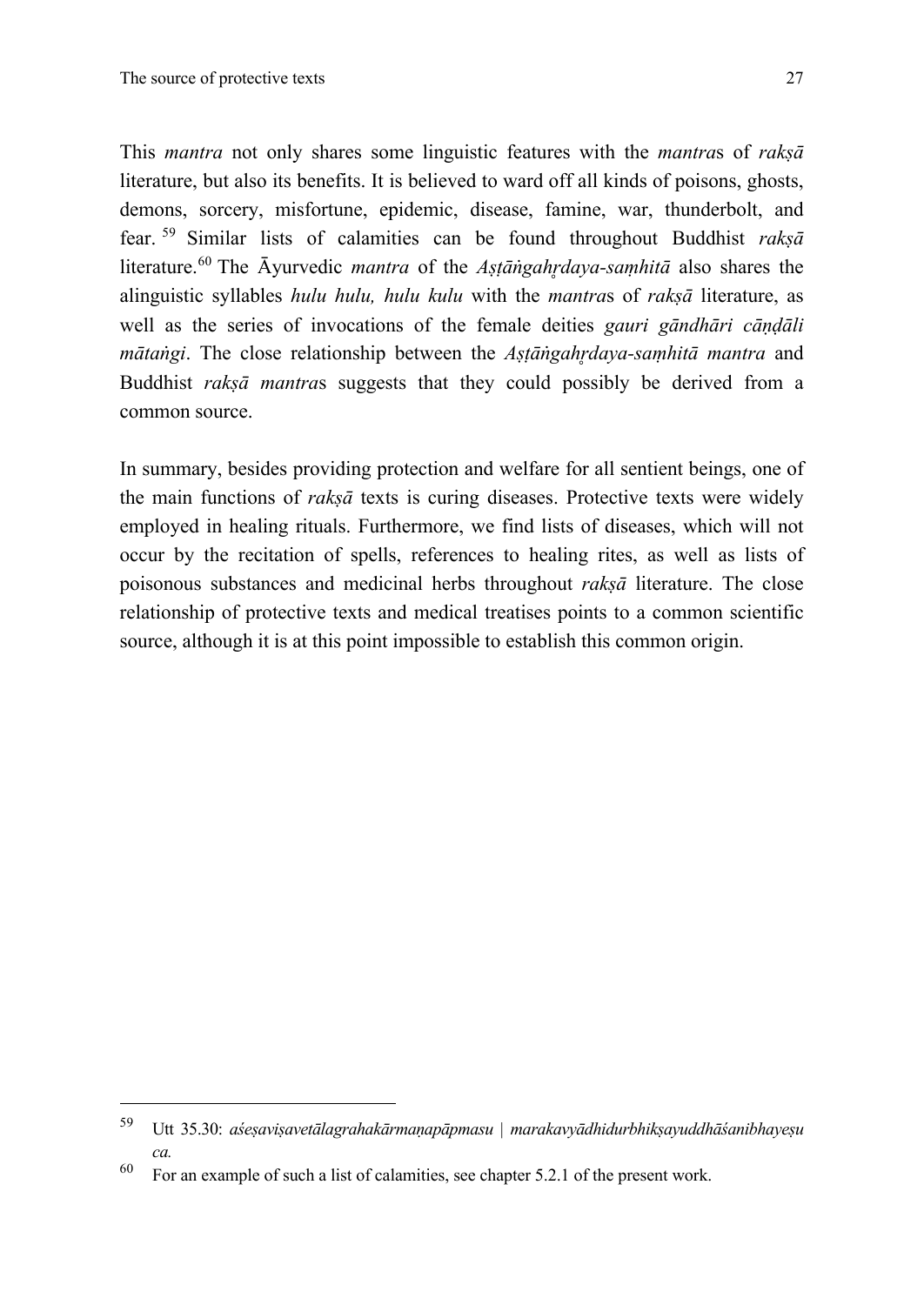This *mantra* not only shares some linguistic features with the *mantra*s of *rakṣā* literature, but also its benefits. It is believed to ward off all kinds of poisons, ghosts, demons, sorcery, misfortune, epidemic, disease, famine, war, thunderbolt, and fear.[59] Similar lists of calamities can be found throughout Buddhist *rakṣā* literature.[60] The Āyurvedic *mantra* of the *Aṣṭāṅgahṛdaya-saṃhitā* also shares the alinguistic syllables *hulu hulu, hulu kulu* with the *mantra*s of *rakṣā* literature, as well as the series of invocations of the female deities *gauri gāndhāri cāṇḍāli mātaṅgi*. The close relationship between the *Aṣṭāṅgahṛdaya-saṃhitā mantra* and Buddhist *rakṣā mantra*s suggests that they could possibly be derived from a common source.

In summary, besides providing protection and welfare for all sentient beings, one of the main functions of *rakṣā* texts is curing diseases. Protective texts were widely employed in healing rituals. Furthermore, we find lists of diseases, which will not occur by the recitation of spells, references to healing rites, as well as lists of poisonous substances and medicinal herbs throughout *rakṣā* literature. The close relationship of protective texts and medical treatises points to a common scientific source, although it is at this point impossible to establish this common origin.

---

[59] Utt 35.30: *aśeṣaviṣavetālagrahakārmaṇapāpmasu | marakavyādhidurbhikṣayuddhāśanibhayeṣu ca.*

[60] For an example of such a list of calamities, see chapter 5.2.1 of the present work.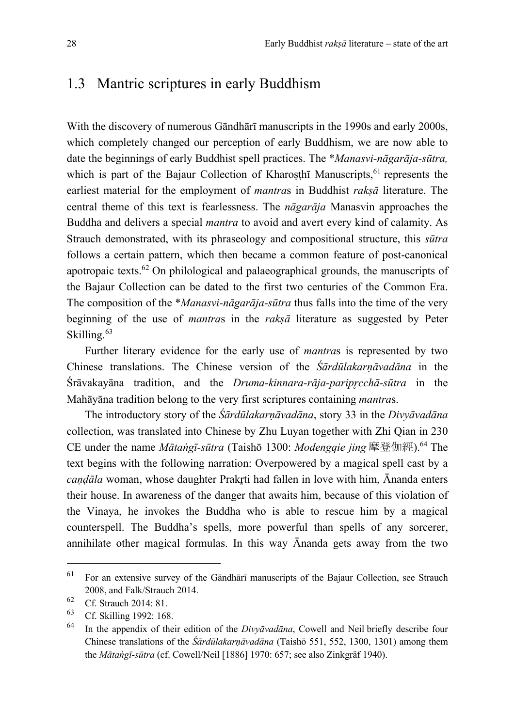## 1.3 Mantric scriptures in early Buddhism

With the discovery of numerous Gāndhārī manuscripts in the 1990s and early 2000s, which completely changed our perception of early Buddhism, we are now able to date the beginnings of early Buddhist spell practices. The *\*Manasvi-nāgarāja-sūtra,* which is part of the Bajaur Collection of Kharoṣṭhī Manuscripts,[61] represents the earliest material for the employment of *mantra*s in Buddhist *rakṣā* literature. The central theme of this text is fearlessness. The *nāgarāja* Manasvin approaches the Buddha and delivers a special *mantra* to avoid and avert every kind of calamity. As Strauch demonstrated, with its phraseology and compositional structure, this *sūtra* follows a certain pattern, which then became a common feature of post-canonical apotropaic texts.[62] On philological and palaeographical grounds, the manuscripts of the Bajaur Collection can be dated to the first two centuries of the Common Era. The composition of the *\*Manasvi-nāgarāja-sūtra* thus falls into the time of the very beginning of the use of *mantra*s in the *rakṣā* literature as suggested by Peter Skilling.[63]

Further literary evidence for the early use of *mantra*s is represented by two Chinese translations. The Chinese version of the *Śārdūlakarṇāvadāna* in the Śrāvakayāna tradition, and the *Druma-kinnara-rāja-paripṛcchā-sūtra* in the Mahāyāna tradition belong to the very first scriptures containing *mantra*s.

The introductory story of the *Śārdūlakarṇāvadāna*, story 33 in the *Divyāvadāna* collection, was translated into Chinese by Zhu Luyan together with Zhi Qian in 230 CE under the name *Mātaṅgī-sūtra* (Taishō 1300: *Modengqie jing* 摩登伽經).[64] The text begins with the following narration: Overpowered by a magical spell cast by a *caṇḍāla* woman, whose daughter Prakṛti had fallen in love with him, Ānanda enters their house. In awareness of the danger that awaits him, because of this violation of the Vinaya, he invokes the Buddha who is able to rescue him by a magical counterspell. The Buddha's spells, more powerful than spells of any sorcerer, annihilate other magical formulas. In this way Ānanda gets away from the two

---

[61] For an extensive survey of the Gāndhārī manuscripts of the Bajaur Collection, see Strauch 2008, and Falk/Strauch 2014.

[62] Cf. Strauch 2014: 81.

[63] Cf. Skilling 1992: 168.

[64] In the appendix of their edition of the *Divyāvadāna*, Cowell and Neil briefly describe four Chinese translations of the *Śārdūlakarṇāvadāna* (Taishō 551, 552, 1300, 1301) among them the *Mātaṅgī-sūtra* (cf. Cowell/Neil [1886] 1970: 657; see also Zinkgräf 1940).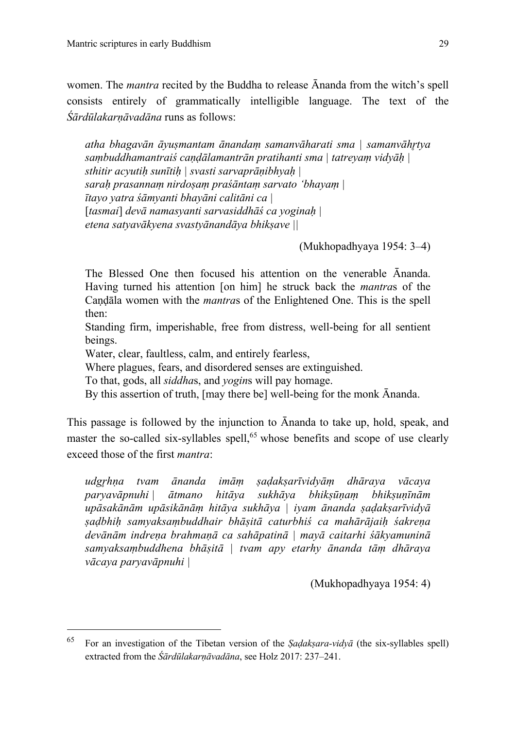women. The *mantra* recited by the Buddha to release Ānanda from the witch's spell consists entirely of grammatically intelligible language. The text of the *Śārdūlakarṇāvadāna* runs as follows:

> *atha bhagavān āyuṣmantam ānandaṃ samanvāharati sma | samanvāhṛtya saṃbuddhamantraiś caṇḍālamantrān pratihanti sma | tatreyaṃ vidyāḥ |*
> *sthitir acyutiḥ sunītiḥ | svasti sarvaprāṇibhyaḥ |*
> *saraḥ prasannaṃ nirdoṣaṃ praśāntaṃ sarvato 'bhayaṃ |*
> *ītayo yatra śāmyanti bhayāni calitāni ca |*
> [*tasmai*] *devā namasyanti sarvasiddhāś ca yoginaḥ |*
> *etena satyavākyena svastyānandāya bhikṣave ||*
>
> (Mukhopadhyaya 1954: 3–4)

> The Blessed One then focused his attention on the venerable Ānanda. Having turned his attention [on him] he struck back the *mantra*s of the Caṇḍāla women with the *mantra*s of the Enlightened One. This is the spell then:
> Standing firm, imperishable, free from distress, well-being for all sentient beings.
> Water, clear, faultless, calm, and entirely fearless,
> Where plagues, fears, and disordered senses are extinguished.
> To that, gods, all *siddha*s, and *yogin*s will pay homage.
> By this assertion of truth, [may there be] well-being for the monk Ānanda.

This passage is followed by the injunction to Ānanda to take up, hold, speak, and master the so-called six-syllables spell,[65] whose benefits and scope of use clearly exceed those of the first *mantra*:

> *udgṛhṇa tvam ānanda imāṃ ṣaḍakṣarīvidyāṃ dhāraya vācaya paryavāpnuhi | ātmano hitāya sukhāya bhikṣūṇaṃ bhikṣuṇīnām upāsakānām upāsikānāṃ hitāya sukhāya | iyam ānanda ṣaḍakṣarīvidyā ṣaḍbhiḥ samyaksaṃbuddhair bhāṣitā caturbhiś ca mahārājaiḥ śakreṇa devānām indreṇa brahmaṇā ca sahāpatinā | mayā caitarhi śākyamuninā samyaksaṃbuddhena bhāṣitā | tvam apy etarhy ānanda tāṃ dhāraya vācaya paryavāpnuhi |*
>
> (Mukhopadhyaya 1954: 4)

---

[65] For an investigation of the Tibetan version of the *Ṣaḍakṣara-vidyā* (the six-syllables spell) extracted from the *Śārdūlakarṇāvadāna*, see Holz 2017: 237–241.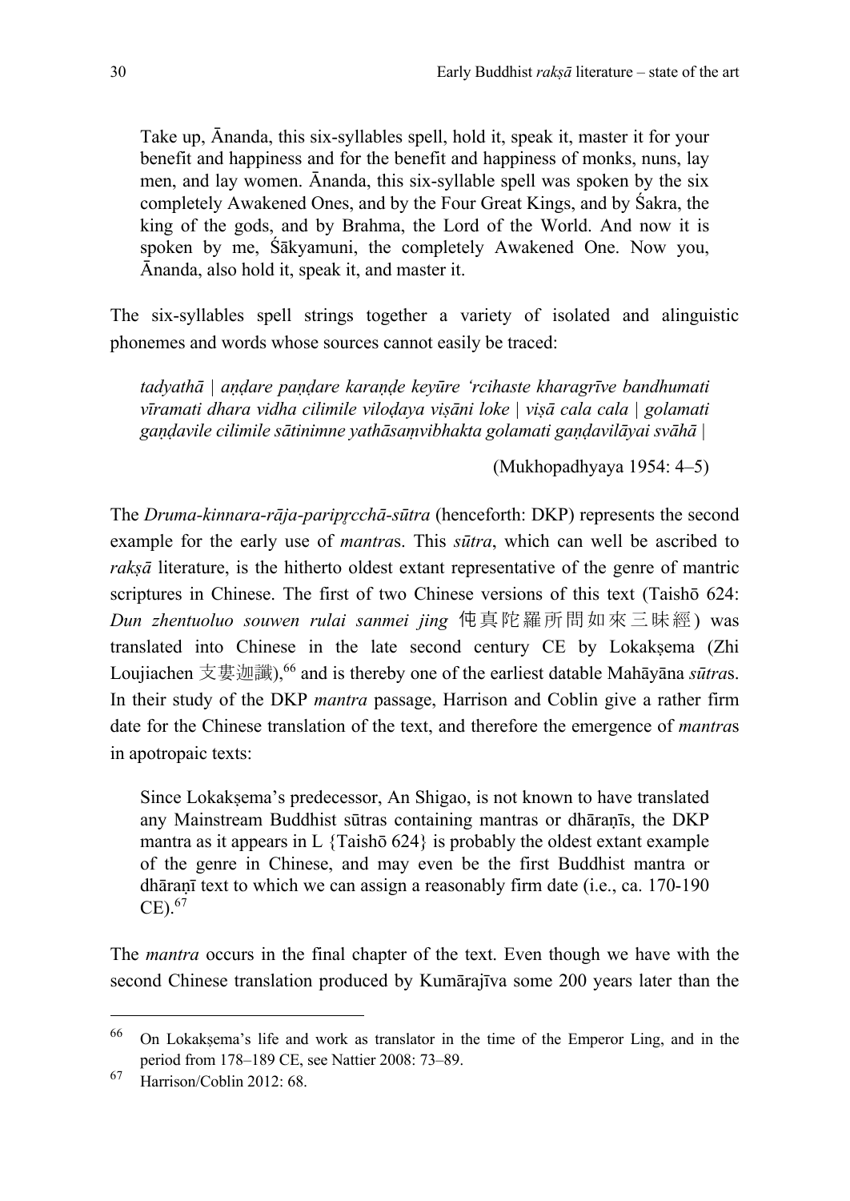> Take up, Ānanda, this six-syllables spell, hold it, speak it, master it for your benefit and happiness and for the benefit and happiness of monks, nuns, lay men, and lay women. Ānanda, this six-syllable spell was spoken by the six completely Awakened Ones, and by the Four Great Kings, and by Śakra, the king of the gods, and by Brahma, the Lord of the World. And now it is spoken by me, Śākyamuni, the completely Awakened One. Now you, Ānanda, also hold it, speak it, and master it.

The six-syllables spell strings together a variety of isolated and alinguistic phonemes and words whose sources cannot easily be traced:

> *tadyathā | aṇḍare paṇḍare karaṇḍe keyūre 'rcihaste kharagrīve bandhumati vīramati dhara vidha cilimile viloḍaya viṣāni loke | viṣā cala cala | golamati gaṇḍavile cilimile sātinimne yathāsaṃvibhakta golamati gaṇḍavilāyai svāhā |*
>
> (Mukhopadhyaya 1954: 4–5)

The *Druma-kinnara-rāja-paripṛcchā-sūtra* (henceforth: DKP) represents the second example for the early use of *mantra*s. This *sūtra*, which can well be ascribed to *rakṣā* literature, is the hitherto oldest extant representative of the genre of mantric scriptures in Chinese. The first of two Chinese versions of this text (Taishō 624: *Dun zhentuoluo souwen rulai sanmei jing* 伅真陀羅所問如來三昧經) was translated into Chinese in the late second century CE by Lokakṣema (Zhi Loujiachen 支婁迦讖),[66] and is thereby one of the earliest datable Mahāyāna *sūtra*s. In their study of the DKP *mantra* passage, Harrison and Coblin give a rather firm date for the Chinese translation of the text, and therefore the emergence of *mantra*s in apotropaic texts:

> Since Lokakṣema's predecessor, An Shigao, is not known to have translated any Mainstream Buddhist sūtras containing mantras or dhāraṇīs, the DKP mantra as it appears in L {Taishō 624} is probably the oldest extant example of the genre in Chinese, and may even be the first Buddhist mantra or dhāraṇī text to which we can assign a reasonably firm date (i.e., ca. 170-190 CE).[67]

The *mantra* occurs in the final chapter of the text. Even though we have with the second Chinese translation produced by Kumārajīva some 200 years later than the

---

[66] On Lokakṣema's life and work as translator in the time of the Emperor Ling, and in the period from 178–189 CE, see Nattier 2008: 73–89.

[67] Harrison/Coblin 2012: 68.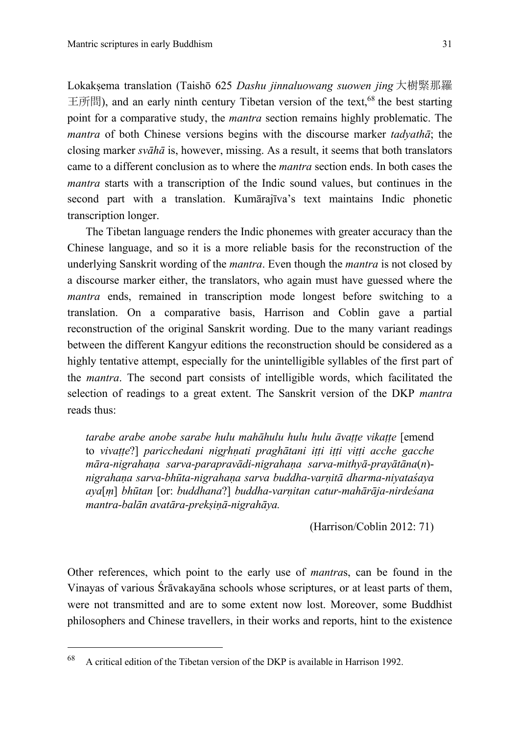Lokakṣema translation (Taishō 625 *Dashu jinnaluowang suowen jing* 大樹緊那羅王所問), and an early ninth century Tibetan version of the text,[68] the best starting point for a comparative study, the *mantra* section remains highly problematic. The *mantra* of both Chinese versions begins with the discourse marker *tadyathā*; the closing marker *svāhā* is, however, missing. As a result, it seems that both translators came to a different conclusion as to where the *mantra* section ends. In both cases the *mantra* starts with a transcription of the Indic sound values, but continues in the second part with a translation. Kumārajīva's text maintains Indic phonetic transcription longer.

The Tibetan language renders the Indic phonemes with greater accuracy than the Chinese language, and so it is a more reliable basis for the reconstruction of the underlying Sanskrit wording of the *mantra*. Even though the *mantra* is not closed by a discourse marker either, the translators, who again must have guessed where the *mantra* ends, remained in transcription mode longest before switching to a translation. On a comparative basis, Harrison and Coblin gave a partial reconstruction of the original Sanskrit wording. Due to the many variant readings between the different Kangyur editions the reconstruction should be considered as a highly tentative attempt, especially for the unintelligible syllables of the first part of the *mantra*. The second part consists of intelligible words, which facilitated the selection of readings to a great extent. The Sanskrit version of the DKP *mantra* reads thus:

> *tarabe arabe anobe sarabe hulu mahāhulu hulu hulu āvaṭṭe vikaṭṭe* [emend to *vivaṭṭe*?] *paricchedani nigṛhṇati praghātani iṭṭi iṭṭi viṭṭi acche gacche māra-nigrahaṇa sarva-parapravādi-nigrahaṇa sarva-mithyā-prayātāna*(*n*)-*nigrahaṇa sarva-bhūta-nigrahaṇa sarva buddha-varṇitā dharma-niyataśaya aya*[*ṃ*] *bhūtan* [or: *buddhana*?] *buddha-varṇitan catur-mahārāja-nirdeśana mantra-balān avatāra-prekṣiṇā-nigrahāya.*
>
> (Harrison/Coblin 2012: 71)

Other references, which point to the early use of *mantra*s, can be found in the Vinayas of various Śrāvakayāna schools whose scriptures, or at least parts of them, were not transmitted and are to some extent now lost. Moreover, some Buddhist philosophers and Chinese travellers, in their works and reports, hint to the existence

[68] A critical edition of the Tibetan version of the DKP is available in Harrison 1992.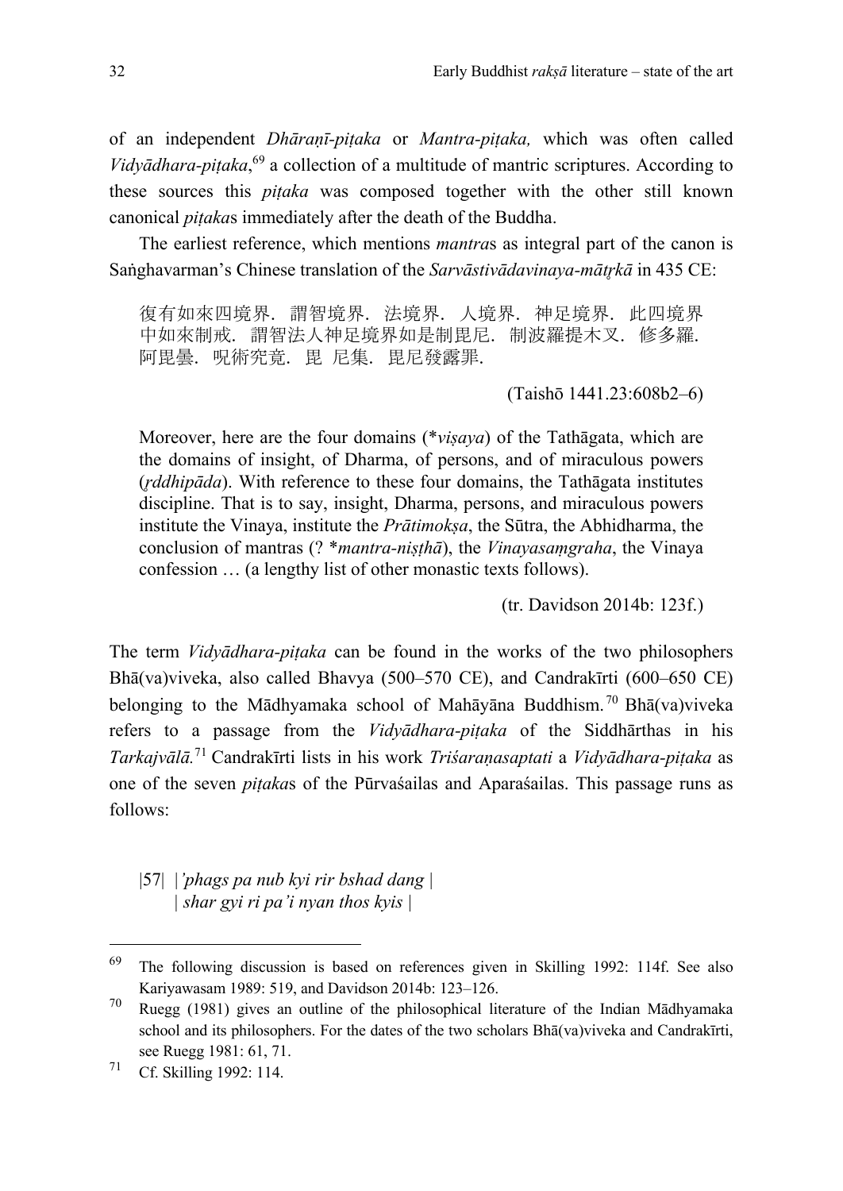of an independent *Dhāraṇī-piṭaka* or *Mantra-piṭaka,* which was often called *Vidyādhara-piṭaka*,[69] a collection of a multitude of mantric scriptures. According to these sources this *piṭaka* was composed together with the other still known canonical *piṭaka*s immediately after the death of the Buddha.

The earliest reference, which mentions *mantra*s as integral part of the canon is Saṅghavarman's Chinese translation of the *Sarvāstivādavinaya-mātṛkā* in 435 CE:

> 復有如來四境界．謂智境界．法境界．人境界．神足境界．此四境界中如來制戒．謂智法人神足境界如是制毘尼．制波羅提木叉．修多羅．阿毘曇．呪術究竟．毘 尼集．毘尼發露罪．
>
> (Taishō 1441.23:608b2–6)

> Moreover, here are the four domains (*viṣaya*) of the Tathāgata, which are the domains of insight, of Dharma, of persons, and of miraculous powers (*ṛddhipāda*). With reference to these four domains, the Tathāgata institutes discipline. That is to say, insight, Dharma, persons, and miraculous powers institute the Vinaya, institute the *Prātimokṣa*, the Sūtra, the Abhidharma, the conclusion of mantras (? **mantra-niṣṭhā*), the *Vinayasaṃgraha*, the Vinaya confession … (a lengthy list of other monastic texts follows).
>
> (tr. Davidson 2014b: 123f.)

The term *Vidyādhara-piṭaka* can be found in the works of the two philosophers Bhā(va)viveka, also called Bhavya (500–570 CE), and Candrakīrti (600–650 CE) belonging to the Mādhyamaka school of Mahāyāna Buddhism.[70] Bhā(va)viveka refers to a passage from the *Vidyādhara-piṭaka* of the Siddhārthas in his *Tarkajvālā.*[71] Candrakīrti lists in his work *Triśaraṇasaptati* a *Vidyādhara-piṭaka* as one of the seven *piṭaka*s of the Pūrvaśailas and Aparaśailas. This passage runs as follows:

> |57| *|'phags pa nub kyi rir bshad dang |*
> *| shar gyi ri pa'i nyan thos kyis |*

---

[69] The following discussion is based on references given in Skilling 1992: 114f. See also Kariyawasam 1989: 519, and Davidson 2014b: 123–126.

[70] Ruegg (1981) gives an outline of the philosophical literature of the Indian Mādhyamaka school and its philosophers. For the dates of the two scholars Bhā(va)viveka and Candrakīrti, see Ruegg 1981: 61, 71.

[71] Cf. Skilling 1992: 114.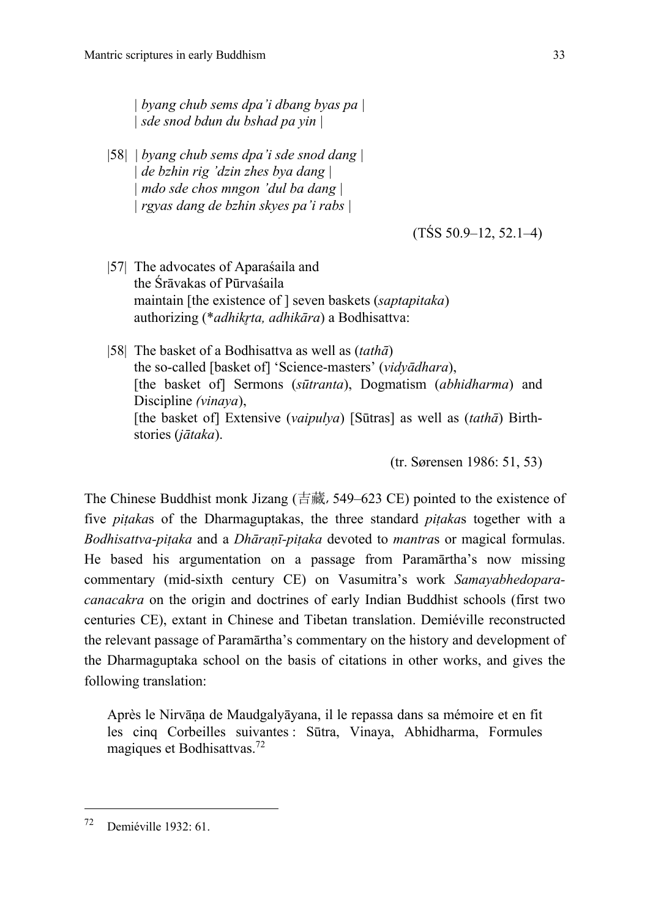| *byang chub sems dpa'i dbang byas pa* |
| *sde snod bdun du bshad pa yin* |

|58| | *byang chub sems dpa'i sde snod dang* |
| *de bzhin rig 'dzin zhes bya dang* |
| *mdo sde chos mngon 'dul ba dang* |
| *rgyas dang de bzhin skyes pa'i rabs* |

(TŚS 50.9–12, 52.1–4)

|57| The advocates of Aparaśaila and
the Śrāvakas of Pūrvaśaila
maintain [the existence of ] seven baskets (*saptapitaka*)
authorizing (*\*adhikṛta, adhikāra*) a Bodhisattva:

|58| The basket of a Bodhisattva as well as (*tathā*)
the so-called [basket of] 'Science-masters' (*vidyādhara*),
[the basket of] Sermons (*sūtranta*), Dogmatism (*abhidharma*) and Discipline *(vinaya*),
[the basket of] Extensive (*vaipulya*) [Sūtras] as well as (*tathā*) Birth-stories (*jātaka*).

(tr. Sørensen 1986: 51, 53)

The Chinese Buddhist monk Jizang (吉藏, 549–623 CE) pointed to the existence of five *piṭaka*s of the Dharmaguptakas, the three standard *piṭaka*s together with a *Bodhisattva-piṭaka* and a *Dhāraṇī-piṭaka* devoted to *mantra*s or magical formulas. He based his argumentation on a passage from Paramārtha's now missing commentary (mid-sixth century CE) on Vasumitra's work *Samayabhedopara-canacakra* on the origin and doctrines of early Indian Buddhist schools (first two centuries CE), extant in Chinese and Tibetan translation. Demiéville reconstructed the relevant passage of Paramārtha's commentary on the history and development of the Dharmaguptaka school on the basis of citations in other works, and gives the following translation:

> Après le Nirvāṇa de Maudgalyāyana, il le repassa dans sa mémoire et en fit les cinq Corbeilles suivantes : Sūtra, Vinaya, Abhidharma, Formules magiques et Bodhisattvas.[72]

[72] Demiéville 1932: 61.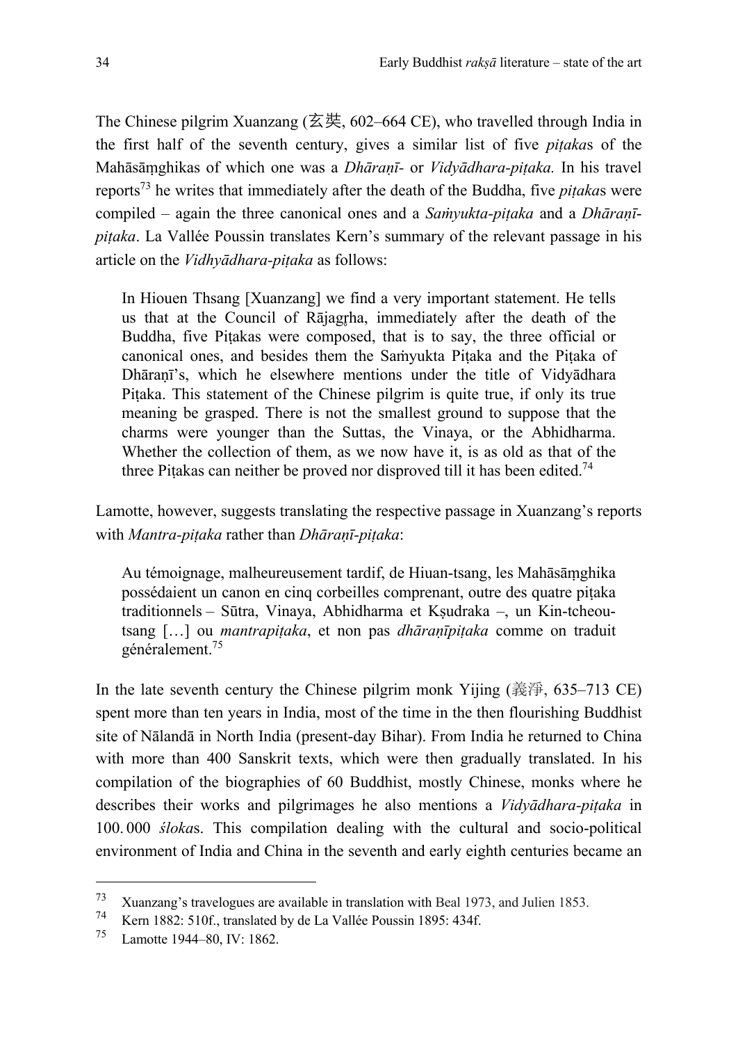The Chinese pilgrim Xuanzang (玄奘, 602–664 CE), who travelled through India in the first half of the seventh century, gives a similar list of five *piṭaka*s of the Mahāsāṃghikas of which one was a *Dhāraṇī-* or *Vidyādhara-piṭaka.* In his travel reports[73] he writes that immediately after the death of the Buddha, five *piṭaka*s were compiled – again the three canonical ones and a *Saṁyukta-piṭaka* and a *Dhāraṇī-piṭaka*. La Vallée Poussin translates Kern's summary of the relevant passage in his article on the *Vidhyādhara-piṭaka* as follows:

> In Hiouen Thsang [Xuanzang] we find a very important statement. He tells us that at the Council of Rājagr̥ha, immediately after the death of the Buddha, five Piṭakas were composed, that is to say, the three official or canonical ones, and besides them the Saṁyukta Piṭaka and the Piṭaka of Dhāraṇī's, which he elsewhere mentions under the title of Vidyādhara Piṭaka. This statement of the Chinese pilgrim is quite true, if only its true meaning be grasped. There is not the smallest ground to suppose that the charms were younger than the Suttas, the Vinaya, or the Abhidharma. Whether the collection of them, as we now have it, is as old as that of the three Piṭakas can neither be proved nor disproved till it has been edited.[74]

Lamotte, however, suggests translating the respective passage in Xuanzang's reports with *Mantra-piṭaka* rather than *Dhāraṇī-piṭaka*:

> Au témoignage, malheureusement tardif, de Hiuan-tsang, les Mahāsāṃghika possédaient un canon en cinq corbeilles comprenant, outre des quatre piṭaka traditionnels – Sūtra, Vinaya, Abhidharma et Kṣudraka –, un Kin-tcheou-tsang […] ou *mantrapiṭaka*, et non pas *dhāraṇīpiṭaka* comme on traduit généralement.[75]

In the late seventh century the Chinese pilgrim monk Yijing (義淨, 635–713 CE) spent more than ten years in India, most of the time in the then flourishing Buddhist site of Nālandā in North India (present-day Bihar). From India he returned to China with more than 400 Sanskrit texts, which were then gradually translated. In his compilation of the biographies of 60 Buddhist, mostly Chinese, monks where he describes their works and pilgrimages he also mentions a *Vidyādhara-piṭaka* in 100. 000 *śloka*s. This compilation dealing with the cultural and socio-political environment of India and China in the seventh and early eighth centuries became an

---

[73] Xuanzang's travelogues are available in translation with Beal 1973, and Julien 1853.

[74] Kern 1882: 510f., translated by de La Vallée Poussin 1895: 434f.

[75] Lamotte 1944–80, IV: 1862.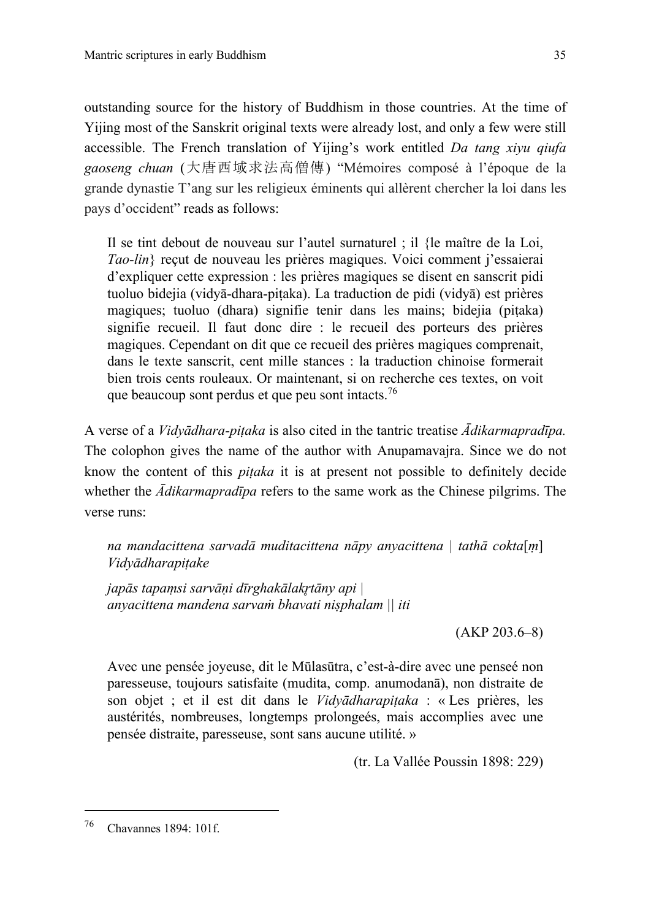outstanding source for the history of Buddhism in those countries. At the time of Yijing most of the Sanskrit original texts were already lost, and only a few were still accessible. The French translation of Yijing's work entitled *Da tang xiyu qiufa gaoseng chuan* (大唐西域求法高僧傳) "Mémoires composé à l'époque de la grande dynastie T'ang sur les religieux éminents qui allèrent chercher la loi dans les pays d'occident" reads as follows:

> Il se tint debout de nouveau sur l'autel surnaturel ; il {le maître de la Loi, *Tao-lin*} reçut de nouveau les prières magiques. Voici comment j'essaierai d'expliquer cette expression : les prières magiques se disent en sanscrit pidi tuoluo bidejia (vidyā-dhara-piṭaka). La traduction de pidi (vidyā) est prières magiques; tuoluo (dhara) signifie tenir dans les mains; bidejia (piṭaka) signifie recueil. Il faut donc dire : le recueil des porteurs des prières magiques. Cependant on dit que ce recueil des prières magiques comprenait, dans le texte sanscrit, cent mille stances : la traduction chinoise formerait bien trois cents rouleaux. Or maintenant, si on recherche ces textes, on voit que beaucoup sont perdus et que peu sont intacts.[76]

A verse of a *Vidyādhara-piṭaka* is also cited in the tantric treatise *Ādikarmapradīpa.* The colophon gives the name of the author with Anupamavajra. Since we do not know the content of this *piṭaka* it is at present not possible to definitely decide whether the *Ādikarmapradīpa* refers to the same work as the Chinese pilgrims. The verse runs:

> *na mandacittena sarvadā muditacittena nāpy anyacittena | tathā cokta*[*ṃ*] *Vidyādharapiṭake*
>
> *japās tapaṃsi sarvāṇi dīrghakālakr̥tāny api |*
> *anyacittena mandena sarvaṁ bhavati niṣphalam || iti*
>
> (AKP 203.6–8)

> Avec une pensée joyeuse, dit le Mūlasūtra, c'est-à-dire avec une penseé non paresseuse, toujours satisfaite (mudita, comp. anumodanā), non distraite de son objet ; et il est dit dans le *Vidyādharapiṭaka* : « Les prières, les austérités, nombreuses, longtemps prolongeés, mais accomplies avec une pensée distraite, paresseuse, sont sans aucune utilité. »
>
> (tr. La Vallée Poussin 1898: 229)

---

[76] Chavannes 1894: 101f.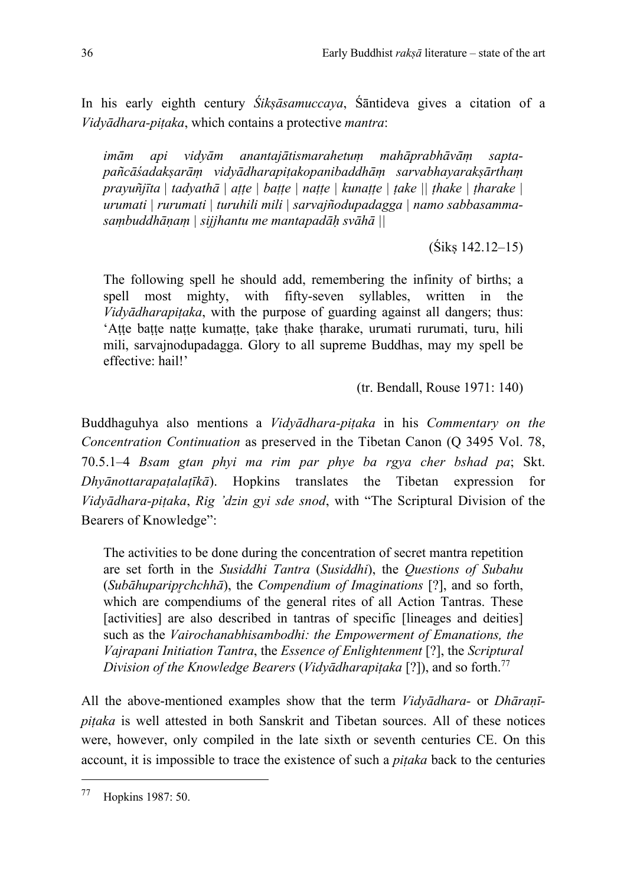In his early eighth century *Śikṣāsamuccaya*, Śāntideva gives a citation of a *Vidyādhara-piṭaka*, which contains a protective *mantra*:

> *imām api vidyām anantajātismarahetuṃ mahāprabhāvāṃ sapta-pañcāśadakṣarāṃ vidyādharapiṭakopanibaddhāṃ sarvabhayarakṣārthaṃ prayuñjīta | tadyathā | aṭṭe | baṭṭe | naṭṭe | kunaṭṭe | ṭake || ṭhake | ṭharake | urumati | rurumati | turuhili mili | sarvajñodupadagga | namo sabbasamma-saṃbuddhāṇaṃ | sijjhantu me mantapadāḥ svāhā ||*
>
> (Śikṣ 142.12–15)
>
> The following spell he should add, remembering the infinity of births; a spell most mighty, with fifty-seven syllables, written in the *Vidyādharapiṭaka*, with the purpose of guarding against all dangers; thus: 'Aṭṭe baṭṭe naṭṭe kumaṭṭe, ṭake ṭhake ṭharake, urumati rurumati, turu, hili mili, sarvajnodupadagga. Glory to all supreme Buddhas, may my spell be effective: hail!'
>
> (tr. Bendall, Rouse 1971: 140)

Buddhaguhya also mentions a *Vidyādhara-piṭaka* in his *Commentary on the Concentration Continuation* as preserved in the Tibetan Canon (Q 3495 Vol. 78, 70.5.1–4 *Bsam gtan phyi ma rim par phye ba rgya cher bshad pa*; Skt. *Dhyānottarapaṭalaṭīkā*). Hopkins translates the Tibetan expression for *Vidyādhara-piṭaka*, *Rig 'dzin gyi sde snod*, with "The Scriptural Division of the Bearers of Knowledge":

> The activities to be done during the concentration of secret mantra repetition are set forth in the *Susiddhi Tantra* (*Susiddhi*), the *Questions of Subahu* (*Subāhuparipṛchchhā*), the *Compendium of Imaginations* [?], and so forth, which are compendiums of the general rites of all Action Tantras. These [activities] are also described in tantras of specific [lineages and deities] such as the *Vairochanabhisambodhi: the Empowerment of Emanations, the Vajrapani Initiation Tantra*, the *Essence of Enlightenment* [?], the *Scriptural Division of the Knowledge Bearers* (*Vidyādharapiṭaka* [?]), and so forth.[77]

All the above-mentioned examples show that the term *Vidyādhara-* or *Dhāraṇī-piṭaka* is well attested in both Sanskrit and Tibetan sources. All of these notices were, however, only compiled in the late sixth or seventh centuries CE. On this account, it is impossible to trace the existence of such a *piṭaka* back to the centuries

---

[77] Hopkins 1987: 50.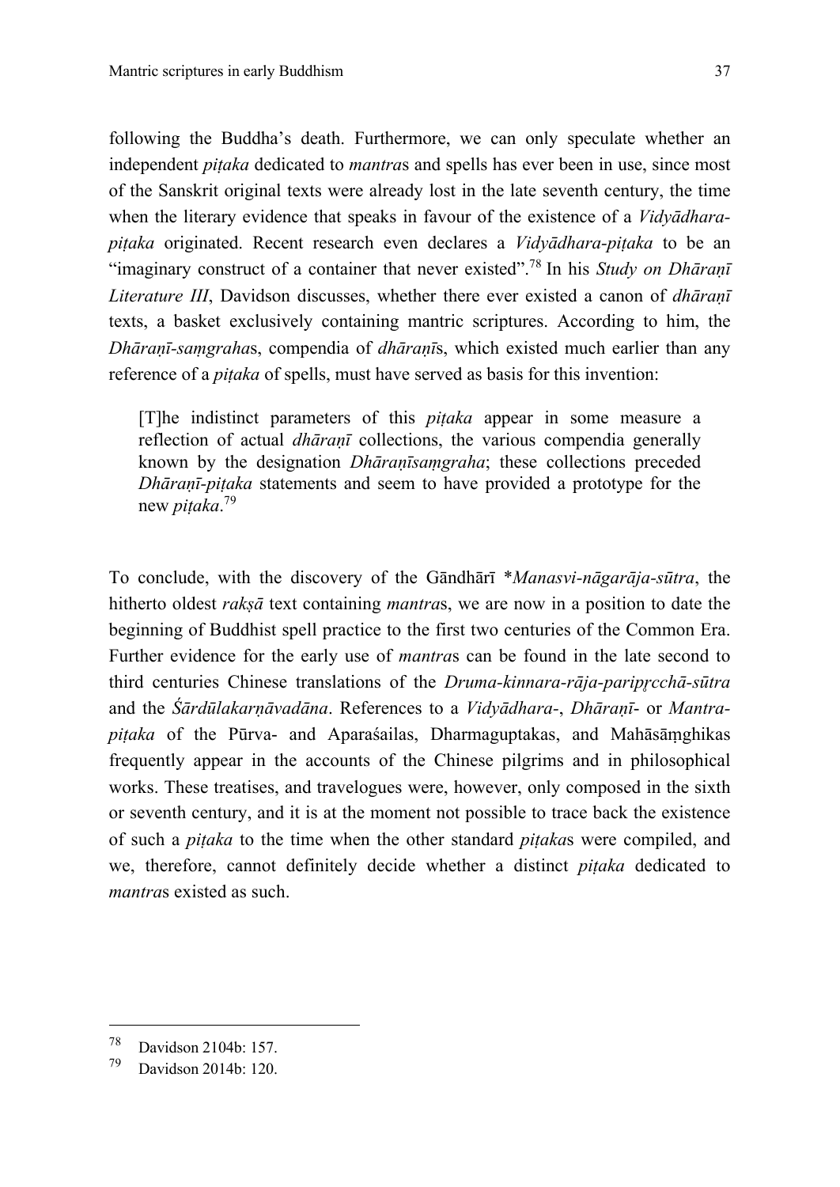following the Buddha's death. Furthermore, we can only speculate whether an independent *piṭaka* dedicated to *mantra*s and spells has ever been in use, since most of the Sanskrit original texts were already lost in the late seventh century, the time when the literary evidence that speaks in favour of the existence of a *Vidyādhara-piṭaka* originated. Recent research even declares a *Vidyādhara-piṭaka* to be an "imaginary construct of a container that never existed".[78] In his *Study on Dhāraṇī Literature III*, Davidson discusses, whether there ever existed a canon of *dhāraṇī* texts, a basket exclusively containing mantric scriptures. According to him, the *Dhāraṇī-saṃgraha*s, compendia of *dhāraṇī*s, which existed much earlier than any reference of a *piṭaka* of spells, must have served as basis for this invention:

> [T]he indistinct parameters of this *piṭaka* appear in some measure a reflection of actual *dhāraṇī* collections, the various compendia generally known by the designation *Dhāraṇīsaṃgraha*; these collections preceded *Dhāraṇī-piṭaka* statements and seem to have provided a prototype for the new *piṭaka*.[79]

To conclude, with the discovery of the Gāndhārī \**Manasvi-nāgarāja-sūtra*, the hitherto oldest *rakṣā* text containing *mantra*s, we are now in a position to date the beginning of Buddhist spell practice to the first two centuries of the Common Era. Further evidence for the early use of *mantra*s can be found in the late second to third centuries Chinese translations of the *Druma-kinnara-rāja-paripṛcchā-sūtra* and the *Śārdūlakarṇāvadāna*. References to a *Vidyādhara-*, *Dhāraṇī-* or *Mantra-piṭaka* of the Pūrva- and Aparaśailas, Dharmaguptakas, and Mahāsāṃghikas frequently appear in the accounts of the Chinese pilgrims and in philosophical works. These treatises, and travelogues were, however, only composed in the sixth or seventh century, and it is at the moment not possible to trace back the existence of such a *piṭaka* to the time when the other standard *piṭaka*s were compiled, and we, therefore, cannot definitely decide whether a distinct *piṭaka* dedicated to *mantra*s existed as such.

---

[78] Davidson 2104b: 157.

[79] Davidson 2014b: 120.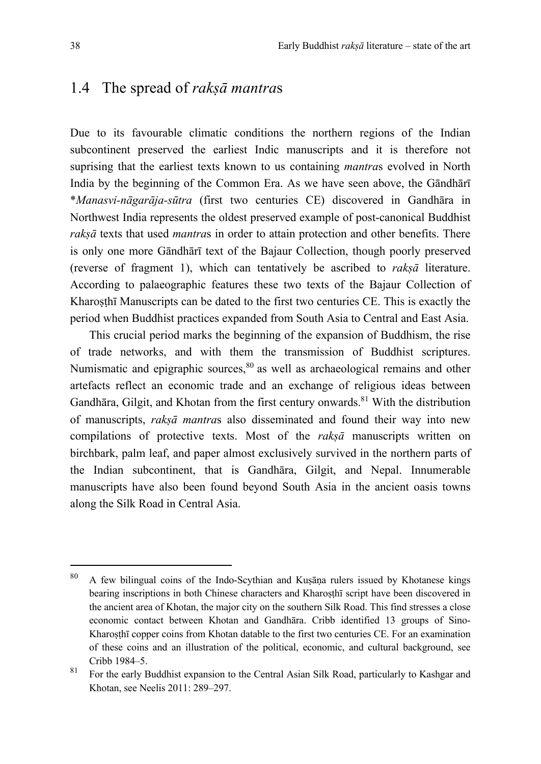## 1.4 The spread of *rakṣā mantra*s

Due to its favourable climatic conditions the northern regions of the Indian subcontinent preserved the earliest Indic manuscripts and it is therefore not suprising that the earliest texts known to us containing *mantra*s evolved in North India by the beginning of the Common Era. As we have seen above, the Gāndhārī \**Manasvi-nāgarāja-sūtra* (first two centuries CE) discovered in Gandhāra in Northwest India represents the oldest preserved example of post-canonical Buddhist *rakṣā* texts that used *mantra*s in order to attain protection and other benefits. There is only one more Gāndhārī text of the Bajaur Collection, though poorly preserved (reverse of fragment 1), which can tentatively be ascribed to *rakṣā* literature. According to palaeographic features these two texts of the Bajaur Collection of Kharoṣṭhī Manuscripts can be dated to the first two centuries CE. This is exactly the period when Buddhist practices expanded from South Asia to Central and East Asia.

This crucial period marks the beginning of the expansion of Buddhism, the rise of trade networks, and with them the transmission of Buddhist scriptures. Numismatic and epigraphic sources,[80] as well as archaeological remains and other artefacts reflect an economic trade and an exchange of religious ideas between Gandhāra, Gilgit, and Khotan from the first century onwards.[81] With the distribution of manuscripts, *rakṣā mantra*s also disseminated and found their way into new compilations of protective texts. Most of the *rakṣā* manuscripts written on birchbark, palm leaf, and paper almost exclusively survived in the northern parts of the Indian subcontinent, that is Gandhāra, Gilgit, and Nepal. Innumerable manuscripts have also been found beyond South Asia in the ancient oasis towns along the Silk Road in Central Asia.

---

[80] A few bilingual coins of the Indo-Scythian and Kuṣāṇa rulers issued by Khotanese kings bearing inscriptions in both Chinese characters and Kharoṣṭhī script have been discovered in the ancient area of Khotan, the major city on the southern Silk Road. This find stresses a close economic contact between Khotan and Gandhāra. Cribb identified 13 groups of Sino-Kharoṣṭhī copper coins from Khotan datable to the first two centuries CE. For an examination of these coins and an illustration of the political, economic, and cultural background, see Cribb 1984–5.

[81] For the early Buddhist expansion to the Central Asian Silk Road, particularly to Kashgar and Khotan, see Neelis 2011: 289–297.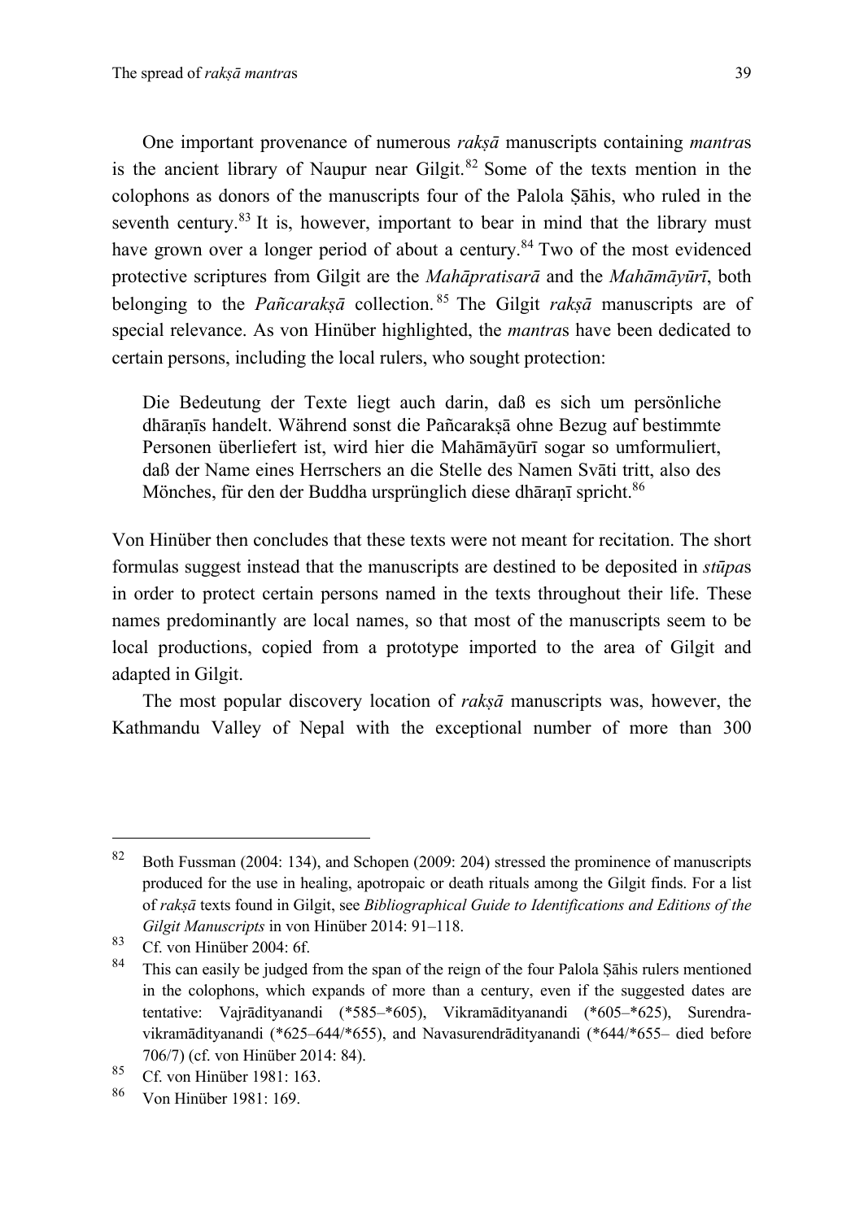One important provenance of numerous *rakṣā* manuscripts containing *mantra*s is the ancient library of Naupur near Gilgit.[82] Some of the texts mention in the colophons as donors of the manuscripts four of the Palola Ṣāhis, who ruled in the seventh century.[83] It is, however, important to bear in mind that the library must have grown over a longer period of about a century.[84] Two of the most evidenced protective scriptures from Gilgit are the *Mahāpratisarā* and the *Mahāmāyūrī*, both belonging to the *Pañcarakṣā* collection.[85] The Gilgit *rakṣā* manuscripts are of special relevance. As von Hinüber highlighted, the *mantra*s have been dedicated to certain persons, including the local rulers, who sought protection:

> Die Bedeutung der Texte liegt auch darin, daß es sich um persönliche dhāraṇīs handelt. Während sonst die Pañcarakṣā ohne Bezug auf bestimmte Personen überliefert ist, wird hier die Mahāmāyūrī sogar so umformuliert, daß der Name eines Herrschers an die Stelle des Namen Svāti tritt, also des Mönches, für den der Buddha ursprünglich diese dhāraṇī spricht.[86]

Von Hinüber then concludes that these texts were not meant for recitation. The short formulas suggest instead that the manuscripts are destined to be deposited in *stūpa*s in order to protect certain persons named in the texts throughout their life. These names predominantly are local names, so that most of the manuscripts seem to be local productions, copied from a prototype imported to the area of Gilgit and adapted in Gilgit.

The most popular discovery location of *rakṣā* manuscripts was, however, the Kathmandu Valley of Nepal with the exceptional number of more than 300

---

[82] Both Fussman (2004: 134), and Schopen (2009: 204) stressed the prominence of manuscripts produced for the use in healing, apotropaic or death rituals among the Gilgit finds. For a list of *rakṣā* texts found in Gilgit, see *Bibliographical Guide to Identifications and Editions of the Gilgit Manuscripts* in von Hinüber 2014: 91–118.

[83] Cf. von Hinüber 2004: 6f.

[84] This can easily be judged from the span of the reign of the four Palola Ṣāhis rulers mentioned in the colophons, which expands of more than a century, even if the suggested dates are tentative: Vajrādityanandi (*585–*605), Vikramādityanandi (*605–*625), Surendravikramādityanandi (*625–644/*655), and Navasurendrādityanandi (*644/*655– died before 706/7) (cf. von Hinüber 2014: 84).

[85] Cf. von Hinüber 1981: 163.

[86] Von Hinüber 1981: 169.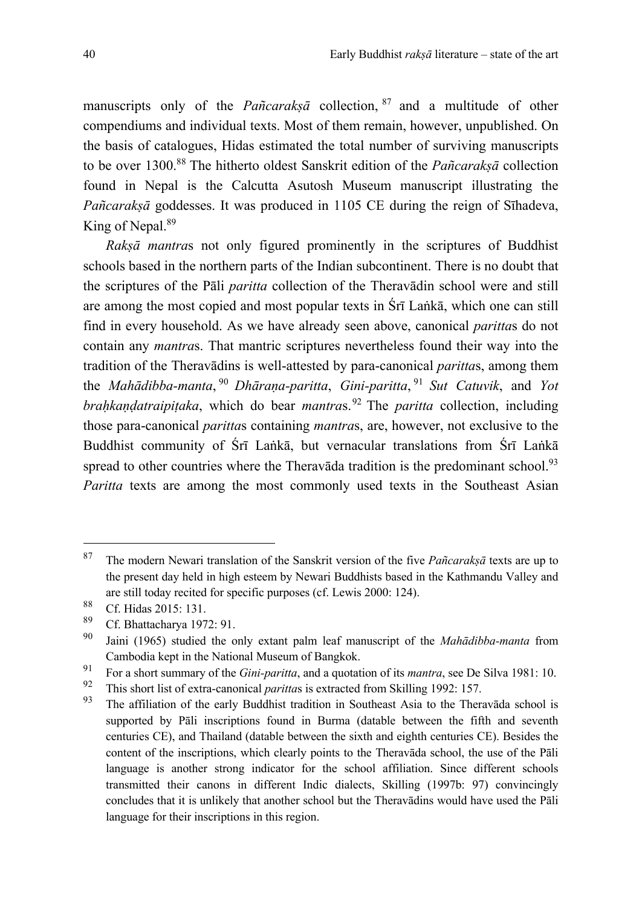manuscripts only of the *Pañcarakṣā* collection, [87] and a multitude of other compendiums and individual texts. Most of them remain, however, unpublished. On the basis of catalogues, Hidas estimated the total number of surviving manuscripts to be over 1300.[88] The hitherto oldest Sanskrit edition of the *Pañcarakṣā* collection found in Nepal is the Calcutta Asutosh Museum manuscript illustrating the *Pañcarakṣā* goddesses. It was produced in 1105 CE during the reign of Sīhadeva, King of Nepal.[89]

*Rakṣā mantra*s not only figured prominently in the scriptures of Buddhist schools based in the northern parts of the Indian subcontinent. There is no doubt that the scriptures of the Pāli *paritta* collection of the Theravādin school were and still are among the most copied and most popular texts in Śrī Laṅkā, which one can still find in every household. As we have already seen above, canonical *paritta*s do not contain any *mantra*s. That mantric scriptures nevertheless found their way into the tradition of the Theravādins is well-attested by para-canonical *paritta*s, among them the *Mahādibba-manta*, [90] *Dhāraṇa-paritta*, *Gini-paritta*, [91] *Sut Catuvik*, and *Yot braḥkaṇḍatraipiṭaka*, which do bear *mantra*s. [92] The *paritta* collection, including those para-canonical *paritta*s containing *mantra*s, are, however, not exclusive to the Buddhist community of Śrī Laṅkā, but vernacular translations from Śrī Laṅkā spread to other countries where the Theravāda tradition is the predominant school.[93] *Paritta* texts are among the most commonly used texts in the Southeast Asian

---

[87] The modern Newari translation of the Sanskrit version of the five *Pañcarakṣā* texts are up to the present day held in high esteem by Newari Buddhists based in the Kathmandu Valley and are still today recited for specific purposes (cf. Lewis 2000: 124).

[88] Cf. Hidas 2015: 131.

[89] Cf. Bhattacharya 1972: 91.

[90] Jaini (1965) studied the only extant palm leaf manuscript of the *Mahādibba-manta* from Cambodia kept in the National Museum of Bangkok.

[91] For a short summary of the *Gini-paritta*, and a quotation of its *mantra*, see De Silva 1981: 10.

[92] This short list of extra-canonical *paritta*s is extracted from Skilling 1992: 157.

[93] The affiliation of the early Buddhist tradition in Southeast Asia to the Theravāda school is supported by Pāli inscriptions found in Burma (datable between the fifth and seventh centuries CE), and Thailand (datable between the sixth and eighth centuries CE). Besides the content of the inscriptions, which clearly points to the Theravāda school, the use of the Pāli language is another strong indicator for the school affiliation. Since different schools transmitted their canons in different Indic dialects, Skilling (1997b: 97) convincingly concludes that it is unlikely that another school but the Theravādins would have used the Pāli language for their inscriptions in this region.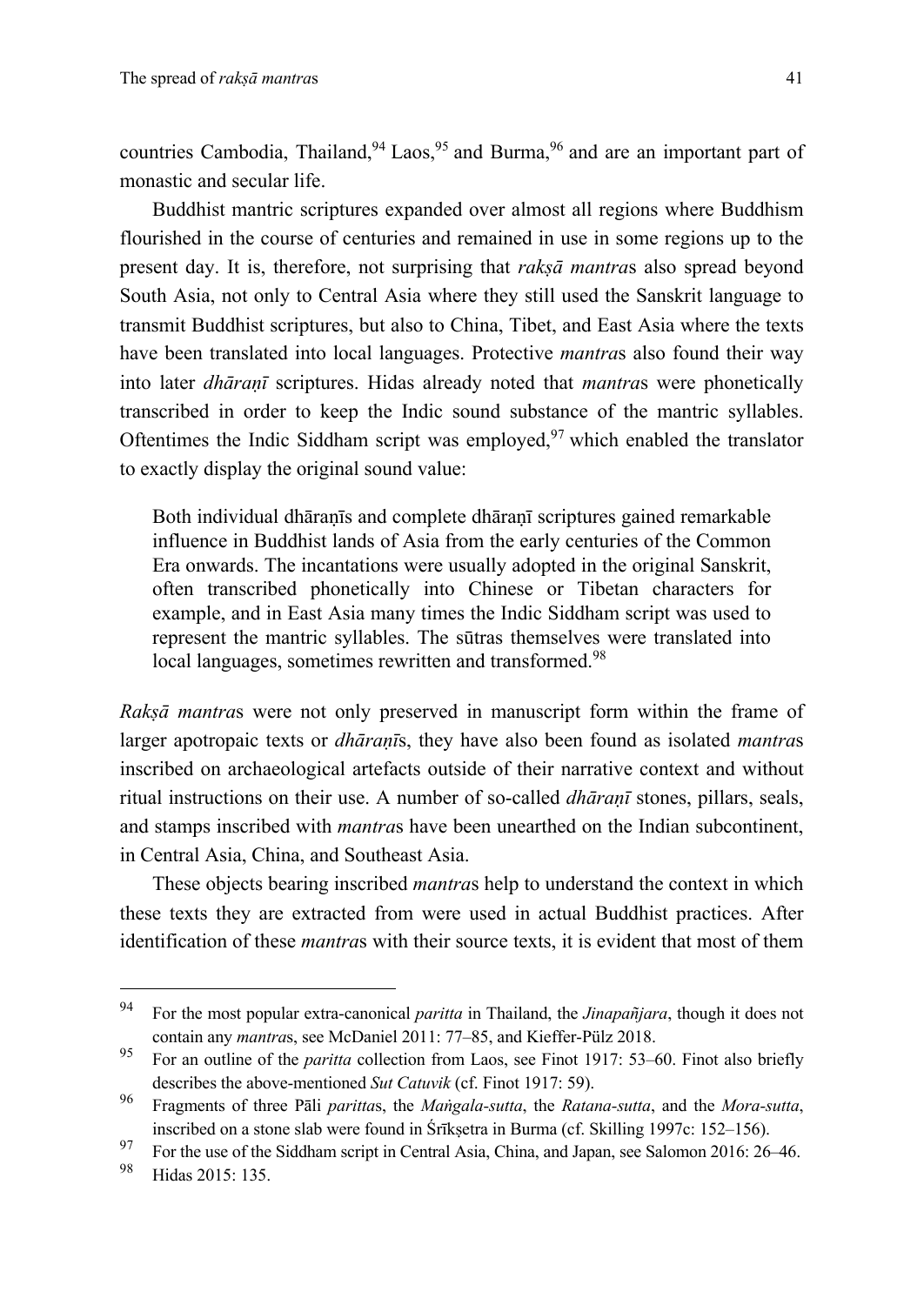countries Cambodia, Thailand,[94] Laos,[95] and Burma,[96] and are an important part of monastic and secular life.

Buddhist mantric scriptures expanded over almost all regions where Buddhism flourished in the course of centuries and remained in use in some regions up to the present day. It is, therefore, not surprising that *rakṣā mantra*s also spread beyond South Asia, not only to Central Asia where they still used the Sanskrit language to transmit Buddhist scriptures, but also to China, Tibet, and East Asia where the texts have been translated into local languages. Protective *mantra*s also found their way into later *dhāraṇī* scriptures. Hidas already noted that *mantra*s were phonetically transcribed in order to keep the Indic sound substance of the mantric syllables. Oftentimes the Indic Siddham script was employed,[97] which enabled the translator to exactly display the original sound value:

> Both individual dhāraṇīs and complete dhāraṇī scriptures gained remarkable influence in Buddhist lands of Asia from the early centuries of the Common Era onwards. The incantations were usually adopted in the original Sanskrit, often transcribed phonetically into Chinese or Tibetan characters for example, and in East Asia many times the Indic Siddham script was used to represent the mantric syllables. The sūtras themselves were translated into local languages, sometimes rewritten and transformed.[98]

*Rakṣā mantra*s were not only preserved in manuscript form within the frame of larger apotropaic texts or *dhāraṇī*s, they have also been found as isolated *mantra*s inscribed on archaeological artefacts outside of their narrative context and without ritual instructions on their use. A number of so-called *dhāraṇī* stones, pillars, seals, and stamps inscribed with *mantra*s have been unearthed on the Indian subcontinent, in Central Asia, China, and Southeast Asia.

These objects bearing inscribed *mantra*s help to understand the context in which these texts they are extracted from were used in actual Buddhist practices. After identification of these *mantra*s with their source texts, it is evident that most of them

---

[94] For the most popular extra-canonical *paritta* in Thailand, the *Jinapañjara*, though it does not contain any *mantra*s, see McDaniel 2011: 77–85, and Kieffer-Pülz 2018.

[95] For an outline of the *paritta* collection from Laos, see Finot 1917: 53–60. Finot also briefly describes the above-mentioned *Sut Catuvik* (cf. Finot 1917: 59).

[96] Fragments of three Pāli *paritta*s, the *Maṅgala-sutta*, the *Ratana-sutta*, and the *Mora-sutta*, inscribed on a stone slab were found in Śrīkṣetra in Burma (cf. Skilling 1997c: 152–156).

[97] For the use of the Siddham script in Central Asia, China, and Japan, see Salomon 2016: 26–46.

[98] Hidas 2015: 135.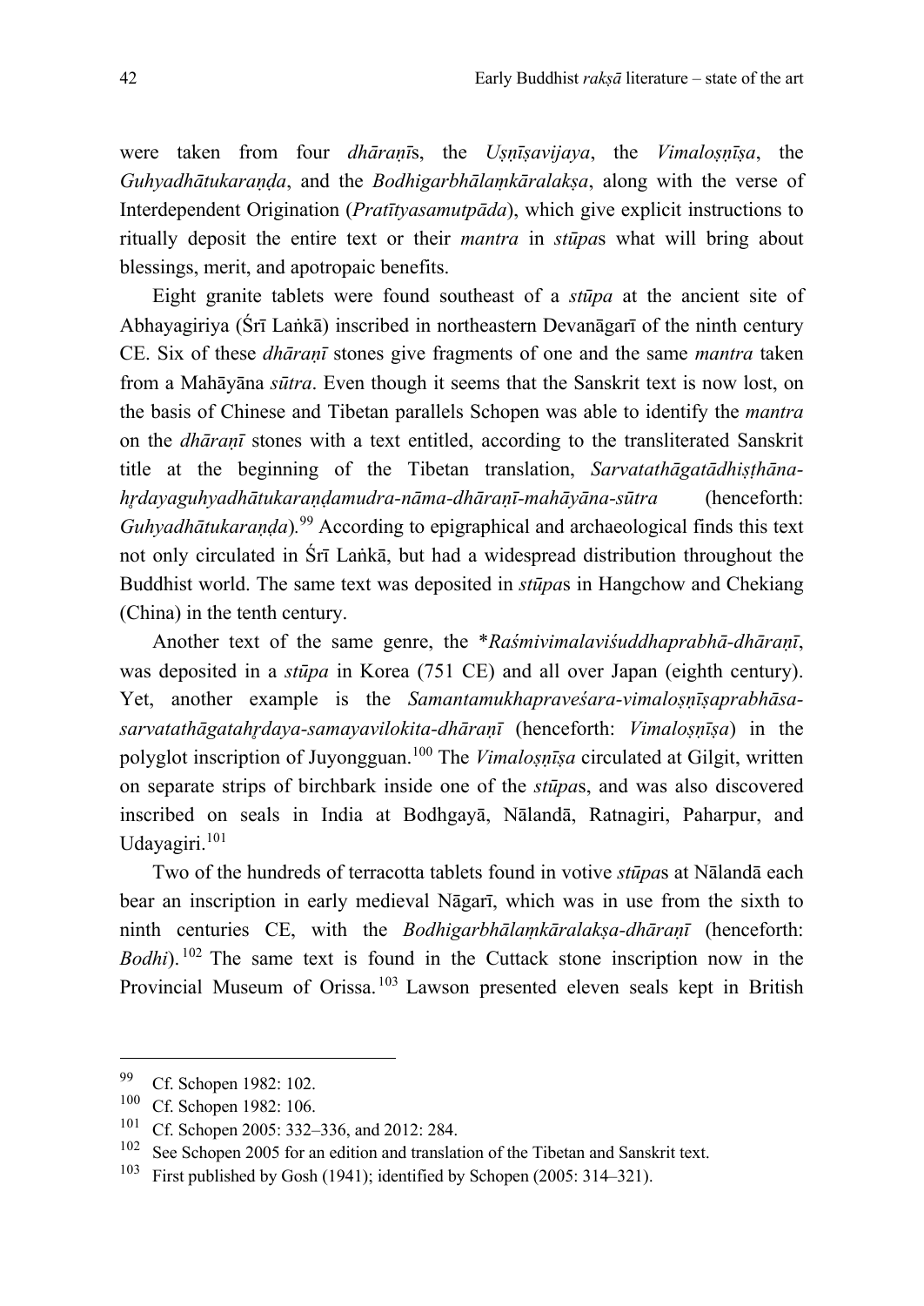were taken from four *dhāraṇī*s, the *Uṣṇīṣavijaya*, the *Vimaloṣṇīṣa*, the *Guhyadhātukaraṇḍa*, and the *Bodhigarbhālaṃkāralakṣa*, along with the verse of Interdependent Origination (*Pratītyasamutpāda*), which give explicit instructions to ritually deposit the entire text or their *mantra* in *stūpa*s what will bring about blessings, merit, and apotropaic benefits.

Eight granite tablets were found southeast of a *stūpa* at the ancient site of Abhayagiriya (Śrī Laṅkā) inscribed in northeastern Devanāgarī of the ninth century CE. Six of these *dhāraṇī* stones give fragments of one and the same *mantra* taken from a Mahāyāna *sūtra*. Even though it seems that the Sanskrit text is now lost, on the basis of Chinese and Tibetan parallels Schopen was able to identify the *mantra* on the *dhāraṇī* stones with a text entitled, according to the transliterated Sanskrit title at the beginning of the Tibetan translation, *Sarvatathāgatādhiṣṭhāna-hṛdayaguhyadhātukaraṇḍamudra-nāma-dhāraṇī-mahāyāna-sūtra* (henceforth: *Guhyadhātukaraṇḍa*).[99] According to epigraphical and archaeological finds this text not only circulated in Śrī Laṅkā, but had a widespread distribution throughout the Buddhist world. The same text was deposited in *stūpa*s in Hangchow and Chekiang (China) in the tenth century.

Another text of the same genre, the \**Raśmivimalaviśuddhaprabhā-dhāraṇī*, was deposited in a *stūpa* in Korea (751 CE) and all over Japan (eighth century). Yet, another example is the *Samantamukhapraveśara-vimaloṣṇīṣaprabhāsa-sarvatathāgatahṛdaya-samayavilokita-dhāraṇī* (henceforth: *Vimaloṣṇīṣa*) in the polyglot inscription of Juyongguan.[100] The *Vimaloṣṇīṣa* circulated at Gilgit, written on separate strips of birchbark inside one of the *stūpa*s, and was also discovered inscribed on seals in India at Bodhgayā, Nālandā, Ratnagiri, Paharpur, and Udayagiri.[101]

Two of the hundreds of terracotta tablets found in votive *stūpa*s at Nālandā each bear an inscription in early medieval Nāgarī, which was in use from the sixth to ninth centuries CE, with the *Bodhigarbhālaṃkāralakṣa-dhāraṇī* (henceforth: *Bodhi*).[102] The same text is found in the Cuttack stone inscription now in the Provincial Museum of Orissa.[103] Lawson presented eleven seals kept in British

---

[99] Cf. Schopen 1982: 102.

[100] Cf. Schopen 1982: 106.

[101] Cf. Schopen 2005: 332–336, and 2012: 284.

[102] See Schopen 2005 for an edition and translation of the Tibetan and Sanskrit text.

[103] First published by Gosh (1941); identified by Schopen (2005: 314–321).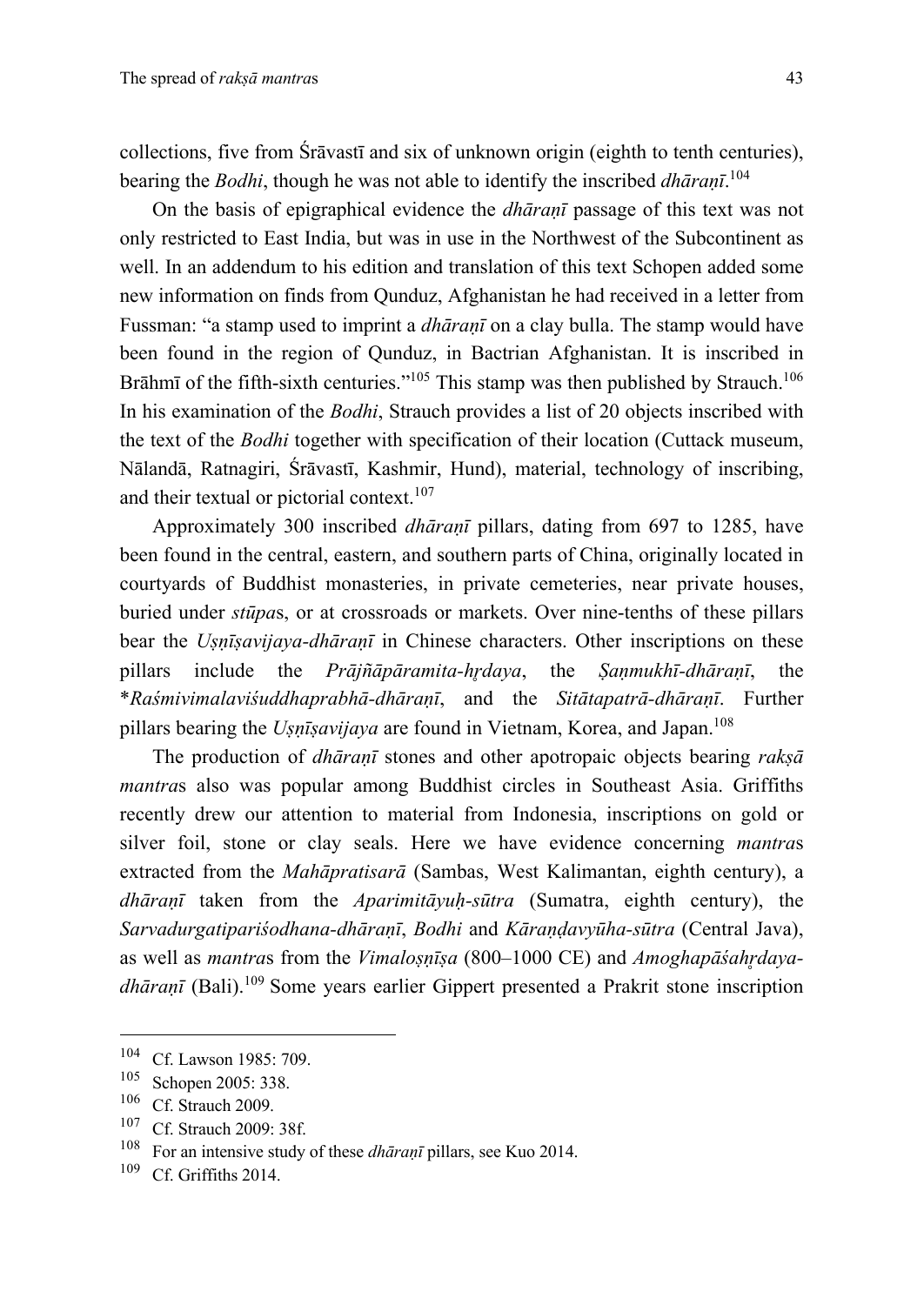collections, five from Śrāvastī and six of unknown origin (eighth to tenth centuries), bearing the *Bodhi*, though he was not able to identify the inscribed *dhāraṇī*.[104]

On the basis of epigraphical evidence the *dhāraṇī* passage of this text was not only restricted to East India, but was in use in the Northwest of the Subcontinent as well. In an addendum to his edition and translation of this text Schopen added some new information on finds from Qunduz, Afghanistan he had received in a letter from Fussman: "a stamp used to imprint a *dhāraṇī* on a clay bulla. The stamp would have been found in the region of Qunduz, in Bactrian Afghanistan. It is inscribed in Brāhmī of the fifth-sixth centuries."[105] This stamp was then published by Strauch.[106] In his examination of the *Bodhi*, Strauch provides a list of 20 objects inscribed with the text of the *Bodhi* together with specification of their location (Cuttack museum, Nālandā, Ratnagiri, Śrāvastī, Kashmir, Hund), material, technology of inscribing, and their textual or pictorial context.[107]

Approximately 300 inscribed *dhāraṇī* pillars, dating from 697 to 1285, have been found in the central, eastern, and southern parts of China, originally located in courtyards of Buddhist monasteries, in private cemeteries, near private houses, buried under *stūpa*s, or at crossroads or markets. Over nine-tenths of these pillars bear the *Uṣṇīṣavijaya-dhāraṇī* in Chinese characters. Other inscriptions on these pillars include the *Prājñāpāramita-hṛdaya*, the *Ṣaṇmukhī-dhāraṇī*, the *\*Raśmivimalaviśuddhaprabhā-dhāraṇī*, and the *Sitātapatrā-dhāraṇī*. Further pillars bearing the *Uṣṇīṣavijaya* are found in Vietnam, Korea, and Japan.[108]

The production of *dhāraṇī* stones and other apotropaic objects bearing *rakṣā mantra*s also was popular among Buddhist circles in Southeast Asia. Griffiths recently drew our attention to material from Indonesia, inscriptions on gold or silver foil, stone or clay seals. Here we have evidence concerning *mantra*s extracted from the *Mahāpratisarā* (Sambas, West Kalimantan, eighth century), a *dhāraṇī* taken from the *Aparimitāyuḥ-sūtra* (Sumatra, eighth century), the *Sarvadurgatipariśodhana-dhāraṇī*, *Bodhi* and *Kāraṇḍavyūha-sūtra* (Central Java), as well as *mantra*s from the *Vimaloṣṇīṣa* (800–1000 CE) and *Amoghapāśahṛdaya-dhāraṇī* (Bali).[109] Some years earlier Gippert presented a Prakrit stone inscription

---

[104] Cf. Lawson 1985: 709.

[105] Schopen 2005: 338.

[106] Cf. Strauch 2009.

[107] Cf. Strauch 2009: 38f.

[108] For an intensive study of these *dhāraṇī* pillars, see Kuo 2014.

[109] Cf. Griffiths 2014.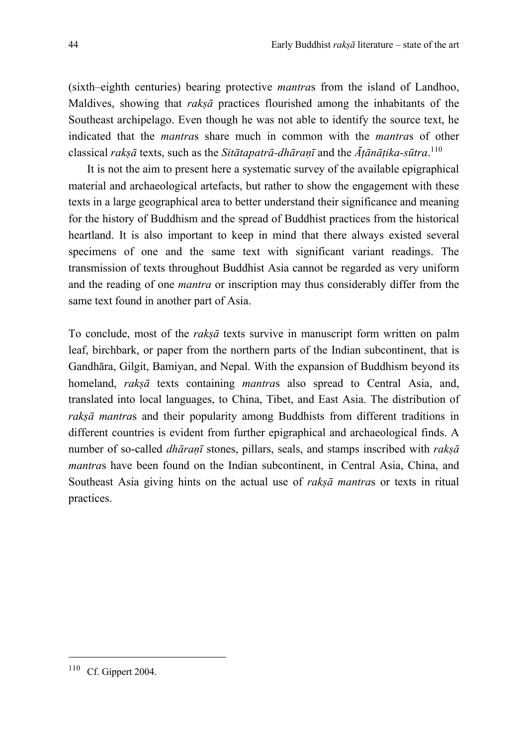(sixth–eighth centuries) bearing protective *mantra*s from the island of Landhoo, Maldives, showing that *rakṣā* practices flourished among the inhabitants of the Southeast archipelago. Even though he was not able to identify the source text, he indicated that the *mantra*s share much in common with the *mantra*s of other classical *rakṣā* texts, such as the *Sitātapatrā-dhāraṇī* and the *Āṭānāṭika-sūtra*.[110]

It is not the aim to present here a systematic survey of the available epigraphical material and archaeological artefacts, but rather to show the engagement with these texts in a large geographical area to better understand their significance and meaning for the history of Buddhism and the spread of Buddhist practices from the historical heartland. It is also important to keep in mind that there always existed several specimens of one and the same text with significant variant readings. The transmission of texts throughout Buddhist Asia cannot be regarded as very uniform and the reading of one *mantra* or inscription may thus considerably differ from the same text found in another part of Asia.

To conclude, most of the *rakṣā* texts survive in manuscript form written on palm leaf, birchbark, or paper from the northern parts of the Indian subcontinent, that is Gandhāra, Gilgit, Bamiyan, and Nepal. With the expansion of Buddhism beyond its homeland, *rakṣā* texts containing *mantra*s also spread to Central Asia, and, translated into local languages, to China, Tibet, and East Asia. The distribution of *rakṣā mantra*s and their popularity among Buddhists from different traditions in different countries is evident from further epigraphical and archaeological finds. A number of so-called *dhāraṇī* stones, pillars, seals, and stamps inscribed with *rakṣā mantra*s have been found on the Indian subcontinent, in Central Asia, China, and Southeast Asia giving hints on the actual use of *rakṣā mantra*s or texts in ritual practices.

---

[110] Cf. Gippert 2004.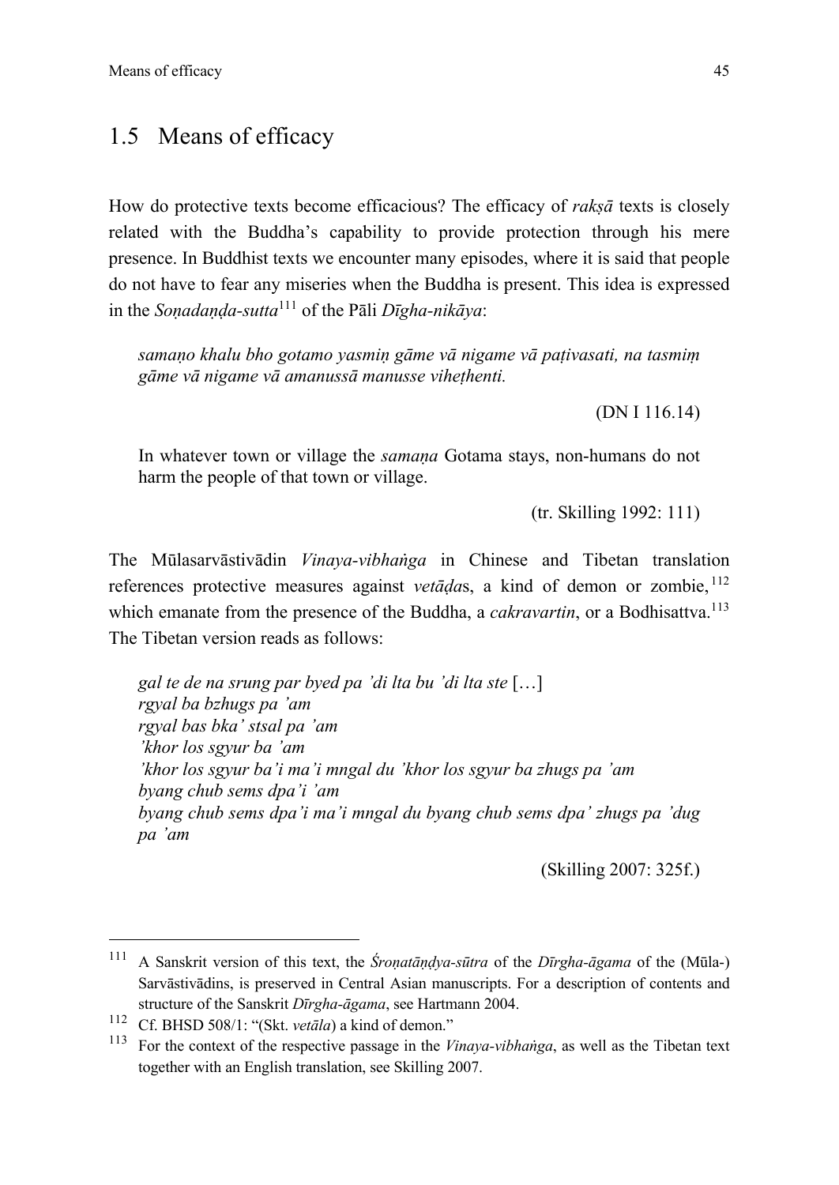## 1.5 Means of efficacy

How do protective texts become efficacious? The efficacy of *rakṣā* texts is closely related with the Buddha's capability to provide protection through his mere presence. In Buddhist texts we encounter many episodes, where it is said that people do not have to fear any miseries when the Buddha is present. This idea is expressed in the *Soṇadaṇḍa-sutta*[111] of the Pāli *Dīgha-nikāya*:

> *samaṇo khalu bho gotamo yasmiṃ gāme vā nigame vā paṭivasati, na tasmiṃ gāme vā nigame vā amanussā manusse viheṭhenti.*
>
> (DN I 116.14)
>
> In whatever town or village the *samaṇa* Gotama stays, non-humans do not harm the people of that town or village.
>
> (tr. Skilling 1992: 111)

The Mūlasarvāstivādin *Vinaya-vibhaṅga* in Chinese and Tibetan translation references protective measures against *vetāḍa*s, a kind of demon or zombie,[112] which emanate from the presence of the Buddha, a *cakravartin*, or a Bodhisattva.[113] The Tibetan version reads as follows:

> *gal te de na srung par byed pa 'di lta bu 'di lta ste* […]
> *rgyal ba bzhugs pa 'am*
> *rgyal bas bka' stsal pa 'am*
> *'khor los sgyur ba 'am*
> *'khor los sgyur ba'i ma'i mngal du 'khor los sgyur ba zhugs pa 'am*
> *byang chub sems dpa'i 'am*
> *byang chub sems dpa'i ma'i mngal du byang chub sems dpa' zhugs pa 'dug pa 'am*
>
> (Skilling 2007: 325f.)

---

[111] A Sanskrit version of this text, the *Śroṇatāṇḍya-sūtra* of the *Dīrgha-āgama* of the (Mūla-) Sarvāstivādins, is preserved in Central Asian manuscripts. For a description of contents and structure of the Sanskrit *Dīrgha-āgama*, see Hartmann 2004.

[112] Cf. BHSD 508/1: "(Skt. *vetāla*) a kind of demon."

[113] For the context of the respective passage in the *Vinaya-vibhaṅga*, as well as the Tibetan text together with an English translation, see Skilling 2007.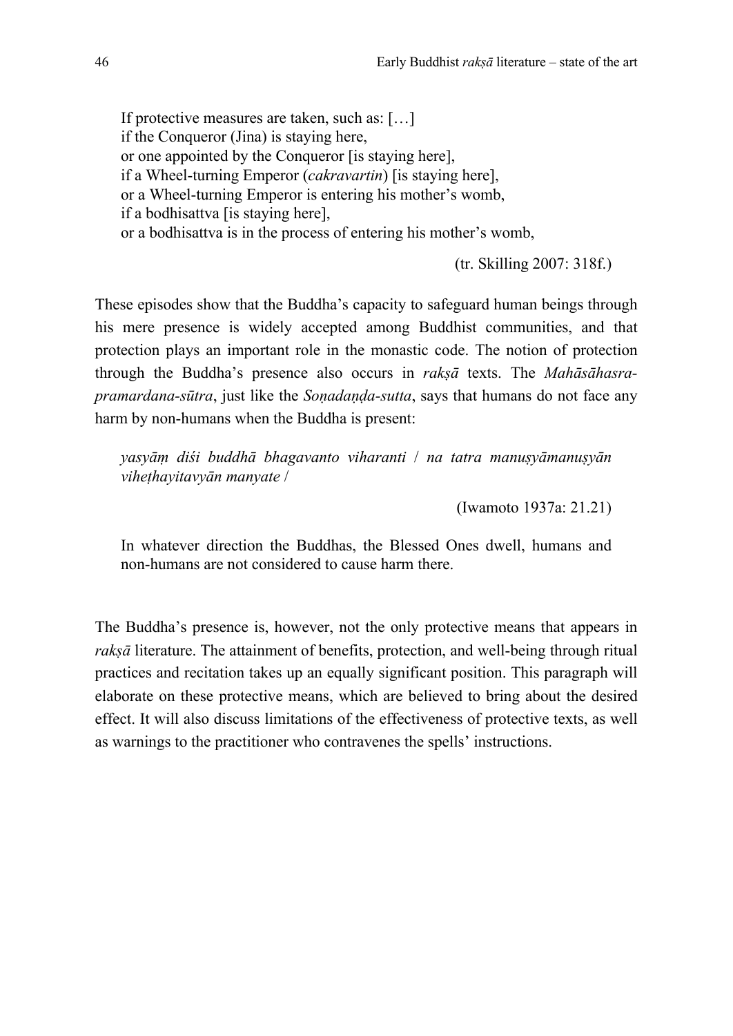> If protective measures are taken, such as: […]
> if the Conqueror (Jina) is staying here,
> or one appointed by the Conqueror [is staying here],
> if a Wheel-turning Emperor (*cakravartin*) [is staying here],
> or a Wheel-turning Emperor is entering his mother's womb,
> if a bodhisattva [is staying here],
> or a bodhisattva is in the process of entering his mother's womb,
>
> (tr. Skilling 2007: 318f.)

These episodes show that the Buddha's capacity to safeguard human beings through his mere presence is widely accepted among Buddhist communities, and that protection plays an important role in the monastic code. The notion of protection through the Buddha's presence also occurs in *rakṣā* texts. The *Mahāsāhasra-pramardana-sūtra*, just like the *Soṇadaṇḍa-sutta*, says that humans do not face any harm by non-humans when the Buddha is present:

> *yasyāṃ diśi buddhā bhagavanto viharanti / na tatra manuṣyāmanuṣyān viheṭhayitavyān manyate /*
>
> (Iwamoto 1937a: 21.21)

> In whatever direction the Buddhas, the Blessed Ones dwell, humans and non-humans are not considered to cause harm there.

The Buddha's presence is, however, not the only protective means that appears in *rakṣā* literature. The attainment of benefits, protection, and well-being through ritual practices and recitation takes up an equally significant position. This paragraph will elaborate on these protective means, which are believed to bring about the desired effect. It will also discuss limitations of the effectiveness of protective texts, as well as warnings to the practitioner who contravenes the spells' instructions.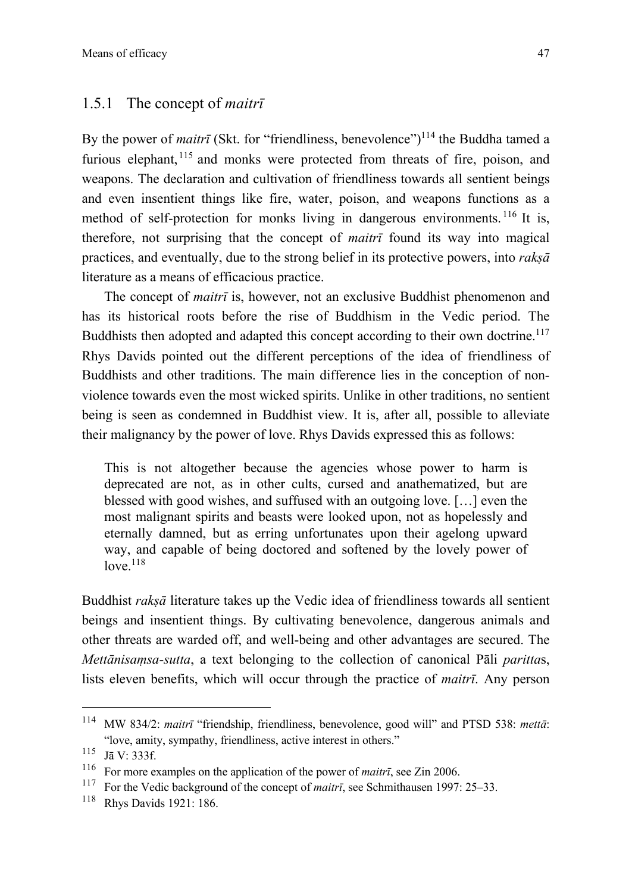### 1.5.1 The concept of *maitrī*

By the power of *maitrī* (Skt. for "friendliness, benevolence")[114] the Buddha tamed a furious elephant,[115] and monks were protected from threats of fire, poison, and weapons. The declaration and cultivation of friendliness towards all sentient beings and even insentient things like fire, water, poison, and weapons functions as a method of self-protection for monks living in dangerous environments.[116] It is, therefore, not surprising that the concept of *maitrī* found its way into magical practices, and eventually, due to the strong belief in its protective powers, into *rakṣā* literature as a means of efficacious practice.

The concept of *maitrī* is, however, not an exclusive Buddhist phenomenon and has its historical roots before the rise of Buddhism in the Vedic period. The Buddhists then adopted and adapted this concept according to their own doctrine.[117] Rhys Davids pointed out the different perceptions of the idea of friendliness of Buddhists and other traditions. The main difference lies in the conception of non-violence towards even the most wicked spirits. Unlike in other traditions, no sentient being is seen as condemned in Buddhist view. It is, after all, possible to alleviate their malignancy by the power of love. Rhys Davids expressed this as follows:

> This is not altogether because the agencies whose power to harm is deprecated are not, as in other cults, cursed and anathematized, but are blessed with good wishes, and suffused with an outgoing love. […] even the most malignant spirits and beasts were looked upon, not as hopelessly and eternally damned, but as erring unfortunates upon their agelong upward way, and capable of being doctored and softened by the lovely power of love.[118]

Buddhist *rakṣā* literature takes up the Vedic idea of friendliness towards all sentient beings and insentient things. By cultivating benevolence, dangerous animals and other threats are warded off, and well-being and other advantages are secured. The *Mettānisaṃsa-sutta*, a text belonging to the collection of canonical Pāli *paritta*s, lists eleven benefits, which will occur through the practice of *maitrī*. Any person

---

[114] MW 834/2: *maitrī* "friendship, friendliness, benevolence, good will" and PTSD 538: *mettā*: "love, amity, sympathy, friendliness, active interest in others."

[115] Jā V: 333f.

[116] For more examples on the application of the power of *maitrī*, see Zin 2006.

[117] For the Vedic background of the concept of *maitrī*, see Schmithausen 1997: 25–33.

[118] Rhys Davids 1921: 186.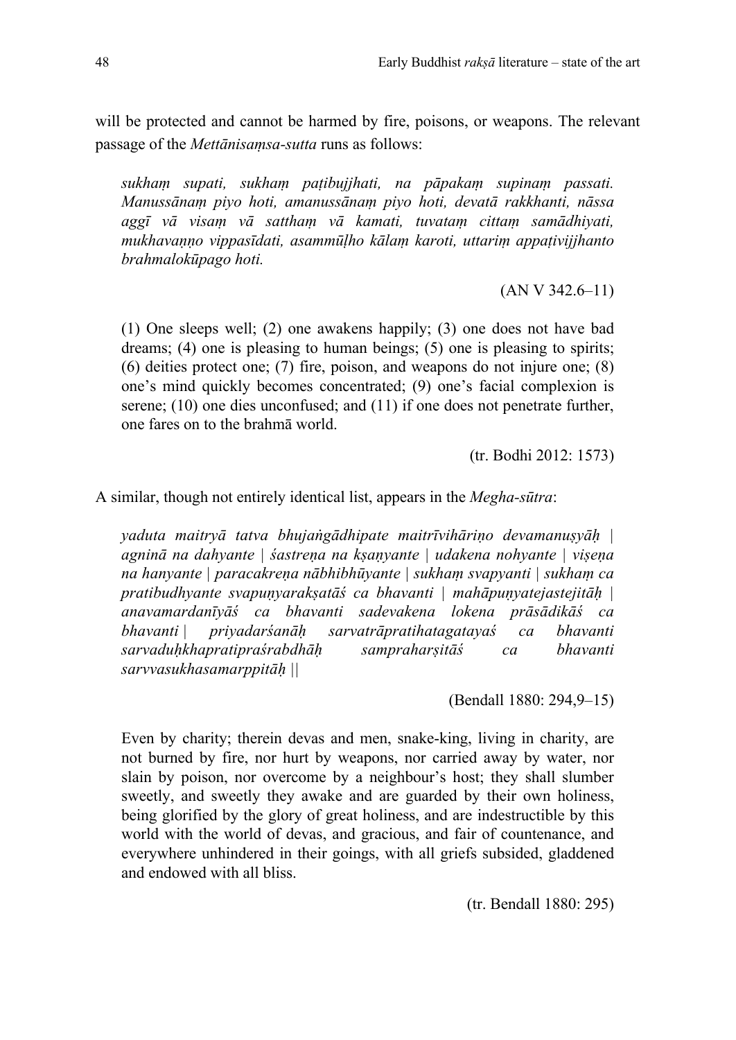will be protected and cannot be harmed by fire, poisons, or weapons. The relevant passage of the *Mettānisaṃsa-sutta* runs as follows:

> *sukhaṃ supati, sukhaṃ paṭibujjhati, na pāpakaṃ supinaṃ passati. Manussānaṃ piyo hoti, amanussānaṃ piyo hoti, devatā rakkhanti, nāssa aggī vā visaṃ vā satthaṃ vā kamati, tuvataṃ cittaṃ samādhiyati, mukhavaṇṇo vippasīdati, asammūḷho kālaṃ karoti, uttariṃ appaṭivijjhanto brahmalokūpago hoti.*
>
> (AN V 342.6–11)
>
> (1) One sleeps well; (2) one awakens happily; (3) one does not have bad dreams; (4) one is pleasing to human beings; (5) one is pleasing to spirits; (6) deities protect one; (7) fire, poison, and weapons do not injure one; (8) one's mind quickly becomes concentrated; (9) one's facial complexion is serene; (10) one dies unconfused; and (11) if one does not penetrate further, one fares on to the brahmā world.
>
> (tr. Bodhi 2012: 1573)

A similar, though not entirely identical list, appears in the *Megha-sūtra*:

> *yaduta maitryā tatva bhujaṅgādhipate maitrīvihāriṇo devamanuṣyāḥ | agninā na dahyante | śastreṇa na kṣaṇyante | udakena nohyante | viṣeṇa na hanyante | paracakreṇa nābhibhūyante | sukhaṃ svapyanti | sukhaṃ ca pratibudhyante svapuṇyarakṣatāś ca bhavanti | mahāpuṇyatejastejitāḥ | anavamardanīyāś ca bhavanti sadevakena lokena prāsādikāś ca bhavanti | priyadarśanāḥ sarvatrāpratihatagatayaś ca bhavanti sarvaduḥkhapratipraśrabdhāḥ sampraharṣitāś ca bhavanti sarvvasukhasamarppitāḥ ||*
>
> (Bendall 1880: 294,9–15)
>
> Even by charity; therein devas and men, snake-king, living in charity, are not burned by fire, nor hurt by weapons, nor carried away by water, nor slain by poison, nor overcome by a neighbour's host; they shall slumber sweetly, and sweetly they awake and are guarded by their own holiness, being glorified by the glory of great holiness, and are indestructible by this world with the world of devas, and gracious, and fair of countenance, and everywhere unhindered in their goings, with all griefs subsided, gladdened and endowed with all bliss.
>
> (tr. Bendall 1880: 295)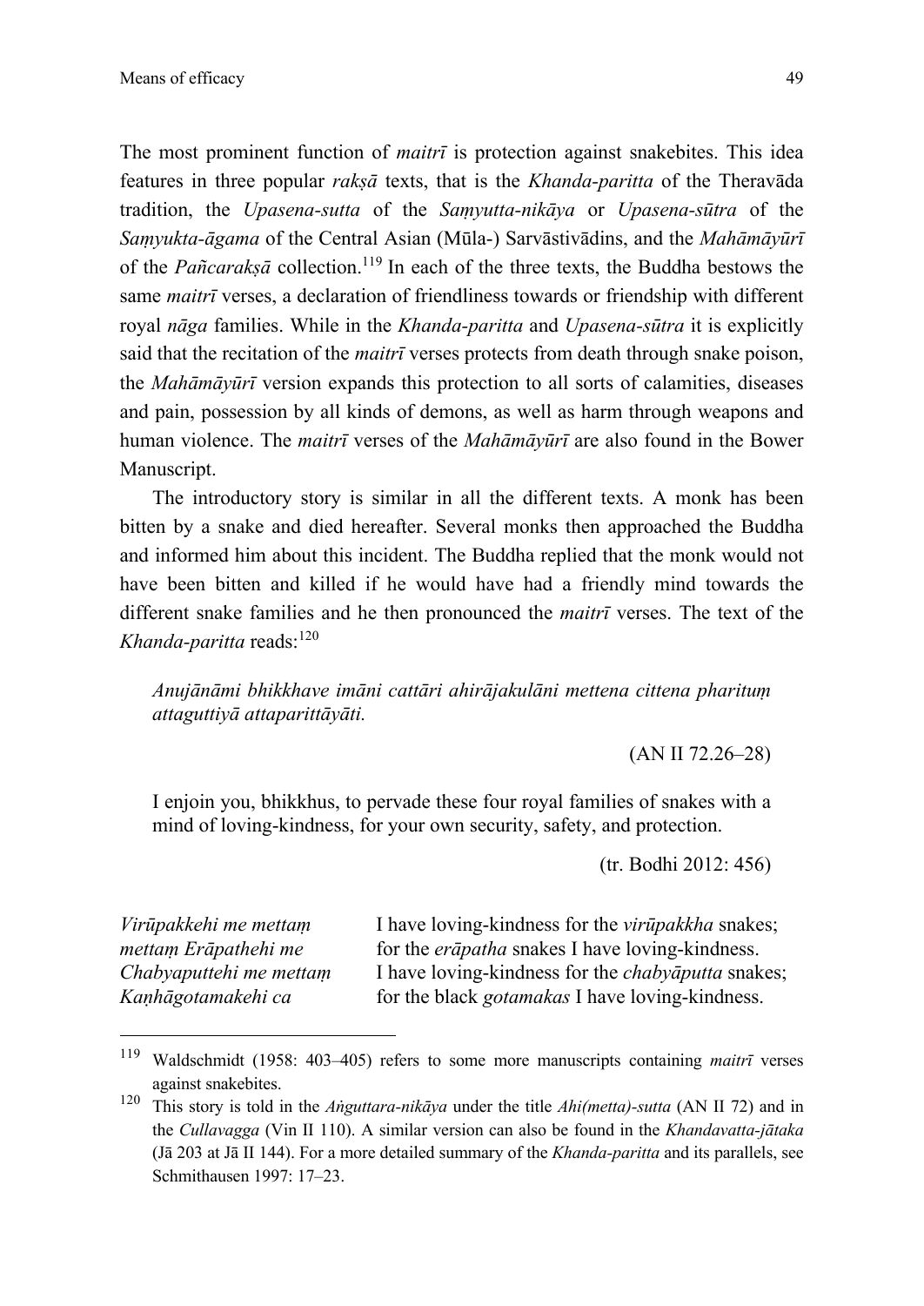The most prominent function of *maitrī* is protection against snakebites. This idea features in three popular *rakṣā* texts, that is the *Khanda-paritta* of the Theravāda tradition, the *Upasena-sutta* of the *Saṃyutta-nikāya* or *Upasena-sūtra* of the *Saṃyukta-āgama* of the Central Asian (Mūla-) Sarvāstivādins, and the *Mahāmāyūrī* of the *Pañcarakṣā* collection.[119] In each of the three texts, the Buddha bestows the same *maitrī* verses, a declaration of friendliness towards or friendship with different royal *nāga* families. While in the *Khanda-paritta* and *Upasena-sūtra* it is explicitly said that the recitation of the *maitrī* verses protects from death through snake poison, the *Mahāmāyūrī* version expands this protection to all sorts of calamities, diseases and pain, possession by all kinds of demons, as well as harm through weapons and human violence. The *maitrī* verses of the *Mahāmāyūrī* are also found in the Bower Manuscript.

The introductory story is similar in all the different texts. A monk has been bitten by a snake and died hereafter. Several monks then approached the Buddha and informed him about this incident. The Buddha replied that the monk would not have been bitten and killed if he would have had a friendly mind towards the different snake families and he then pronounced the *maitrī* verses. The text of the *Khanda-paritta* reads:[120]

> *Anujānāmi bhikkhave imāni cattāri ahirājakulāni mettena cittena pharituṃ attaguttiyā attaparittāyāti.*
>
> (AN II 72.26–28)
>
> I enjoin you, bhikkhus, to pervade these four royal families of snakes with a mind of loving-kindness, for your own security, safety, and protection.
>
> (tr. Bodhi 2012: 456)

| | |
|---|---|
| *Virūpakkehi me mettaṃ* | I have loving-kindness for the *virūpakkha* snakes; |
| *mettaṃ Erāpathehi me* | for the *erāpatha* snakes I have loving-kindness. |
| *Chabyaputtehi me mettaṃ* | I have loving-kindness for the *chabyāputta* snakes; |
| *Kaṇhāgotamakehi ca* | for the black *gotamakas* I have loving-kindness. |

---

[119] Waldschmidt (1958: 403–405) refers to some more manuscripts containing *maitrī* verses against snakebites.

[120] This story is told in the *Aṅguttara-nikāya* under the title *Ahi(metta)-sutta* (AN II 72) and in the *Cullavagga* (Vin II 110). A similar version can also be found in the *Khandavatta-jātaka* (Jā 203 at Jā II 144). For a more detailed summary of the *Khanda-paritta* and its parallels, see Schmithausen 1997: 17–23.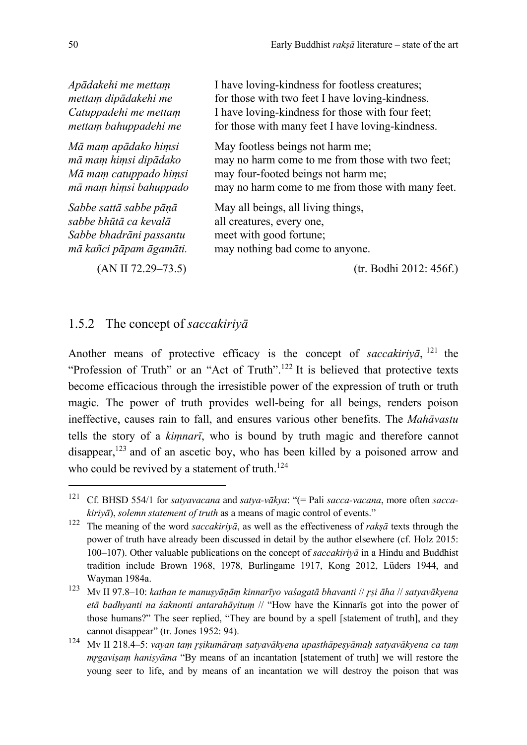| | |
|---|---|
| *Apādakehi me mettaṃ* | I have loving-kindness for footless creatures; |
| *mettaṃ dipādakehi me* | for those with two feet I have loving-kindness. |
| *Catuppadehi me mettaṃ* | I have loving-kindness for those with four feet; |
| *mettaṃ bahuppadehi me* | for those with many feet I have loving-kindness. |
| *Mā maṃ apādako hiṃsi* | May footless beings not harm me; |
| *mā maṃ hiṃsi dipādako* | may no harm come to me from those with two feet; |
| *Mā maṃ catuppado hiṃsi* | may four-footed beings not harm me; |
| *mā maṃ hiṃsi bahuppado* | may no harm come to me from those with many feet. |
| *Sabbe sattā sabbe pāṇā* | May all beings, all living things, |
| *sabbe bhūtā ca kevalā* | all creatures, every one, |
| *Sabbe bhadrāni passantu* | meet with good fortune; |
| *mā kañci pāpam āgamāti.* | may nothing bad come to anyone. |
| (AN II 72.29–73.5) | (tr. Bodhi 2012: 456f.) |

### 1.5.2 The concept of *saccakiriyā*

Another means of protective efficacy is the concept of *saccakiriyā*,[121] the "Profession of Truth" or an "Act of Truth".[122] It is believed that protective texts become efficacious through the irresistible power of the expression of truth or truth magic. The power of truth provides well-being for all beings, renders poison ineffective, causes rain to fall, and ensures various other benefits. The *Mahāvastu* tells the story of a *kiṃnarī*, who is bound by truth magic and therefore cannot disappear,[123] and of an ascetic boy, who has been killed by a poisoned arrow and who could be revived by a statement of truth.[124]

---

[121] Cf. BHSD 554/1 for *satyavacana* and *satya-vākya*: "(= Pali *sacca-vacana*, more often *sacca-kiriyā*), *solemn statement of truth* as a means of magic control of events."

[122] The meaning of the word *saccakiriyā*, as well as the effectiveness of *rakṣā* texts through the power of truth have already been discussed in detail by the author elsewhere (cf. Holz 2015: 100–107). Other valuable publications on the concept of *saccakiriyā* in a Hindu and Buddhist tradition include Brown 1968, 1978, Burlingame 1917, Kong 2012, Lüders 1944, and Wayman 1984a.

[123] Mv II 97.8–10: *kathan te manuṣyāṇāṃ kinnarīyo vaśagatā bhavanti // ṛṣi āha // satyavākyena etā badhyanti na śaknonti antarahāyituṃ* // "How have the Kinnarīs got into the power of those humans?" The seer replied, "They are bound by a spell [statement of truth], and they cannot disappear" (tr. Jones 1952: 94).

[124] Mv II 218.4–5: *vayan taṃ ṛṣikumāraṃ satyavākyena upasthāpeṣyāmaḥ satyavākyena ca taṃ mṛgaviṣaṃ haniṣyāma* "By means of an incantation [statement of truth] we will restore the young seer to life, and by means of an incantation we will destroy the poison that was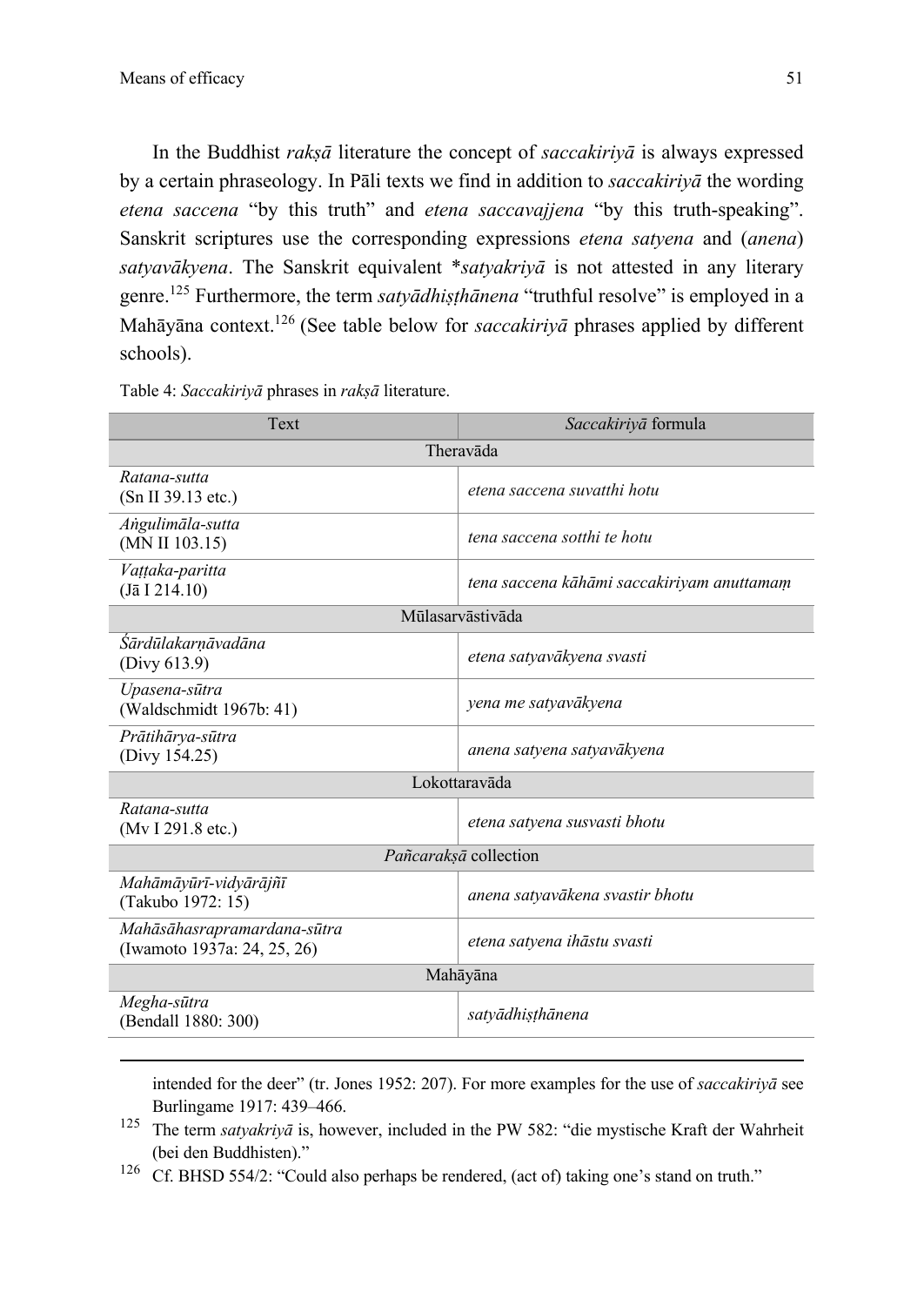In the Buddhist *rakṣā* literature the concept of *saccakiriyā* is always expressed by a certain phraseology. In Pāli texts we find in addition to *saccakiriyā* the wording *etena saccena* "by this truth" and *etena saccavajjena* "by this truth-speaking". Sanskrit scriptures use the corresponding expressions *etena satyena* and (*anena*) *satyavākyena*. The Sanskrit equivalent *\*satyakriyā* is not attested in any literary genre.[125] Furthermore, the term *satyādhiṣṭhānena* "truthful resolve" is employed in a Mahāyāna context.[126] (See table below for *saccakiriyā* phrases applied by different schools).

Table 4: *Saccakiriyā* phrases in *rakṣā* literature.

| Text | *Saccakiriyā* formula |
|---|---|
| Theravāda | |
| *Ratana-sutta* (Sn II 39.13 etc.) | *etena saccena suvatthi hotu* |
| *Aṅgulimāla-sutta* (MN II 103.15) | *tena saccena sotthi te hotu* |
| *Vaṭṭaka-paritta* (Jā I 214.10) | *tena saccena kāhāmi saccakiriyam anuttamaṃ* |
| Mūlasarvāstivāda | |
| *Śārdūlakarṇāvadāna* (Divy 613.9) | *etena satyavākyena svasti* |
| *Upasena-sūtra* (Waldschmidt 1967b: 41) | *yena me satyavākyena* |
| *Prātihārya-sūtra* (Divy 154.25) | *anena satyena satyavākyena* |
| Lokottaravāda | |
| *Ratana-sutta* (Mv I 291.8 etc.) | *etena satyena susvasti bhotu* |
| *Pañcarakṣā* collection | |
| *Mahāmāyūrī-vidyārājñī* (Takubo 1972: 15) | *anena satyavākena svastir bhotu* |
| *Mahāsāhasrapramardana-sūtra* (Iwamoto 1937a: 24, 25, 26) | *etena satyena ihāstu svasti* |
| Mahāyāna | |
| *Megha-sūtra* (Bendall 1880: 300) | *satyādhiṣṭhānena* |

---

intended for the deer" (tr. Jones 1952: 207). For more examples for the use of *saccakiriyā* see Burlingame 1917: 439–466.

[125] The term *satyakriyā* is, however, included in the PW 582: "die mystische Kraft der Wahrheit (bei den Buddhisten)."

[126] Cf. BHSD 554/2: "Could also perhaps be rendered, (act of) taking one's stand on truth."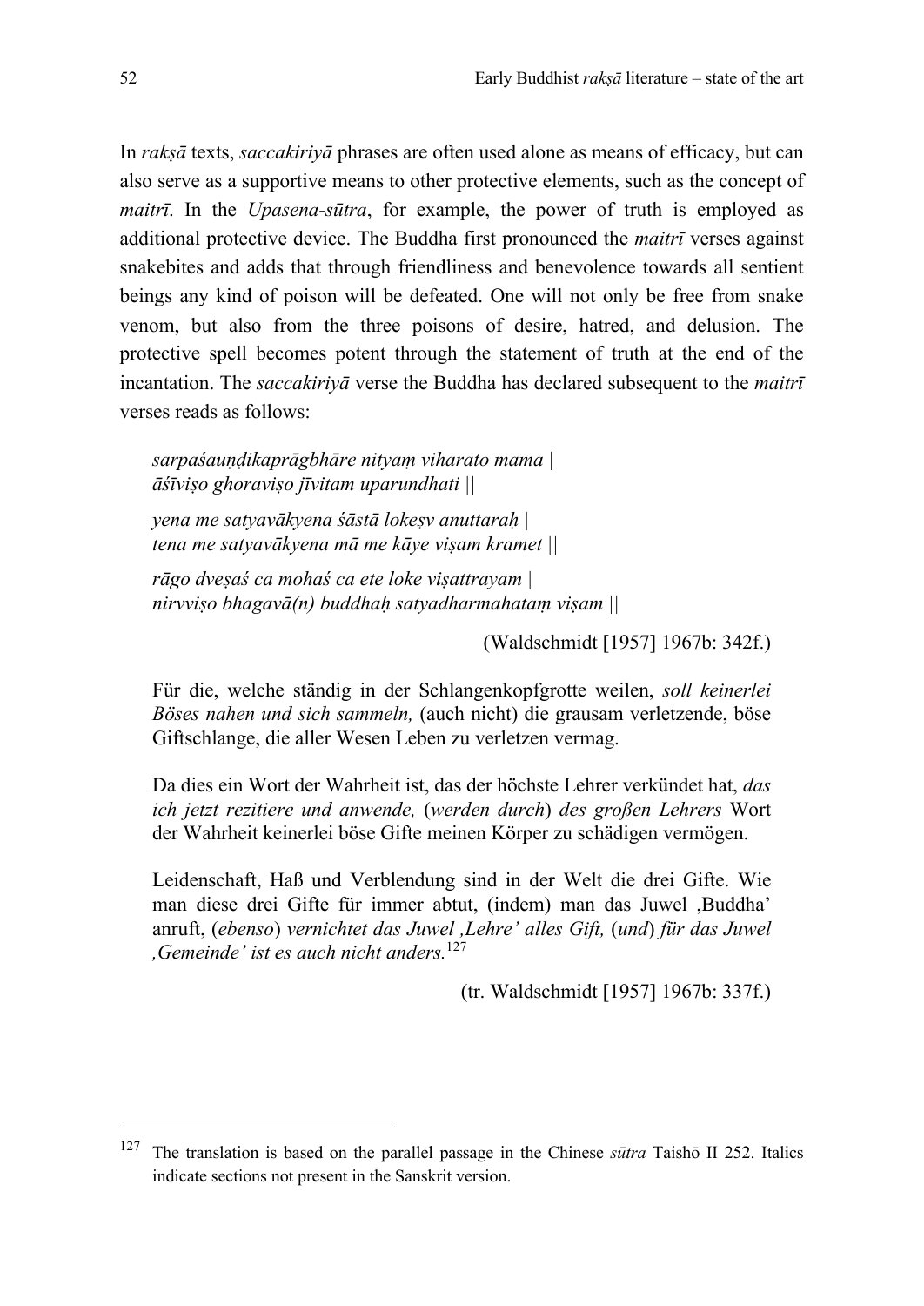In *rakṣā* texts, *saccakiriyā* phrases are often used alone as means of efficacy, but can also serve as a supportive means to other protective elements, such as the concept of *maitrī*. In the *Upasena-sūtra*, for example, the power of truth is employed as additional protective device. The Buddha first pronounced the *maitrī* verses against snakebites and adds that through friendliness and benevolence towards all sentient beings any kind of poison will be defeated. One will not only be free from snake venom, but also from the three poisons of desire, hatred, and delusion. The protective spell becomes potent through the statement of truth at the end of the incantation. The *saccakiriyā* verse the Buddha has declared subsequent to the *maitrī* verses reads as follows:

> *sarpaśauṇḍikaprāgbhāre nityaṃ viharato mama |*
> *āśīviṣo ghoraviṣo jīvitam uparundhati ||*
>
> *yena me satyavākyena śāstā lokeṣv anuttaraḥ |*
> *tena me satyavākyena mā me kāye viṣam kramet ||*
>
> *rāgo dveṣaś ca mohaś ca ete loke viṣattrayam |*
> *nirvviṣo bhagavā(n) buddhaḥ satyadharmahataṃ viṣam ||*
>
> (Waldschmidt [1957] 1967b: 342f.)

> Für die, welche ständig in der Schlangenkopfgrotte weilen, *soll keinerlei Böses nahen und sich sammeln,* (auch nicht) die grausam verletzende, böse Giftschlange, die aller Wesen Leben zu verletzen vermag.
>
> Da dies ein Wort der Wahrheit ist, das der höchste Lehrer verkündet hat, *das ich jetzt rezitiere und anwende,* (*werden durch*) *des großen Lehrers* Wort der Wahrheit keinerlei böse Gifte meinen Körper zu schädigen vermögen.
>
> Leidenschaft, Haß und Verblendung sind in der Welt die drei Gifte. Wie man diese drei Gifte für immer abtut, (indem) man das Juwel ‚Buddha' anruft, (*ebenso*) *vernichtet das Juwel ‚Lehre' alles Gift,* (*und*) *für das Juwel ‚Gemeinde' ist es auch nicht anders.*[127]
>
> (tr. Waldschmidt [1957] 1967b: 337f.)

---

[127] The translation is based on the parallel passage in the Chinese *sūtra* Taishō II 252. Italics indicate sections not present in the Sanskrit version.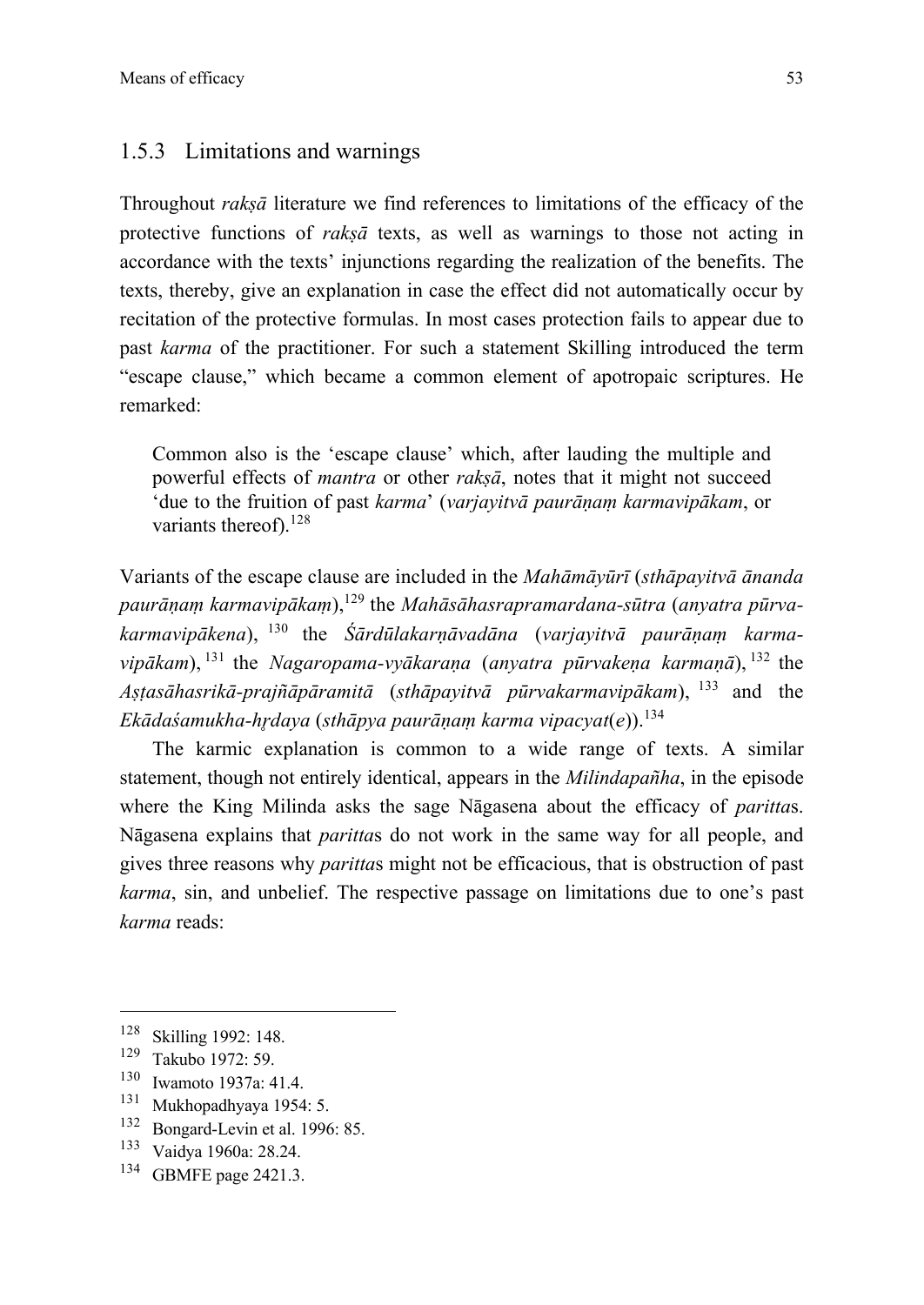### 1.5.3 Limitations and warnings

Throughout *rakṣā* literature we find references to limitations of the efficacy of the protective functions of *rakṣā* texts, as well as warnings to those not acting in accordance with the texts' injunctions regarding the realization of the benefits. The texts, thereby, give an explanation in case the effect did not automatically occur by recitation of the protective formulas. In most cases protection fails to appear due to past *karma* of the practitioner. For such a statement Skilling introduced the term "escape clause," which became a common element of apotropaic scriptures. He remarked:

> Common also is the 'escape clause' which, after lauding the multiple and powerful effects of *mantra* or other *rakṣā*, notes that it might not succeed 'due to the fruition of past *karma*' (*varjayitvā paurāṇaṃ karmavipākam*, or variants thereof).[128]

Variants of the escape clause are included in the *Mahāmāyūrī* (*sthāpayitvā ānanda paurāṇaṃ karmavipākaṃ*),[129] the *Mahāsāhasrapramardana-sūtra* (*anyatra pūrva-karmavipākena*),[130] the *Śārdūlakarṇāvadāna* (*varjayitvā paurāṇaṃ karma-vipākam*),[131] the *Nagaropama-vyākaraṇa* (*anyatra pūrvakeṇa karmaṇā*),[132] the *Aṣṭasāhasrikā-prajñāpāramitā* (*sthāpayitvā pūrvakarmavipākam*),[133] and the *Ekādaśamukha-hṛdaya* (*sthāpya paurāṇaṃ karma vipacyat*(*e*)).[134]

The karmic explanation is common to a wide range of texts. A similar statement, though not entirely identical, appears in the *Milindapañha*, in the episode where the King Milinda asks the sage Nāgasena about the efficacy of *paritta*s. Nāgasena explains that *paritta*s do not work in the same way for all people, and gives three reasons why *paritta*s might not be efficacious, that is obstruction of past *karma*, sin, and unbelief. The respective passage on limitations due to one's past *karma* reads:

---

[128] Skilling 1992: 148.

[129] Takubo 1972: 59.

[130] Iwamoto 1937a: 41.4.

[131] Mukhopadhyaya 1954: 5.

[132] Bongard-Levin et al. 1996: 85.

[133] Vaidya 1960a: 28.24.

[134] GBMFE page 2421.3.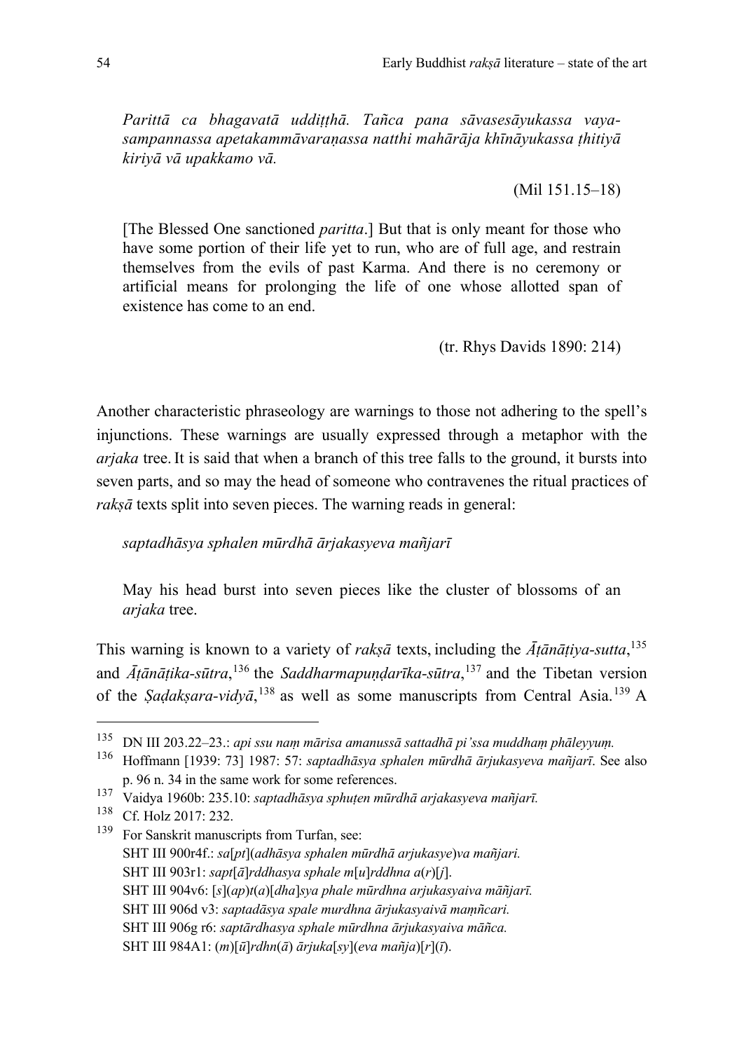*Parittā ca bhagavatā uddiṭṭhā. Tañca pana sāvasesāyukassa vaya-sampannassa apetakammāvaraṇassa natthi mahārāja khīṇāyukassa ṭhitiyā kiriyā vā upakkamo vā.*

(Mil 151.15–18)

[The Blessed One sanctioned *paritta*.] But that is only meant for those who have some portion of their life yet to run, who are of full age, and restrain themselves from the evils of past Karma. And there is no ceremony or artificial means for prolonging the life of one whose allotted span of existence has come to an end.

(tr. Rhys Davids 1890: 214)

Another characteristic phraseology are warnings to those not adhering to the spell's injunctions. These warnings are usually expressed through a metaphor with the *arjaka* tree. It is said that when a branch of this tree falls to the ground, it bursts into seven parts, and so may the head of someone who contravenes the ritual practices of *rakṣā* texts split into seven pieces. The warning reads in general:

*saptadhāsya sphalen mūrdhā ārjakasyeva mañjarī*

May his head burst into seven pieces like the cluster of blossoms of an *arjaka* tree.

This warning is known to a variety of *rakṣā* texts, including the *Āṭānāṭiya-sutta*,[135] and *Āṭānāṭika-sūtra*,[136] the *Saddharmapuṇḍarīka-sūtra*,[137] and the Tibetan version of the *Ṣaḍakṣara-vidyā*,[138] as well as some manuscripts from Central Asia.[139] A

---

[135] DN III 203.22–23.: *api ssu naṃ mārisa amanussā sattadhā pi'ssa muddhaṃ phāleyyuṃ.*

[136] Hoffmann [1939: 73] 1987: 57: *saptadhāsya sphalen mūrdhā ārjukasyeva mañjarī.* See also p. 96 n. 34 in the same work for some references.

[137] Vaidya 1960b: 235.10: *saptadhāsya sphuṭen mūrdhā arjakasyeva mañjarī.*

[138] Cf. Holz 2017: 232.

[139] For Sanskrit manuscripts from Turfan, see:
SHT III 900r4f.: *sa*[*pt*](*adhāsya sphalen mūrdhā arjukasye*)*va mañjari.*
SHT III 903r1: *sapt*[*ā*]*rddhasya sphale m*[*u*]*rddhna a*(*r*)[*j*].
SHT III 904v6: [*s*](*ap*)*t*(*a*)[*dha*]*sya phale mūrdhna arjukasyaiva māñjarī.*
SHT III 906d v3: *saptadāsya spale murdhna ārjukasyaivā maṃñcari.*
SHT III 906g r6: *saptārdhasya sphale mūrdhna ārjukasyaiva māñca.*
SHT III 984A1: (*m*)[*ū*]*rdhn*(*ā*) *ārjuka*[*sy*](*eva mañja*)[*r*](*ī*).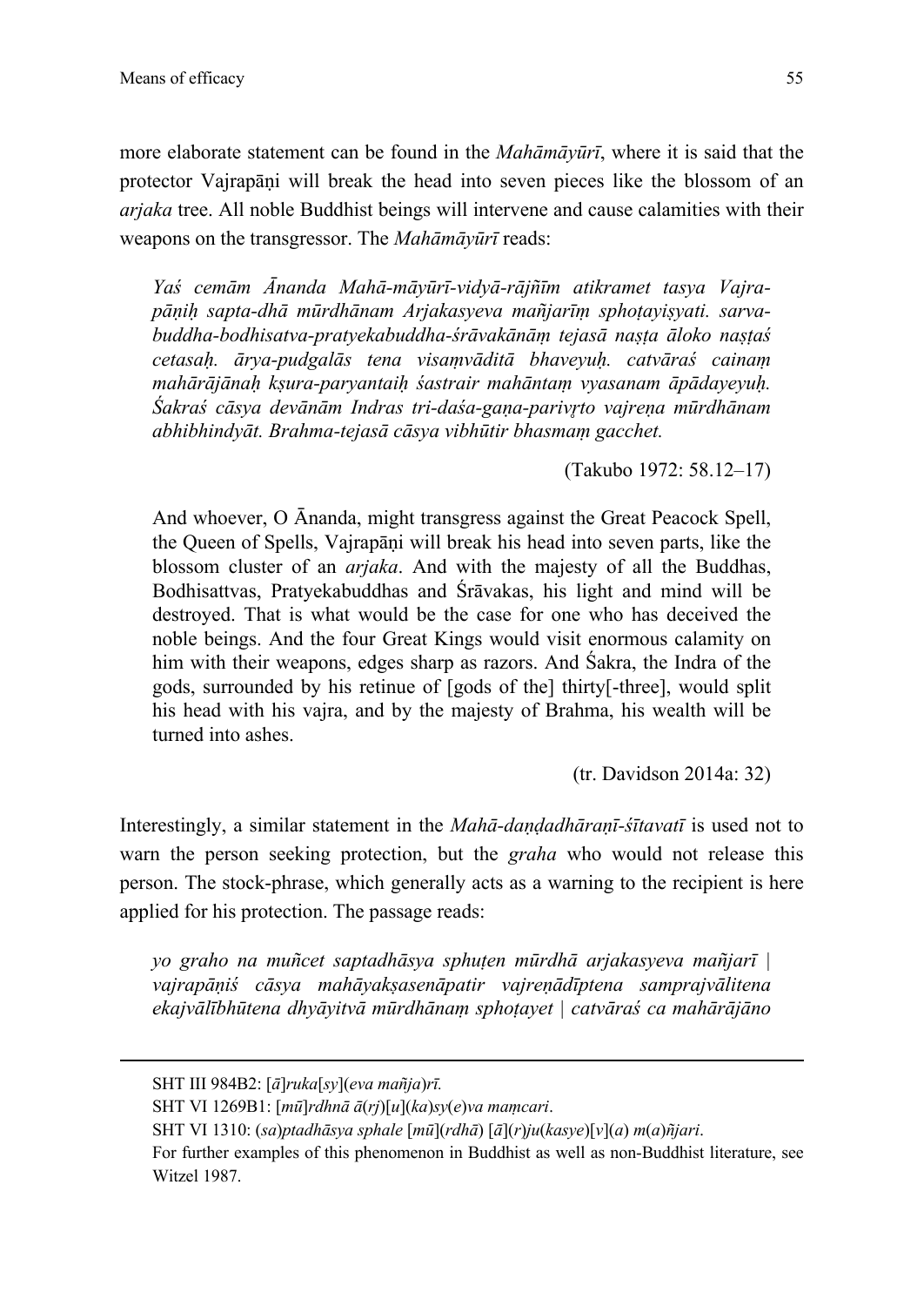more elaborate statement can be found in the *Mahāmāyūrī*, where it is said that the protector Vajrapāṇi will break the head into seven pieces like the blossom of an *arjaka* tree. All noble Buddhist beings will intervene and cause calamities with their weapons on the transgressor. The *Mahāmāyūrī* reads:

> *Yaś cemām Ānanda Mahā-māyūrī-vidyā-rājñīm atikramet tasya Vajra-pāṇiḥ sapta-dhā mūrdhānam Arjakasyeva mañjarīṃ sphoṭayiṣyati. sarva-buddha-bodhisatva-pratyekabuddha-śrāvakānāṃ tejasā naṣṭa āloko naṣṭaś cetasaḥ. ārya-pudgalās tena visaṃvāditā bhaveyuḥ. catvāraś cainaṃ mahārājānaḥ kṣura-paryantaiḥ śastrair mahāntaṃ vyasanam āpādayeyuḥ. Śakraś cāsya devānām Indras tri-daśa-gaṇa-parivṛto vajreṇa mūrdhānam abhibhindyāt. Brahma-tejasā cāsya vibhūtir bhasmaṃ gacchet.*
>
> (Takubo 1972: 58.12–17)

> And whoever, O Ānanda, might transgress against the Great Peacock Spell, the Queen of Spells, Vajrapāṇi will break his head into seven parts, like the blossom cluster of an *arjaka*. And with the majesty of all the Buddhas, Bodhisattvas, Pratyekabuddhas and Śrāvakas, his light and mind will be destroyed. That is what would be the case for one who has deceived the noble beings. And the four Great Kings would visit enormous calamity on him with their weapons, edges sharp as razors. And Śakra, the Indra of the gods, surrounded by his retinue of [gods of the] thirty[-three], would split his head with his vajra, and by the majesty of Brahma, his wealth will be turned into ashes.
>
> (tr. Davidson 2014a: 32)

Interestingly, a similar statement in the *Mahā-daṇḍadhāraṇī-śītavatī* is used not to warn the person seeking protection, but the *graha* who would not release this person. The stock-phrase, which generally acts as a warning to the recipient is here applied for his protection. The passage reads:

> *yo graho na muñcet saptadhāsya sphuṭen mūrdhā arjakasyeva mañjarī | vajrapāṇiś cāsya mahāyakṣasenāpatir vajreṇādīptena samprajvālitena ekajvālībhūtena dhyāyitvā mūrdhānaṃ sphoṭayet | catvāraś ca mahārājāno*

---

SHT III 984B2: [*ā*]*ruka*[*sy*](*eva mañja*)*rī.*

SHT VI 1269B1: [*mū*]*rdhnā ā*(*rj*)[*u*](*ka*)*sy*(*e*)*va maṃcari*.

SHT VI 1310: (*sa*)*ptadhāsya sphale* [*mū*](*rdhā*) [*ā*](*r*)*ju*(*kasye*)[*v*](*a*) *m*(*a*)*ñjari*.

For further examples of this phenomenon in Buddhist as well as non-Buddhist literature, see Witzel 1987.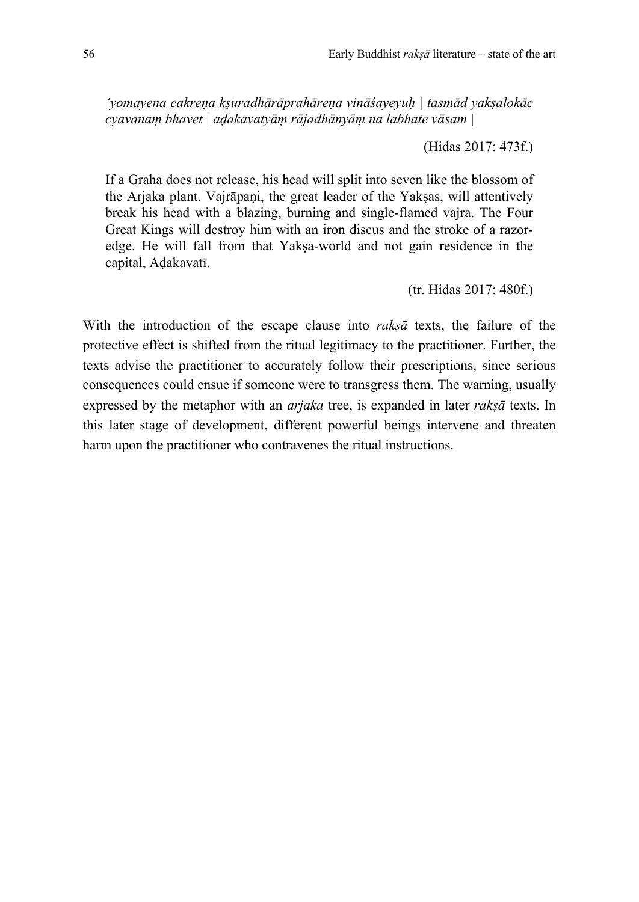*'yomayena cakreṇa kṣuradhārāprahāreṇa vināśayeyuḥ | tasmād yakṣalokāc cyavanaṃ bhavet | aḍakavatyāṃ rājadhānyāṃ na labhate vāsam |*

(Hidas 2017: 473f.)

If a Graha does not release, his head will split into seven like the blossom of the Arjaka plant. Vajrāpaṇi, the great leader of the Yakṣas, will attentively break his head with a blazing, burning and single-flamed vajra. The Four Great Kings will destroy him with an iron discus and the stroke of a razor-edge. He will fall from that Yakṣa-world and not gain residence in the capital, Aḍakavatī.

(tr. Hidas 2017: 480f.)

With the introduction of the escape clause into *rakṣā* texts, the failure of the protective effect is shifted from the ritual legitimacy to the practitioner. Further, the texts advise the practitioner to accurately follow their prescriptions, since serious consequences could ensue if someone were to transgress them. The warning, usually expressed by the metaphor with an *arjaka* tree, is expanded in later *rakṣā* texts. In this later stage of development, different powerful beings intervene and threaten harm upon the practitioner who contravenes the ritual instructions.